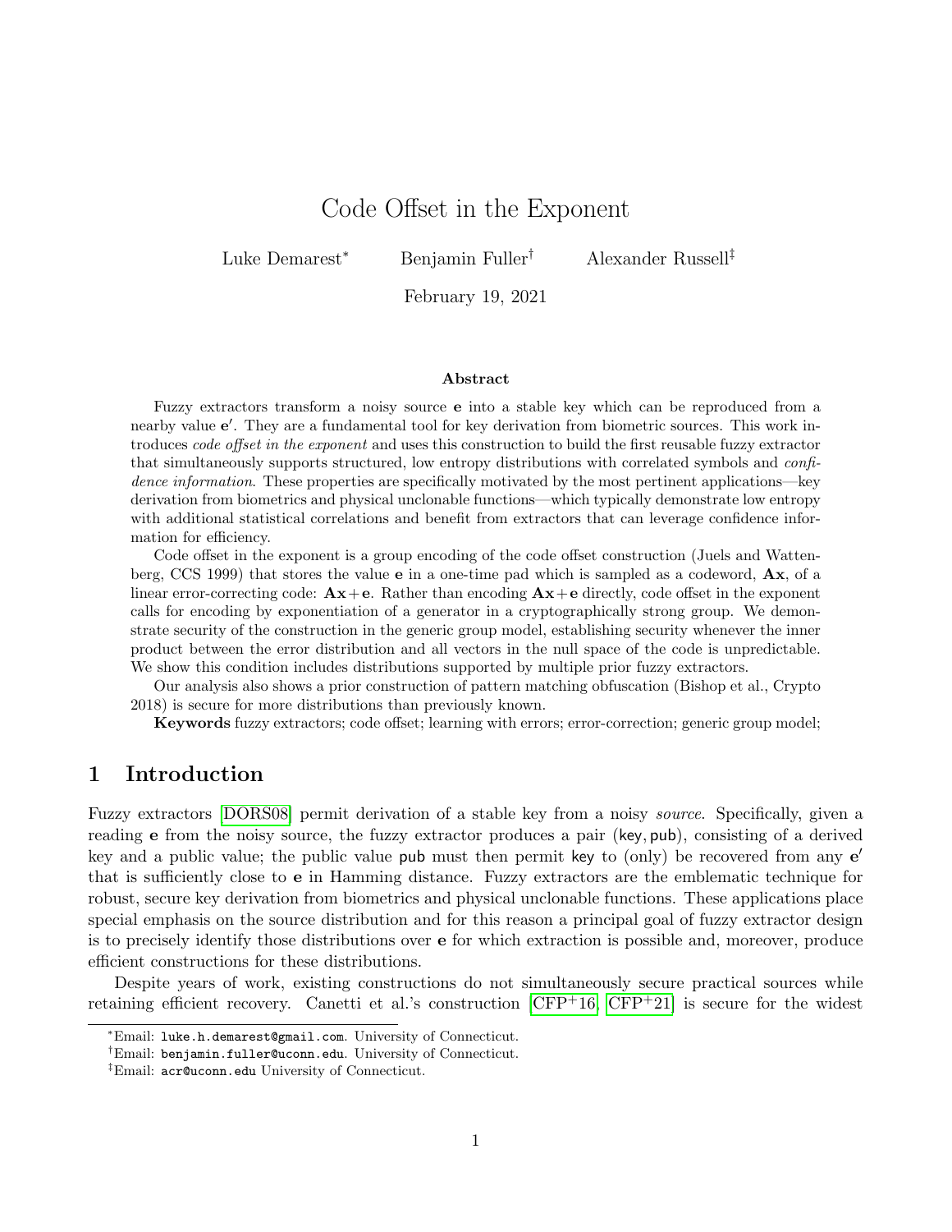# Code Offset in the Exponent

Luke Demarest[*] Benjamin Fuller[†] Alexander Russell[‡]

February 19, 2021

## Abstract

Fuzzy extractors transform a noisy source $\mathbf{e}$ into a stable key which can be reproduced from a nearby value $\mathbf{e}'$. They are a fundamental tool for key derivation from biometric sources. This work introduces *code offset in the exponent* and uses this construction to build the first reusable fuzzy extractor that simultaneously supports structured, low entropy distributions with correlated symbols and *confidence information*. These properties are specifically motivated by the most pertinent applications—key derivation from biometrics and physical unclonable functions—which typically demonstrate low entropy with additional statistical correlations and benefit from extractors that can leverage confidence information for efficiency.

Code offset in the exponent is a group encoding of the code offset construction (Juels and Wattenberg, CCS 1999) that stores the value $\mathbf{e}$ in a one-time pad which is sampled as a codeword, $\mathbf{Ax}$, of a linear error-correcting code: $\mathbf{Ax}+\mathbf{e}$. Rather than encoding $\mathbf{Ax}+\mathbf{e}$ directly, code offset in the exponent calls for encoding by exponentiation of a generator in a cryptographically strong group. We demonstrate security of the construction in the generic group model, establishing security whenever the inner product between the error distribution and all vectors in the null space of the code is unpredictable. We show this condition includes distributions supported by multiple prior fuzzy extractors.

Our analysis also shows a prior construction of pattern matching obfuscation (Bishop et al., Crypto 2018) is secure for more distributions than previously known.

**Keywords** fuzzy extractors; code offset; learning with errors; error-correction; generic group model;

## 1 Introduction

Fuzzy extractors [DORS08] permit derivation of a stable key from a noisy *source*. Specifically, given a reading $\mathbf{e}$ from the noisy source, the fuzzy extractor produces a pair ($\mathsf{key}, \mathsf{pub}$), consisting of a derived key and a public value; the public value $\mathsf{pub}$ must then permit $\mathsf{key}$ to (only) be recovered from any $\mathbf{e}'$ that is sufficiently close to $\mathbf{e}$ in Hamming distance. Fuzzy extractors are the emblematic technique for robust, secure key derivation from biometrics and physical unclonable functions. These applications place special emphasis on the source distribution and for this reason a principal goal of fuzzy extractor design is to precisely identify those distributions over $\mathbf{e}$ for which extraction is possible and, moreover, produce efficient constructions for these distributions.

Despite years of work, existing constructions do not simultaneously secure practical sources while retaining efficient recovery. Canetti et al.'s construction [CFP+16, CFP+21] is secure for the widest

[*]Email: luke.h.demarest@gmail.com. University of Connecticut.

[†]Email: benjamin.fuller@uconn.edu. University of Connecticut.

[‡]Email: acr@uconn.edu University of Connecticut.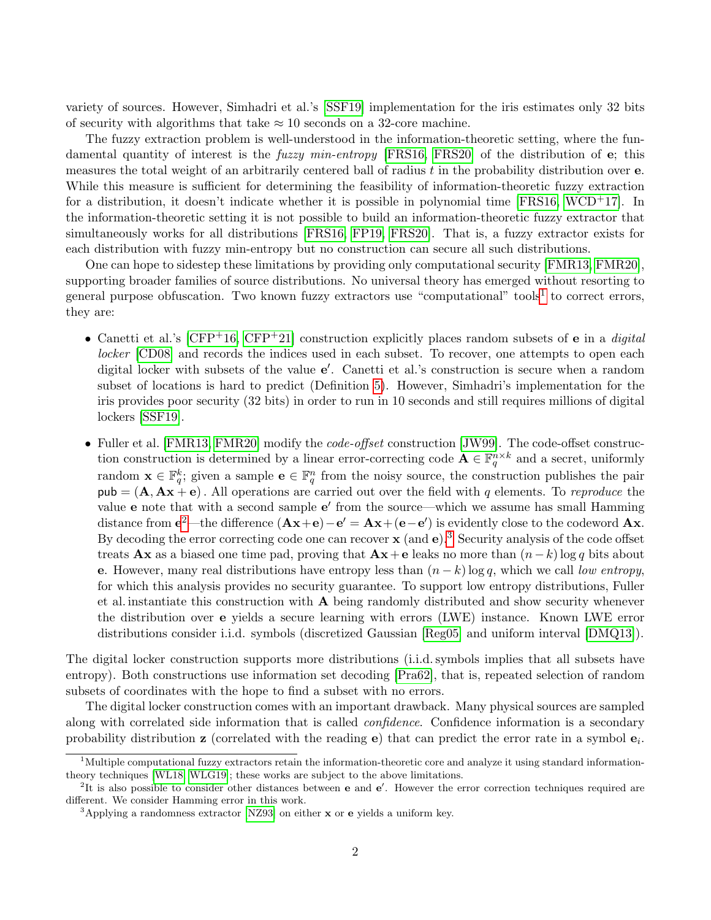variety of sources. However, Simhadri et al.'s [SSF19] implementation for the iris estimates only 32 bits of security with algorithms that take $\approx 10$ seconds on a 32-core machine.

The fuzzy extraction problem is well-understood in the information-theoretic setting, where the fundamental quantity of interest is the *fuzzy min-entropy* [FRS16, FRS20] of the distribution of $\mathbf{e}$; this measures the total weight of an arbitrarily centered ball of radius $t$ in the probability distribution over $\mathbf{e}$. While this measure is sufficient for determining the feasibility of information-theoretic fuzzy extraction for a distribution, it doesn't indicate whether it is possible in polynomial time [FRS16, WCD+17]. In the information-theoretic setting it is not possible to build an information-theoretic fuzzy extractor that simultaneously works for all distributions [FRS16, FP19, FRS20]. That is, a fuzzy extractor exists for each distribution with fuzzy min-entropy but no construction can secure all such distributions.

One can hope to sidestep these limitations by providing only computational security [FMR13, FMR20], supporting broader families of source distributions. No universal theory has emerged without resorting to general purpose obfuscation. Two known fuzzy extractors use "computational" tools[1] to correct errors, they are:

- Canetti et al.'s [CFP+16, CFP+21] construction explicitly places random subsets of $\mathbf{e}$ in a *digital locker* [CD08] and records the indices used in each subset. To recover, one attempts to open each digital locker with subsets of the value $\mathbf{e}'$. Canetti et al.'s construction is secure when a random subset of locations is hard to predict (Definition 5). However, Simhadri's implementation for the iris provides poor security (32 bits) in order to run in 10 seconds and still requires millions of digital lockers [SSF19].
- Fuller et al. [FMR13, FMR20] modify the *code-offset* construction [JW99]. The code-offset construction construction is determined by a linear error-correcting code $\mathbf{A} \in \mathbb{F}_q^{n \times k}$ and a secret, uniformly random $\mathbf{x} \in \mathbb{F}_q^k$; given a sample $\mathbf{e} \in \mathbb{F}_q^n$ from the noisy source, the construction publishes the pair $\mathsf{pub} = (\mathbf{A}, \mathbf{A}\mathbf{x} + \mathbf{e})$. All operations are carried out over the field with $q$ elements. To *reproduce* the value $\mathbf{e}$ note that with a second sample $\mathbf{e}'$ from the source—which we assume has small Hamming distance from $\mathbf{e}$[2]—the difference $(\mathbf{A}\mathbf{x}+\mathbf{e})-\mathbf{e}' = \mathbf{A}\mathbf{x}+(\mathbf{e}-\mathbf{e}')$ is evidently close to the codeword $\mathbf{A}\mathbf{x}$. By decoding the error correcting code one can recover $\mathbf{x}$ (and $\mathbf{e}$).[3] Security analysis of the code offset treats $\mathbf{A}\mathbf{x}$ as a biased one time pad, proving that $\mathbf{A}\mathbf{x}+\mathbf{e}$ leaks no more than $(n-k)\log q$ bits about $\mathbf{e}$. However, many real distributions have entropy less than $(n-k)\log q$, which we call *low entropy*, for which this analysis provides no security guarantee. To support low entropy distributions, Fuller et al. instantiate this construction with $\mathbf{A}$ being randomly distributed and show security whenever the distribution over $\mathbf{e}$ yields a secure learning with errors (LWE) instance. Known LWE error distributions consider i.i.d. symbols (discretized Gaussian [Reg05] and uniform interval [DMQ13]).

The digital locker construction supports more distributions (i.i.d. symbols implies that all subsets have entropy). Both constructions use information set decoding [Pra62], that is, repeated selection of random subsets of coordinates with the hope to find a subset with no errors.

The digital locker construction comes with an important drawback. Many physical sources are sampled along with correlated side information that is called *confidence*. Confidence information is a secondary probability distribution $\mathbf{z}$ (correlated with the reading $\mathbf{e}$) that can predict the error rate in a symbol $\mathbf{e}_i$.

---

[1] Multiple computational fuzzy extractors retain the information-theoretic core and analyze it using standard information-theory techniques [WL18, WLG19]; these works are subject to the above limitations.

[2] It is also possible to consider other distances between $\mathbf{e}$ and $\mathbf{e}'$. However the error correction techniques required are different. We consider Hamming error in this work.

[3] Applying a randomness extractor [NZ93] on either $\mathbf{x}$ or $\mathbf{e}$ yields a uniform key.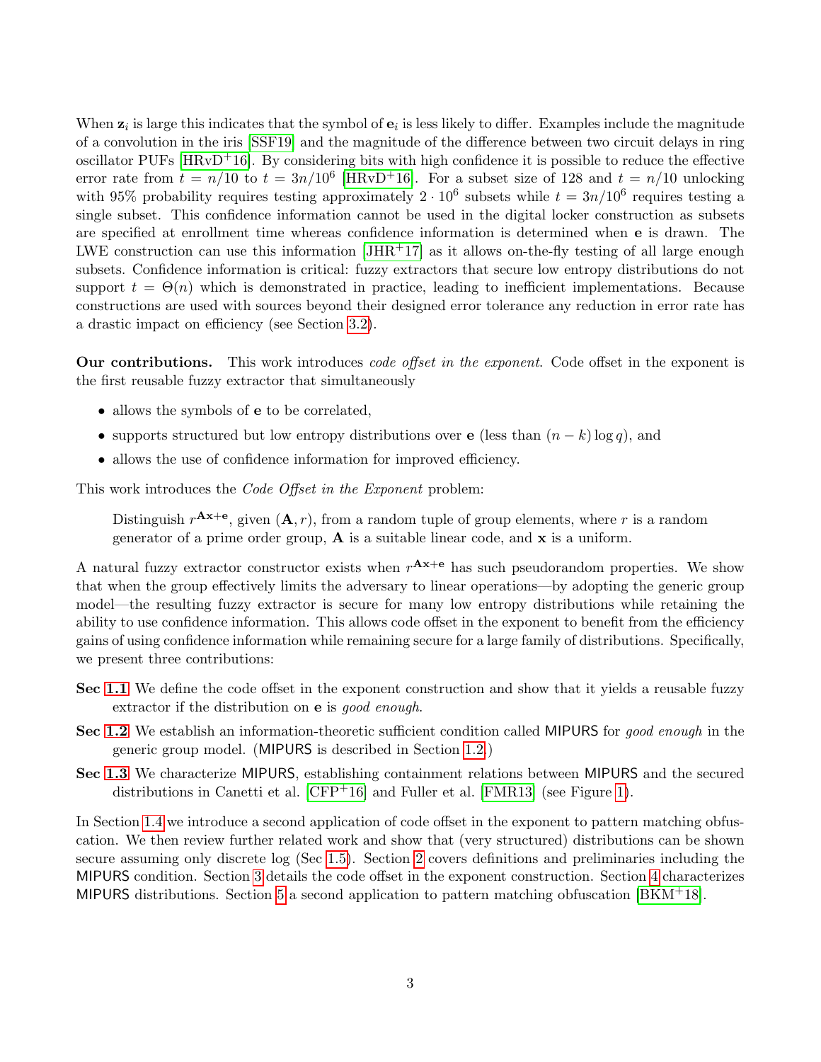When $\mathbf{z}_i$ is large this indicates that the symbol of $\mathbf{e}_i$ is less likely to differ. Examples include the magnitude of a convolution in the iris [SSF19] and the magnitude of the difference between two circuit delays in ring oscillator PUFs [HRvD+16]. By considering bits with high confidence it is possible to reduce the effective error rate from $t = n/10$ to $t = 3n/10^6$ [HRvD+16]. For a subset size of 128 and $t = n/10$ unlocking with 95% probability requires testing approximately $2 \cdot 10^6$ subsets while $t = 3n/10^6$ requires testing a single subset. This confidence information cannot be used in the digital locker construction as subsets are specified at enrollment time whereas confidence information is determined when $\mathbf{e}$ is drawn. The LWE construction can use this information [JHR+17] as it allows on-the-fly testing of all large enough subsets. Confidence information is critical: fuzzy extractors that secure low entropy distributions do not support $t = \Theta(n)$ which is demonstrated in practice, leading to inefficient implementations. Because constructions are used with sources beyond their designed error tolerance any reduction in error rate has a drastic impact on efficiency (see Section 3.2).

**Our contributions.** This work introduces *code offset in the exponent*. Code offset in the exponent is the first reusable fuzzy extractor that simultaneously

- allows the symbols of $\mathbf{e}$ to be correlated,
- supports structured but low entropy distributions over $\mathbf{e}$ (less than $(n-k)\log q$), and
- allows the use of confidence information for improved efficiency.

This work introduces the *Code Offset in the Exponent* problem:

> Distinguish $r^{\mathbf{Ax}+\mathbf{e}}$, given $(\mathbf{A}, r)$, from a random tuple of group elements, where $r$ is a random generator of a prime order group, $\mathbf{A}$ is a suitable linear code, and $\mathbf{x}$ is a uniform.

A natural fuzzy extractor constructor exists when $r^{\mathbf{Ax}+\mathbf{e}}$ has such pseudorandom properties. We show that when the group effectively limits the adversary to linear operations—by adopting the generic group model—the resulting fuzzy extractor is secure for many low entropy distributions while retaining the ability to use confidence information. This allows code offset in the exponent to benefit from the efficiency gains of using confidence information while remaining secure for a large family of distributions. Specifically, we present three contributions:

**Sec 1.1** We define the code offset in the exponent construction and show that it yields a reusable fuzzy extractor if the distribution on $\mathbf{e}$ is *good enough*.

**Sec 1.2** We establish an information-theoretic sufficient condition called MIPURS for *good enough* in the generic group model. (MIPURS is described in Section 1.2.)

**Sec 1.3** We characterize MIPURS, establishing containment relations between MIPURS and the secured distributions in Canetti et al. [CFP+16] and Fuller et al. [FMR13] (see Figure 1).

In Section 1.4 we introduce a second application of code offset in the exponent to pattern matching obfuscation. We then review further related work and show that (very structured) distributions can be shown secure assuming only discrete log (Sec 1.5). Section 2 covers definitions and preliminaries including the MIPURS condition. Section 3 details the code offset in the exponent construction. Section 4 characterizes MIPURS distributions. Section 5 a second application to pattern matching obfuscation [BKM+18].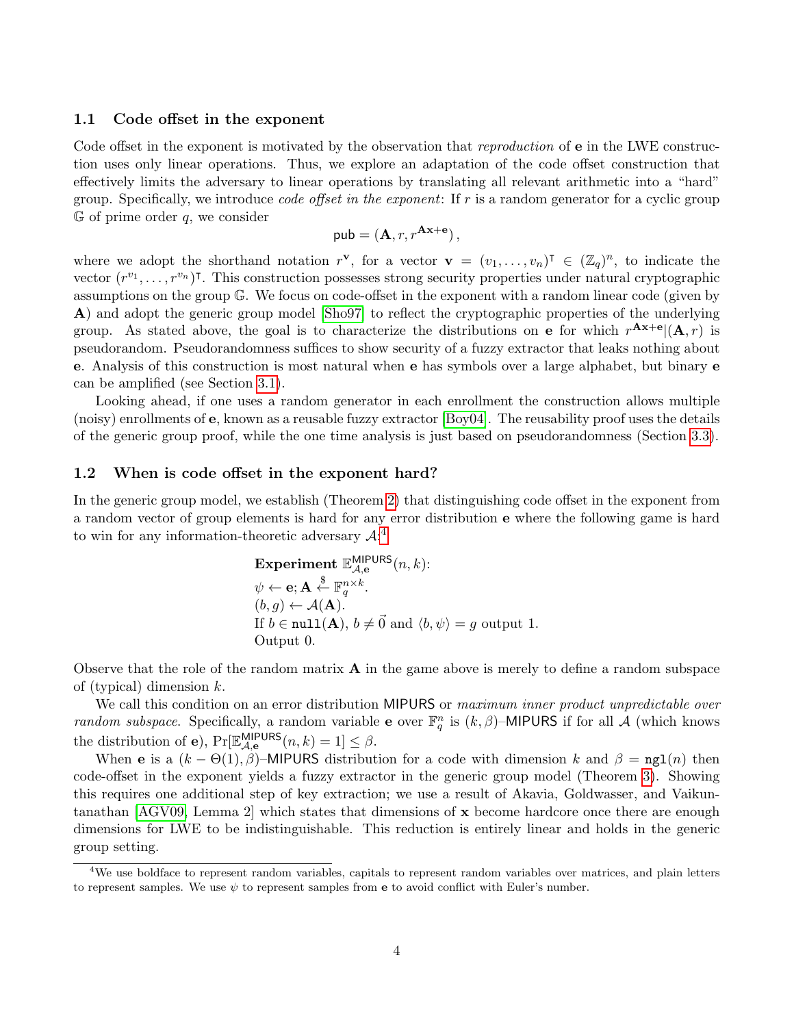### 1.1 Code offset in the exponent

Code offset in the exponent is motivated by the observation that *reproduction* of $\mathbf{e}$ in the LWE construction uses only linear operations. Thus, we explore an adaptation of the code offset construction that effectively limits the adversary to linear operations by translating all relevant arithmetic into a "hard" group. Specifically, we introduce *code offset in the exponent*: If $r$ is a random generator for a cyclic group $\mathbb{G}$ of prime order $q$, we consider

$$\mathsf{pub} = (\mathbf{A}, r, r^{\mathbf{Ax+e}}),$$

where we adopt the shorthand notation $r^{\mathbf{v}}$, for a vector $\mathbf{v} = (v_1, \ldots, v_n)^\intercal \in (\mathbb{Z}_q)^n$, to indicate the vector $(r^{v_1}, \ldots, r^{v_n})^\intercal$. This construction possesses strong security properties under natural cryptographic assumptions on the group $\mathbb{G}$. We focus on code-offset in the exponent with a random linear code (given by $\mathbf{A}$) and adopt the generic group model [Sho97] to reflect the cryptographic properties of the underlying group. As stated above, the goal is to characterize the distributions on $\mathbf{e}$ for which $r^{\mathbf{Ax+e}}|(\mathbf{A}, r)$ is pseudorandom. Pseudorandomness suffices to show security of a fuzzy extractor that leaks nothing about $\mathbf{e}$. Analysis of this construction is most natural when $\mathbf{e}$ has symbols over a large alphabet, but binary $\mathbf{e}$ can be amplified (see Section 3.1).

Looking ahead, if one uses a random generator in each enrollment the construction allows multiple (noisy) enrollments of $\mathbf{e}$, known as a reusable fuzzy extractor [Boy04]. The reusability proof uses the details of the generic group proof, while the one time analysis is just based on pseudorandomness (Section 3.3).

### 1.2 When is code offset in the exponent hard?

In the generic group model, we establish (Theorem 2) that distinguishing code offset in the exponent from a random vector of group elements is hard for any error distribution $\mathbf{e}$ where the following game is hard to win for any information-theoretic adversary $\mathcal{A}$:[4]

> **Experiment** $\mathbb{E}^{\mathsf{MIPURS}}_{\mathcal{A},\mathbf{e}}(n, k)$:
> $\psi \leftarrow \mathbf{e}; \mathbf{A} \xleftarrow{\$} \mathbb{F}_q^{n\times k}$.
> $(b, g) \leftarrow \mathcal{A}(\mathbf{A})$.
> If $b \in \mathtt{null}(\mathbf{A})$, $b \neq \vec{0}$ and $\langle b, \psi\rangle = g$ output 1.
> Output 0.

Observe that the role of the random matrix $\mathbf{A}$ in the game above is merely to define a random subspace of (typical) dimension $k$.

We call this condition on an error distribution MIPURS or *maximum inner product unpredictable over random subspace*. Specifically, a random variable $\mathbf{e}$ over $\mathbb{F}_q^n$ is $(k, \beta)$–MIPURS if for all $\mathcal{A}$ (which knows the distribution of $\mathbf{e}$), $\Pr[\mathbb{E}^{\mathsf{MIPURS}}_{\mathcal{A},\mathbf{e}}(n, k) = 1] \leq \beta$.

When $\mathbf{e}$ is a $(k - \Theta(1), \beta)$–MIPURS distribution for a code with dimension $k$ and $\beta = \mathtt{ngl}(n)$ then code-offset in the exponent yields a fuzzy extractor in the generic group model (Theorem 3). Showing this requires one additional step of key extraction; we use a result of Akavia, Goldwasser, and Vaikuntanathan [AGV09, Lemma 2] which states that dimensions of $\mathbf{x}$ become hardcore once there are enough dimensions for LWE to be indistinguishable. This reduction is entirely linear and holds in the generic group setting.

[4] We use boldface to represent random variables, capitals to represent random variables over matrices, and plain letters to represent samples. We use $\psi$ to represent samples from $\mathbf{e}$ to avoid conflict with Euler's number.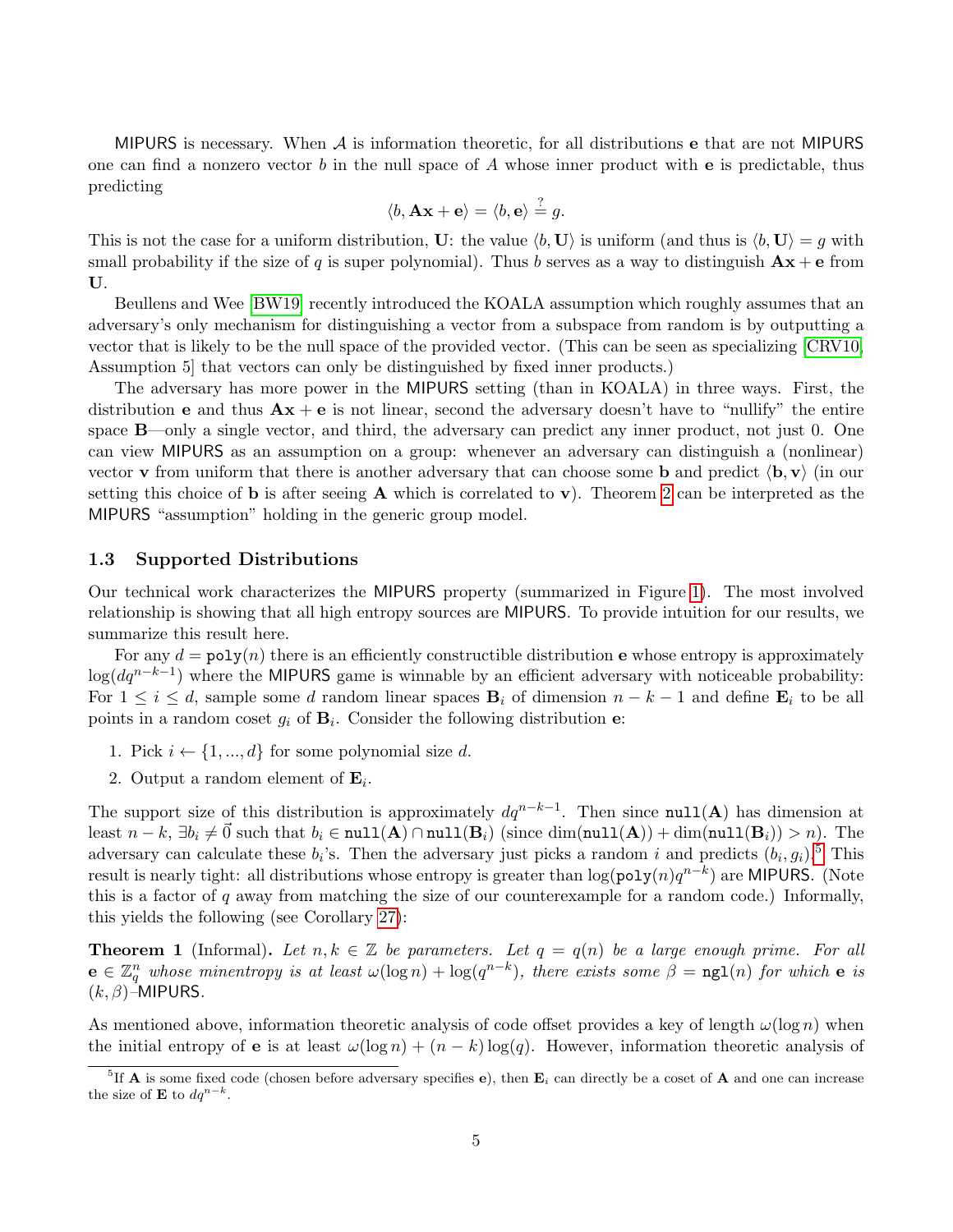MIPURS is necessary. When $\mathcal{A}$ is information theoretic, for all distributions $\mathbf{e}$ that are not MIPURS one can find a nonzero vector $b$ in the null space of $A$ whose inner product with $\mathbf{e}$ is predictable, thus predicting

$$\langle b, \mathbf{A}\mathbf{x} + \mathbf{e} \rangle = \langle b, \mathbf{e} \rangle \stackrel{?}{=} g.$$

This is not the case for a uniform distribution, $\mathbf{U}$: the value $\langle b, \mathbf{U} \rangle$ is uniform (and thus is $\langle b, \mathbf{U} \rangle = g$ with small probability if the size of $q$ is super polynomial). Thus $b$ serves as a way to distinguish $\mathbf{A}\mathbf{x} + \mathbf{e}$ from $\mathbf{U}$.

Beullens and Wee [BW19] recently introduced the KOALA assumption which roughly assumes that an adversary's only mechanism for distinguishing a vector from a subspace from random is by outputting a vector that is likely to be the null space of the provided vector. (This can be seen as specializing [CRV10, Assumption 5] that vectors can only be distinguished by fixed inner products.)

The adversary has more power in the MIPURS setting (than in KOALA) in three ways. First, the distribution $\mathbf{e}$ and thus $\mathbf{A}\mathbf{x} + \mathbf{e}$ is not linear, second the adversary doesn't have to "nullify" the entire space $\mathbf{B}$—only a single vector, and third, the adversary can predict any inner product, not just 0. One can view MIPURS as an assumption on a group: whenever an adversary can distinguish a (nonlinear) vector $\mathbf{v}$ from uniform that there is another adversary that can choose some $\mathbf{b}$ and predict $\langle \mathbf{b}, \mathbf{v} \rangle$ (in our setting this choice of $\mathbf{b}$ is after seeing $\mathbf{A}$ which is correlated to $\mathbf{v}$). Theorem 2 can be interpreted as the MIPURS "assumption" holding in the generic group model.

### 1.3 Supported Distributions

Our technical work characterizes the MIPURS property (summarized in Figure 1). The most involved relationship is showing that all high entropy sources are MIPURS. To provide intuition for our results, we summarize this result here.

For any $d = \texttt{poly}(n)$ there is an efficiently constructible distribution $\mathbf{e}$ whose entropy is approximately $\log(dq^{n-k-1})$ where the MIPURS game is winnable by an efficient adversary with noticeable probability: For $1 \leq i \leq d$, sample some $d$ random linear spaces $\mathbf{B}_i$ of dimension $n - k - 1$ and define $\mathbf{E}_i$ to be all points in a random coset $g_i$ of $\mathbf{B}_i$. Consider the following distribution $\mathbf{e}$:

1. Pick $i \leftarrow \{1, ..., d\}$ for some polynomial size $d$.
2. Output a random element of $\mathbf{E}_i$.

The support size of this distribution is approximately $dq^{n-k-1}$. Then since $\texttt{null}(\mathbf{A})$ has dimension at least $n - k$, $\exists b_i \neq \vec{0}$ such that $b_i \in \texttt{null}(\mathbf{A}) \cap \texttt{null}(\mathbf{B}_i)$ (since $\dim(\texttt{null}(\mathbf{A})) + \dim(\texttt{null}(\mathbf{B}_i)) > n$). The adversary can calculate these $b_i$'s. Then the adversary just picks a random $i$ and predicts $(b_i, g_i)$.[5] This result is nearly tight: all distributions whose entropy is greater than $\log(\texttt{poly}(n)q^{n-k})$ are MIPURS. (Note this is a factor of $q$ away from matching the size of our counterexample for a random code.) Informally, this yields the following (see Corollary 27):

**Theorem 1** (Informal). *Let $n, k \in \mathbb{Z}$ be parameters. Let $q = q(n)$ be a large enough prime. For all $\mathbf{e} \in \mathbb{Z}_q^n$ whose minentropy is at least $\omega(\log n) + \log(q^{n-k})$, there exists some $\beta = \texttt{ngl}(n)$ for which $\mathbf{e}$ is $(k, \beta)$–MIPURS.*

As mentioned above, information theoretic analysis of code offset provides a key of length $\omega(\log n)$ when the initial entropy of $\mathbf{e}$ is at least $\omega(\log n) + (n - k)\log(q)$. However, information theoretic analysis of

[5] If $\mathbf{A}$ is some fixed code (chosen before adversary specifies $\mathbf{e}$), then $\mathbf{E}_i$ can directly be a coset of $\mathbf{A}$ and one can increase the size of $\mathbf{E}$ to $dq^{n-k}$.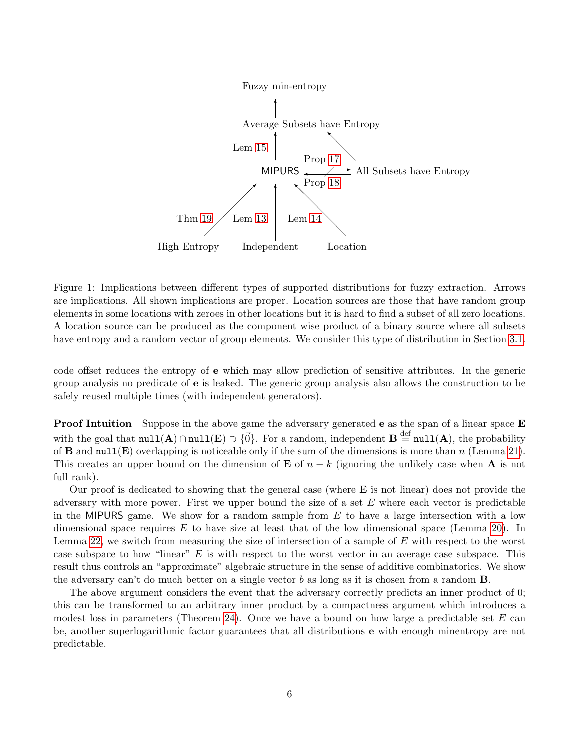Figure 1: Implications between different types of supported distributions for fuzzy extraction. Arrows are implications. All shown implications are proper. Location sources are those that have random group elements in some locations with zeroes in other locations but it is hard to find a subset of all zero locations. A location source can be produced as the component wise product of a binary source where all subsets have entropy and a random vector of group elements. We consider this type of distribution in Section 3.1.

code offset reduces the entropy of $\mathbf{e}$ which may allow prediction of sensitive attributes. In the generic group analysis no predicate of $\mathbf{e}$ is leaked. The generic group analysis also allows the construction to be safely reused multiple times (with independent generators).

**Proof Intuition** Suppose in the above game the adversary generated $\mathbf{e}$ as the span of a linear space $\mathbf{E}$ with the goal that $\texttt{null}(\mathbf{A}) \cap \texttt{null}(\mathbf{E}) \supset \{\vec{0}\}$. For a random, independent $\mathbf{B} \stackrel{\text{def}}{=} \texttt{null}(\mathbf{A})$, the probability of $\mathbf{B}$ and $\texttt{null}(\mathbf{E})$ overlapping is noticeable only if the sum of the dimensions is more than $n$ (Lemma 21). This creates an upper bound on the dimension of $\mathbf{E}$ of $n-k$ (ignoring the unlikely case when $\mathbf{A}$ is not full rank).

Our proof is dedicated to showing that the general case (where $\mathbf{E}$ is not linear) does not provide the adversary with more power. First we upper bound the size of a set $E$ where each vector is predictable in the MIPURS game. We show for a random sample from $E$ to have a large intersection with a low dimensional space requires $E$ to have size at least that of the low dimensional space (Lemma 20). In Lemma 22, we switch from measuring the size of intersection of a sample of $E$ with respect to the worst case subspace to how "linear" $E$ is with respect to the worst vector in an average case subspace. This result thus controls an "approximate" algebraic structure in the sense of additive combinatorics. We show the adversary can't do much better on a single vector $b$ as long as it is chosen from a random $\mathbf{B}$.

The above argument considers the event that the adversary correctly predicts an inner product of 0; this can be transformed to an arbitrary inner product by a compactness argument which introduces a modest loss in parameters (Theorem 24). Once we have a bound on how large a predictable set $E$ can be, another superlogarithmic factor guarantees that all distributions $\mathbf{e}$ with enough minentropy are not predictable.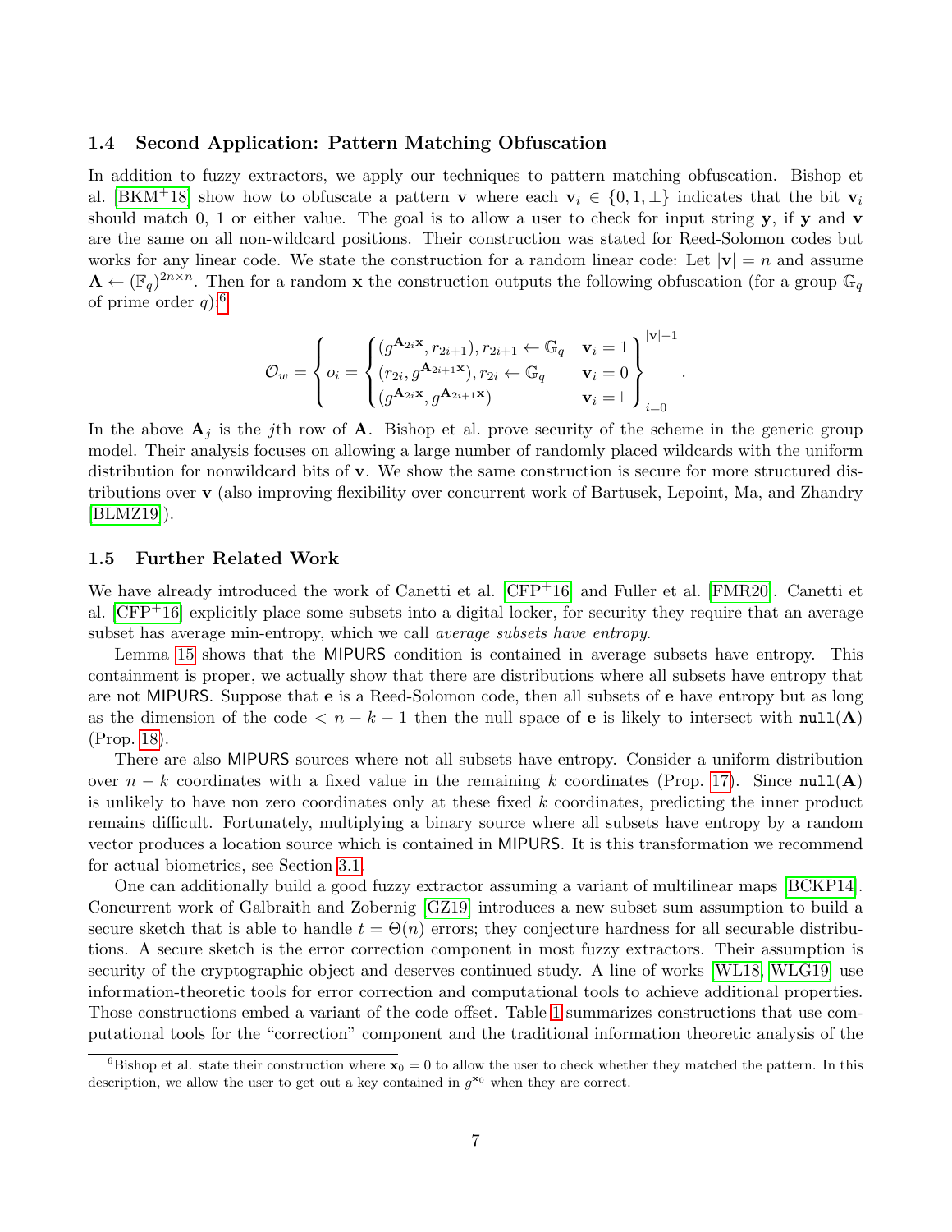### 1.4 Second Application: Pattern Matching Obfuscation

In addition to fuzzy extractors, we apply our techniques to pattern matching obfuscation. Bishop et al. [BKM+18] show how to obfuscate a pattern $\mathbf{v}$ where each $\mathbf{v}_i \in \{0, 1, \perp\}$ indicates that the bit $\mathbf{v}_i$ should match 0, 1 or either value. The goal is to allow a user to check for input string $\mathbf{y}$, if $\mathbf{y}$ and $\mathbf{v}$ are the same on all non-wildcard positions. Their construction was stated for Reed-Solomon codes but works for any linear code. We state the construction for a random linear code: Let $|\mathbf{v}| = n$ and assume $\mathbf{A} \leftarrow (\mathbb{F}_q)^{2n\times n}$. Then for a random $\mathbf{x}$ the construction outputs the following obfuscation (for a group $\mathbb{G}_q$ of prime order $q$):[6]

$$
\mathcal{O}_w = \left\{ o_i = \begin{cases} (g^{\mathbf{A}_{2i}\mathbf{x}}, r_{2i+1}), r_{2i+1} \leftarrow \mathbb{G}_q & \mathbf{v}_i = 1 \\ (r_{2i}, g^{\mathbf{A}_{2i+1}\mathbf{x}}), r_{2i} \leftarrow \mathbb{G}_q & \mathbf{v}_i = 0 \\ (g^{\mathbf{A}_{2i}\mathbf{x}}, g^{\mathbf{A}_{2i+1}\mathbf{x}}) & \mathbf{v}_i = \perp \end{cases} \right\}_{i=0}^{|\mathbf{v}|-1}.
$$

In the above $\mathbf{A}_j$ is the $j$th row of $\mathbf{A}$. Bishop et al. prove security of the scheme in the generic group model. Their analysis focuses on allowing a large number of randomly placed wildcards with the uniform distribution for nonwildcard bits of $\mathbf{v}$. We show the same construction is secure for more structured distributions over $\mathbf{v}$ (also improving flexibility over concurrent work of Bartusek, Lepoint, Ma, and Zhandry [BLMZ19]).

### 1.5 Further Related Work

We have already introduced the work of Canetti et al. [CFP+16] and Fuller et al. [FMR20]. Canetti et al. [CFP+16] explicitly place some subsets into a digital locker, for security they require that an average subset has average min-entropy, which we call *average subsets have entropy*.

Lemma 15 shows that the MIPURS condition is contained in average subsets have entropy. This containment is proper, we actually show that there are distributions where all subsets have entropy that are not MIPURS. Suppose that $\mathbf{e}$ is a Reed-Solomon code, then all subsets of $\mathbf{e}$ have entropy but as long as the dimension of the code $< n - k - 1$ then the null space of $\mathbf{e}$ is likely to intersect with $\mathtt{null}(\mathbf{A})$ (Prop. 18).

There are also MIPURS sources where not all subsets have entropy. Consider a uniform distribution over $n - k$ coordinates with a fixed value in the remaining $k$ coordinates (Prop. 17). Since $\mathtt{null}(\mathbf{A})$ is unlikely to have non zero coordinates only at these fixed $k$ coordinates, predicting the inner product remains difficult. Fortunately, multiplying a binary source where all subsets have entropy by a random vector produces a location source which is contained in MIPURS. It is this transformation we recommend for actual biometrics, see Section 3.1.

One can additionally build a good fuzzy extractor assuming a variant of multilinear maps [BCKP14]. Concurrent work of Galbraith and Zobernig [GZ19] introduces a new subset sum assumption to build a secure sketch that is able to handle $t = \Theta(n)$ errors; they conjecture hardness for all securable distributions. A secure sketch is the error correction component in most fuzzy extractors. Their assumption is security of the cryptographic object and deserves continued study. A line of works [WL18, WLG19] use information-theoretic tools for error correction and computational tools to achieve additional properties. Those constructions embed a variant of the code offset. Table 1 summarizes constructions that use computational tools for the "correction" component and the traditional information theoretic analysis of the

[6] Bishop et al. state their construction where $\mathbf{x}_0 = 0$ to allow the user to check whether they matched the pattern. In this description, we allow the user to get out a key contained in $g^{\mathbf{x}_0}$ when they are correct.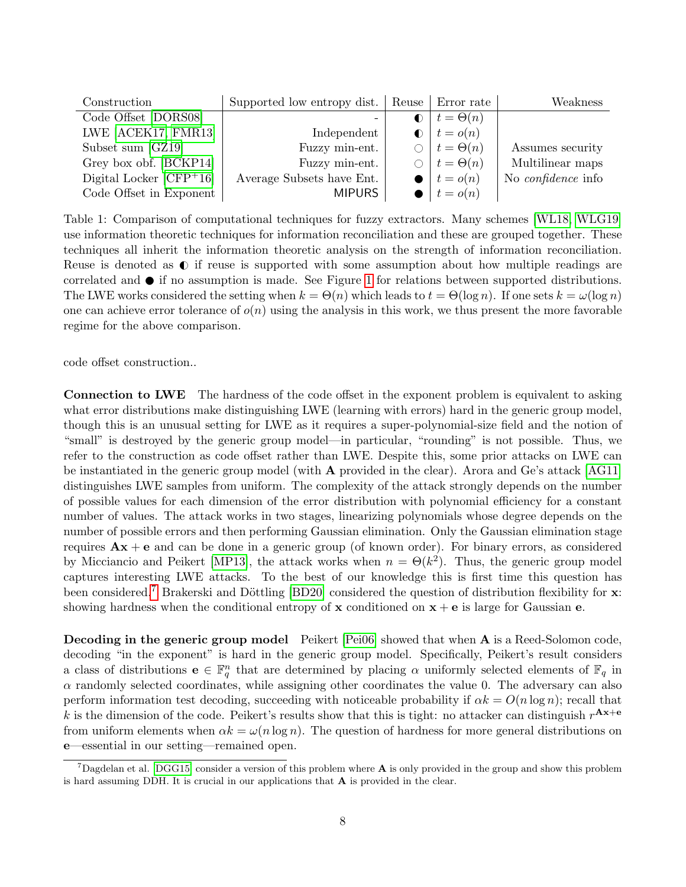| Construction | Supported low entropy dist. | Reuse | Error rate | Weakness |
|---|---|---|---|---|
| Code Offset [DORS08] | - | ◐ | $t = \Theta(n)$ | |
| LWE [ACEK17, FMR13] | Independent | ◐ | $t = o(n)$ | |
| Subset sum [GZ19] | Fuzzy min-ent. | ○ | $t = \Theta(n)$ | Assumes security |
| Grey box obf. [BCKP14] | Fuzzy min-ent. | ○ | $t = \Theta(n)$ | Multilinear maps |
| Digital Locker [CFP+16] | Average Subsets have Ent. | ● | $t = o(n)$ | No *confidence* info |
| Code Offset in Exponent | MIPURS | ● | $t = o(n)$ | |

Table 1: Comparison of computational techniques for fuzzy extractors. Many schemes [WL18, WLG19] use information theoretic techniques for information reconciliation and these are grouped together. These techniques all inherit the information theoretic analysis on the strength of information reconciliation. Reuse is denoted as ◐ if reuse is supported with some assumption about how multiple readings are correlated and ● if no assumption is made. See Figure 1 for relations between supported distributions. The LWE works considered the setting when $k = \Theta(n)$ which leads to $t = \Theta(\log n)$. If one sets $k = \omega(\log n)$ one can achieve error tolerance of $o(n)$ using the analysis in this work, we thus present the more favorable regime for the above comparison.

code offset construction..

**Connection to LWE** The hardness of the code offset in the exponent problem is equivalent to asking what error distributions make distinguishing LWE (learning with errors) hard in the generic group model, though this is an unusual setting for LWE as it requires a super-polynomial-size field and the notion of "small" is destroyed by the generic group model—in particular, "rounding" is not possible. Thus, we refer to the construction as code offset rather than LWE. Despite this, some prior attacks on LWE can be instantiated in the generic group model (with $\mathbf{A}$ provided in the clear). Arora and Ge's attack [AG11] distinguishes LWE samples from uniform. The complexity of the attack strongly depends on the number of possible values for each dimension of the error distribution with polynomial efficiency for a constant number of values. The attack works in two stages, linearizing polynomials whose degree depends on the number of possible errors and then performing Gaussian elimination. Only the Gaussian elimination stage requires $\mathbf{Ax} + \mathbf{e}$ and can be done in a generic group (of known order). For binary errors, as considered by Micciancio and Peikert [MP13], the attack works when $n = \Theta(k^2)$. Thus, the generic group model captures interesting LWE attacks. To the best of our knowledge this is first time this question has been considered.[7] Brakerski and Döttling [BD20] considered the question of distribution flexibility for $\mathbf{x}$: showing hardness when the conditional entropy of $\mathbf{x}$ conditioned on $\mathbf{x} + \mathbf{e}$ is large for Gaussian $\mathbf{e}$.

**Decoding in the generic group model** Peikert [Pei06] showed that when $\mathbf{A}$ is a Reed-Solomon code, decoding "in the exponent" is hard in the generic group model. Specifically, Peikert's result considers a class of distributions $\mathbf{e} \in \mathbb{F}_q^n$ that are determined by placing $\alpha$ uniformly selected elements of $\mathbb{F}_q$ in $\alpha$ randomly selected coordinates, while assigning other coordinates the value 0. The adversary can also perform information test decoding, succeeding with noticeable probability if $\alpha k = O(n \log n)$; recall that $k$ is the dimension of the code. Peikert's results show that this is tight: no attacker can distinguish $r^{\mathbf{Ax}+\mathbf{e}}$ from uniform elements when $\alpha k = \omega(n \log n)$. The question of hardness for more general distributions on $\mathbf{e}$—essential in our setting—remained open.

[7] Dagdelan et al. [DGG15] consider a version of this problem where $\mathbf{A}$ is only provided in the group and show this problem is hard assuming DDH. It is crucial in our applications that $\mathbf{A}$ is provided in the clear.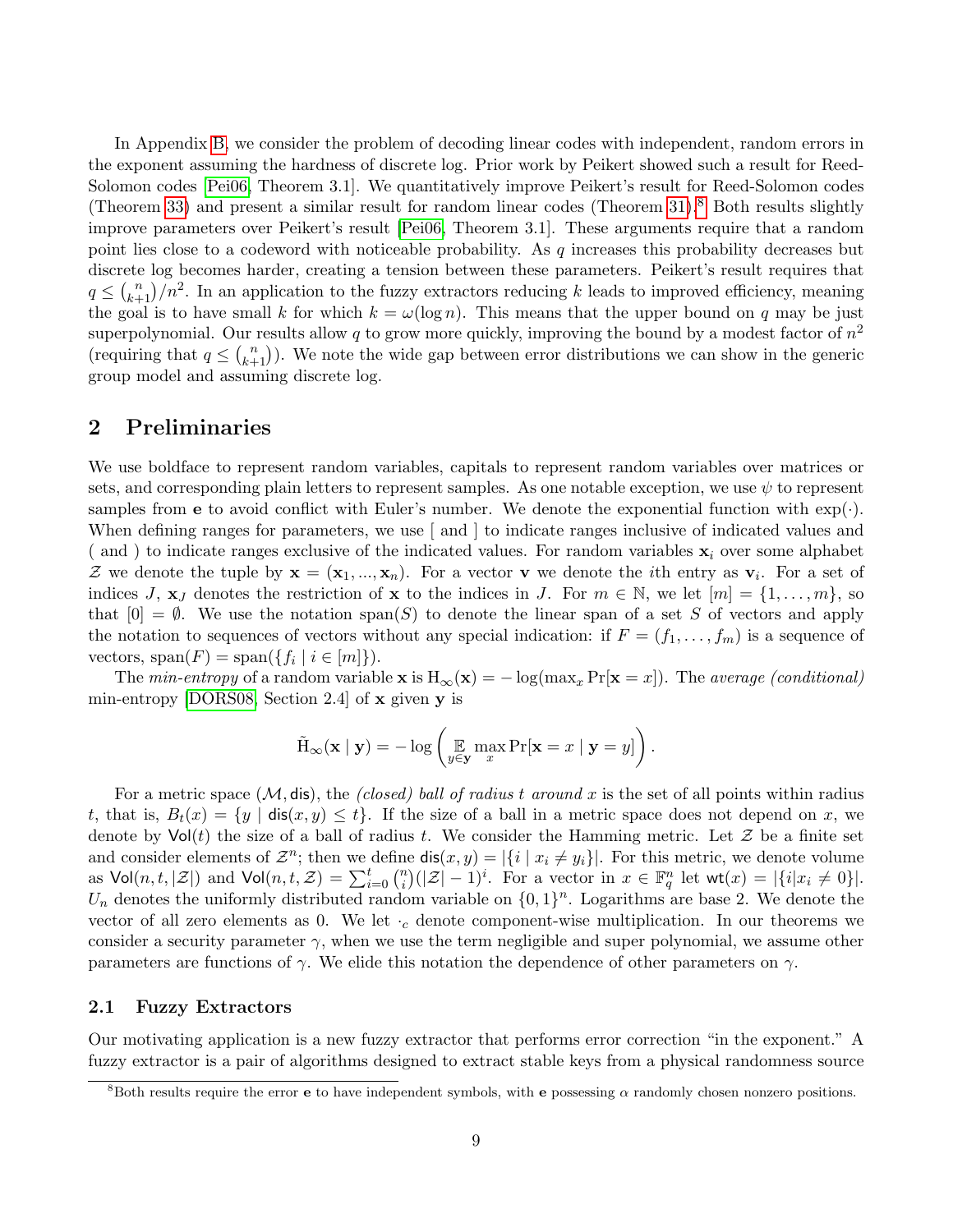In Appendix B, we consider the problem of decoding linear codes with independent, random errors in the exponent assuming the hardness of discrete log. Prior work by Peikert showed such a result for Reed-Solomon codes [Pei06, Theorem 3.1]. We quantitatively improve Peikert's result for Reed-Solomon codes (Theorem 33) and present a similar result for random linear codes (Theorem 31).[8] Both results slightly improve parameters over Peikert's result [Pei06, Theorem 3.1]. These arguments require that a random point lies close to a codeword with noticeable probability. As $q$ increases this probability decreases but discrete log becomes harder, creating a tension between these parameters. Peikert's result requires that $q \le \binom{n}{k+1}/n^2$. In an application to the fuzzy extractors reducing $k$ leads to improved efficiency, meaning the goal is to have small $k$ for which $k = \omega(\log n)$. This means that the upper bound on $q$ may be just superpolynomial. Our results allow $q$ to grow more quickly, improving the bound by a modest factor of $n^2$ (requiring that $q \le \binom{n}{k+1}$). We note the wide gap between error distributions we can show in the generic group model and assuming discrete log.

## 2 Preliminaries

We use boldface to represent random variables, capitals to represent random variables over matrices or sets, and corresponding plain letters to represent samples. As one notable exception, we use $\psi$ to represent samples from $\mathbf{e}$ to avoid conflict with Euler's number. We denote the exponential function with $\exp(\cdot)$. When defining ranges for parameters, we use [ and ] to indicate ranges inclusive of indicated values and ( and ) to indicate ranges exclusive of the indicated values. For random variables $\mathbf{x}_i$ over some alphabet $\mathcal{Z}$ we denote the tuple by $\mathbf{x} = (\mathbf{x}_1, ..., \mathbf{x}_n)$. For a vector $\mathbf{v}$ we denote the $i$th entry as $\mathbf{v}_i$. For a set of indices $J$, $\mathbf{x}_J$ denotes the restriction of $\mathbf{x}$ to the indices in $J$. For $m \in \mathbb{N}$, we let $[m] = \{1, \ldots, m\}$, so that $[0] = \emptyset$. We use the notation $\mathrm{span}(S)$ to denote the linear span of a set $S$ of vectors and apply the notation to sequences of vectors without any special indication: if $F = (f_1, \ldots, f_m)$ is a sequence of vectors, $\mathrm{span}(F) = \mathrm{span}(\{f_i \mid i \in [m]\})$.

The *min-entropy* of a random variable $\mathbf{x}$ is $\mathrm{H}_\infty(\mathbf{x}) = -\log(\max_x \Pr[\mathbf{x} = x])$. The *average (conditional)* min-entropy [DORS08, Section 2.4] of $\mathbf{x}$ given $\mathbf{y}$ is

$$\tilde{\mathrm{H}}_\infty(\mathbf{x} \mid \mathbf{y}) = -\log\left(\mathop{\mathbb{E}}_{y \in \mathbf{y}} \max_x \Pr[\mathbf{x} = x \mid \mathbf{y} = y]\right).$$

For a metric space $(\mathcal{M}, \mathsf{dis})$, the *(closed) ball of radius $t$ around $x$* is the set of all points within radius $t$, that is, $B_t(x) = \{y \mid \mathsf{dis}(x, y) \le t\}$. If the size of a ball in a metric space does not depend on $x$, we denote by $\mathsf{Vol}(t)$ the size of a ball of radius $t$. We consider the Hamming metric. Let $\mathcal{Z}$ be a finite set and consider elements of $\mathcal{Z}^n$; then we define $\mathsf{dis}(x, y) = |\{i \mid x_i \ne y_i\}|$. For this metric, we denote volume as $\mathsf{Vol}(n, t, |\mathcal{Z}|)$ and $\mathsf{Vol}(n, t, \mathcal{Z}) = \sum_{i=0}^{t} \binom{n}{i}(|\mathcal{Z}| - 1)^i$. For a vector in $x \in \mathbb{F}_q^n$ let $\mathsf{wt}(x) = |\{i | x_i \ne 0\}|$. $U_n$ denotes the uniformly distributed random variable on $\{0, 1\}^n$. Logarithms are base 2. We denote the vector of all zero elements as 0. We let $\cdot_c$ denote component-wise multiplication. In our theorems we consider a security parameter $\gamma$, when we use the term negligible and super polynomial, we assume other parameters are functions of $\gamma$. We elide this notation the dependence of other parameters on $\gamma$.

### 2.1 Fuzzy Extractors

Our motivating application is a new fuzzy extractor that performs error correction "in the exponent." A fuzzy extractor is a pair of algorithms designed to extract stable keys from a physical randomness source

[8] Both results require the error $\mathbf{e}$ to have independent symbols, with $\mathbf{e}$ possessing $\alpha$ randomly chosen nonzero positions.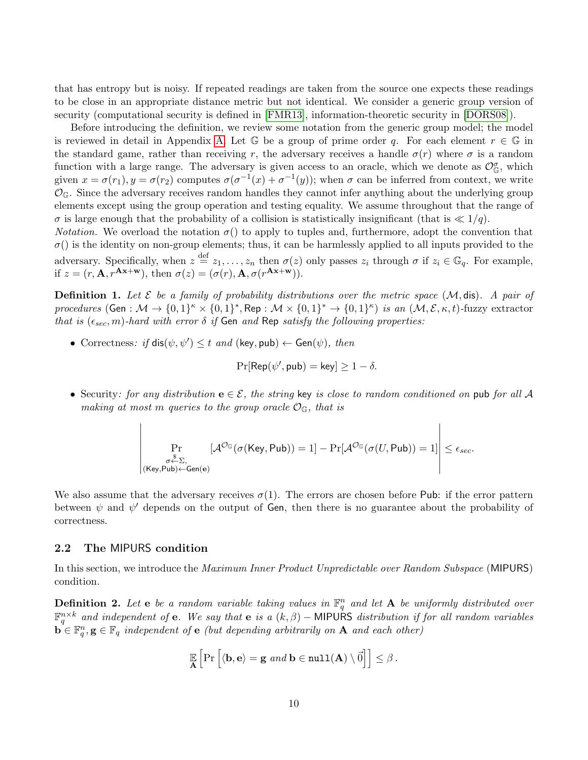that has entropy but is noisy. If repeated readings are taken from the source one expects these readings to be close in an appropriate distance metric but not identical. We consider a generic group version of security (computational security is defined in [FMR13], information-theoretic security in [DORS08]).

Before introducing the definition, we review some notation from the generic group model; the model is reviewed in detail in Appendix A. Let $\mathbb{G}$ be a group of prime order $q$. For each element $r \in \mathbb{G}$ in the standard game, rather than receiving $r$, the adversary receives a handle $\sigma(r)$ where $\sigma$ is a random function with a large range. The adversary is given access to an oracle, which we denote as $\mathcal{O}_{\mathbb{G}}^{\sigma}$, which given $x = \sigma(r_1), y = \sigma(r_2)$ computes $\sigma(\sigma^{-1}(x) + \sigma^{-1}(y))$; when $\sigma$ can be inferred from context, we write $\mathcal{O}_{\mathbb{G}}$. Since the adversary receives random handles they cannot infer anything about the underlying group elements except using the group operation and testing equality. We assume throughout that the range of $\sigma$ is large enough that the probability of a collision is statistically insignificant (that is $\ll 1/q$).

*Notation.* We overload the notation $\sigma()$ to apply to tuples and, furthermore, adopt the convention that $\sigma()$ is the identity on non-group elements; thus, it can be harmlessly applied to all inputs provided to the adversary. Specifically, when $z \stackrel{\text{def}}{=} z_1, \ldots, z_n$ then $\sigma(z)$ only passes $z_i$ through $\sigma$ if $z_i \in \mathbb{G}_q$. For example, if $z = (r, \mathbf{A}, r^{\mathbf{Ax+w}})$, then $\sigma(z) = (\sigma(r), \mathbf{A}, \sigma(r^{\mathbf{Ax+w}}))$.

**Definition 1.** *Let $\mathcal{E}$ be a family of probability distributions over the metric space $(\mathcal{M}, \mathsf{dis})$. A pair of procedures $(\mathsf{Gen} : \mathcal{M} \to \{0,1\}^\kappa \times \{0,1\}^*, \mathsf{Rep} : \mathcal{M} \times \{0,1\}^* \to \{0,1\}^\kappa)$ is an $(\mathcal{M}, \mathcal{E}, \kappa, t)$-*fuzzy extractor *that is $(\epsilon_{sec}, m)$-hard with error $\delta$ if* Gen *and* Rep *satisfy the following properties:*

- Correctness*: if $\mathsf{dis}(\psi, \psi') \le t$ and $(\mathsf{key}, \mathsf{pub}) \leftarrow \mathsf{Gen}(\psi)$, then*
$$\Pr[\mathsf{Rep}(\psi', \mathsf{pub}) = \mathsf{key}] \ge 1 - \delta.$$
- Security*: for any distribution $\mathbf{e} \in \mathcal{E}$, the string* key *is close to random conditioned on* pub *for all $\mathcal{A}$ making at most $m$ queries to the group oracle $\mathcal{O}_{\mathbb{G}}$, that is*
$$\left| \Pr_{\substack{\sigma \xleftarrow{\$} \Sigma, \\ (\mathsf{Key}, \mathsf{Pub}) \leftarrow \mathsf{Gen}(\mathbf{e})}} [\mathcal{A}^{\mathcal{O}_{\mathbb{G}}}(\sigma(\mathsf{Key}, \mathsf{Pub})) = 1] - \Pr[\mathcal{A}^{\mathcal{O}_{\mathbb{G}}}(\sigma(U, \mathsf{Pub})) = 1] \right| \le \epsilon_{sec}.$$

We also assume that the adversary receives $\sigma(1)$. The errors are chosen before Pub: if the error pattern between $\psi$ and $\psi'$ depends on the output of Gen, then there is no guarantee about the probability of correctness.

## 2.2 The MIPURS condition

In this section, we introduce the *Maximum Inner Product Unpredictable over Random Subspace* (MIPURS) condition.

**Definition 2.** *Let $\mathbf{e}$ be a random variable taking values in $\mathbb{F}_q^n$ and let $\mathbf{A}$ be uniformly distributed over $\mathbb{F}_q^{n \times k}$ and independent of $\mathbf{e}$. We say that $\mathbf{e}$ is a $(k, \beta) -$ MIPURS distribution if for all random variables $\mathbf{b} \in \mathbb{F}_q^n, \mathbf{g} \in \mathbb{F}_q$ independent of $\mathbf{e}$ (but depending arbitrarily on $\mathbf{A}$ and each other)*
$$\mathop{\mathbb{E}}_{\mathbf{A}} \left[ \Pr \left[ \langle \mathbf{b}, \mathbf{e} \rangle = \mathbf{g} \text{ and } \mathbf{b} \in \mathtt{null}(\mathbf{A}) \setminus \vec{0} \right] \right] \le \beta \,.$$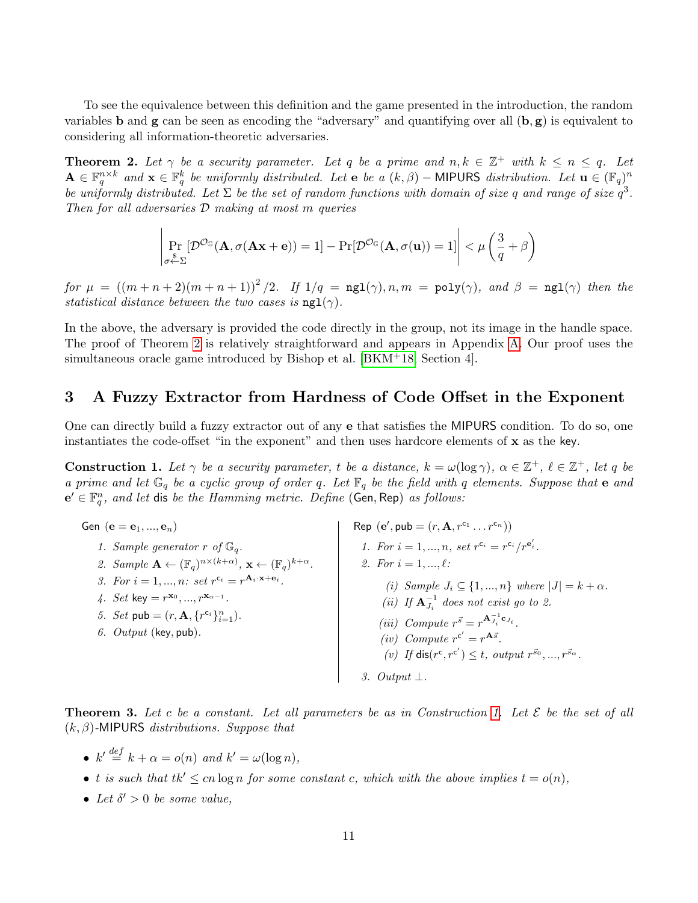To see the equivalence between this definition and the game presented in the introduction, the random variables $\mathbf{b}$ and $\mathbf{g}$ can be seen as encoding the "adversary" and quantifying over all $(\mathbf{b}, \mathbf{g})$ is equivalent to considering all information-theoretic adversaries.

**Theorem 2.** *Let $\gamma$ be a security parameter. Let $q$ be a prime and $n, k \in \mathbb{Z}^+$ with $k \le n \le q$. Let $\mathbf{A} \in \mathbb{F}_q^{n\times k}$ and $\mathbf{x} \in \mathbb{F}_q^k$ be uniformly distributed. Let $\mathbf{e}$ be a $(k, \beta) -$ MIPURS distribution. Let $\mathbf{u} \in (\mathbb{F}_q)^n$ be uniformly distributed. Let $\Sigma$ be the set of random functions with domain of size $q$ and range of size $q^3$. Then for all adversaries $\mathcal{D}$ making at most $m$ queries*

$$\left| \Pr_{\sigma \overset{\$}{\leftarrow} \Sigma}[\mathcal{D}^{\mathcal{O}_{\mathbb{G}}}(\mathbf{A}, \sigma(\mathbf{A}\mathbf{x} + \mathbf{e})) = 1] - \Pr[\mathcal{D}^{\mathcal{O}_{\mathbb{G}}}(\mathbf{A}, \sigma(\mathbf{u})) = 1] \right| < \mu\left(\frac{3}{q} + \beta\right)$$

*for $\mu = ((m + n + 2)(m + n + 1))^2/2$. If $1/q = \mathtt{ngl}(\gamma), n, m = \mathtt{poly}(\gamma)$, and $\beta = \mathtt{ngl}(\gamma)$ then the statistical distance between the two cases is $\mathtt{ngl}(\gamma)$.*

In the above, the adversary is provided the code directly in the group, not its image in the handle space. The proof of Theorem 2 is relatively straightforward and appears in Appendix A. Our proof uses the simultaneous oracle game introduced by Bishop et al. [BKM+18, Section 4].

## 3 A Fuzzy Extractor from Hardness of Code Offset in the Exponent

One can directly build a fuzzy extractor out of any $\mathbf{e}$ that satisfies the MIPURS condition. To do so, one instantiates the code-offset "in the exponent" and then uses hardcore elements of $\mathbf{x}$ as the key.

**Construction 1.** *Let $\gamma$ be a security parameter, $t$ be a distance, $k = \omega(\log \gamma)$, $\alpha \in \mathbb{Z}^+$, $\ell \in \mathbb{Z}^+$, let $q$ be a prime and let $\mathbb{G}_q$ be a cyclic group of order $q$. Let $\mathbb{F}_q$ be the field with $q$ elements. Suppose that $\mathbf{e}$ and $\mathbf{e}' \in \mathbb{F}_q^n$, and let $\mathsf{dis}$ be the Hamming metric. Define $(\mathsf{Gen}, \mathsf{Rep})$ as follows:*

$\mathsf{Gen}$ $(\mathbf{e} = \mathbf{e}_1, ..., \mathbf{e}_n)$

1. *Sample generator $r$ of $\mathbb{G}_q$.*
2. *Sample $\mathbf{A} \leftarrow (\mathbb{F}_q)^{n\times(k+\alpha)}$, $\mathbf{x} \leftarrow (\mathbb{F}_q)^{k+\alpha}$.*
3. *For $i = 1, ..., n$: set $r^{\mathbf{c}_i} = r^{\mathbf{A}_i \cdot \mathbf{x} + \mathbf{e}_i}$.*
4. *Set $\mathsf{key} = r^{\mathbf{x}_0}, ..., r^{\mathbf{x}_{\alpha-1}}$.*
5. *Set $\mathsf{pub} = (r, \mathbf{A}, \{r^{\mathbf{c}_i}\}_{i=1}^n)$.*
6. *Output $(\mathsf{key}, \mathsf{pub})$.*

$\mathsf{Rep}$ $(\mathbf{e}', \mathsf{pub} = (r, \mathbf{A}, r^{\mathbf{c}_1} \dots r^{\mathbf{c}_n}))$

1. *For $i = 1, ..., n$, set $r^{\mathbf{c}_i} = r^{\mathbf{c}_i}/r^{\mathbf{e}'_i}$.*
2. *For $i = 1, ..., \ell$:*
   - *(i) Sample $J_i \subseteq \{1, ..., n\}$ where $|J| = k + \alpha$.*
   - *(ii) If $\mathbf{A}_{J_i}^{-1}$ does not exist go to 2.*
   - *(iii) Compute $r^{\vec{s}} = r^{\mathbf{A}_{J_i}^{-1}\mathbf{c}_{J_i}}$.*
   - *(iv) Compute $r^{\mathbf{c}'} = r^{\mathbf{A}\vec{s}}$.*
   - *(v) If $\mathsf{dis}(r^{\mathbf{c}}, r^{\mathbf{c}'}) \le t$, output $r^{\vec{s}_0}, ..., r^{\vec{s}_\alpha}$.*
3. *Output $\perp$.*

**Theorem 3.** *Let $c$ be a constant. Let all parameters be as in Construction 1. Let $\mathcal{E}$ be the set of all $(k, \beta)$-MIPURS distributions. Suppose that*

- *$k' \overset{def}{=} k + \alpha = o(n)$ and $k' = \omega(\log n)$,*
- *$t$ is such that $tk' \le cn \log n$ for some constant $c$, which with the above implies $t = o(n)$,*
- *Let $\delta' > 0$ be some value,*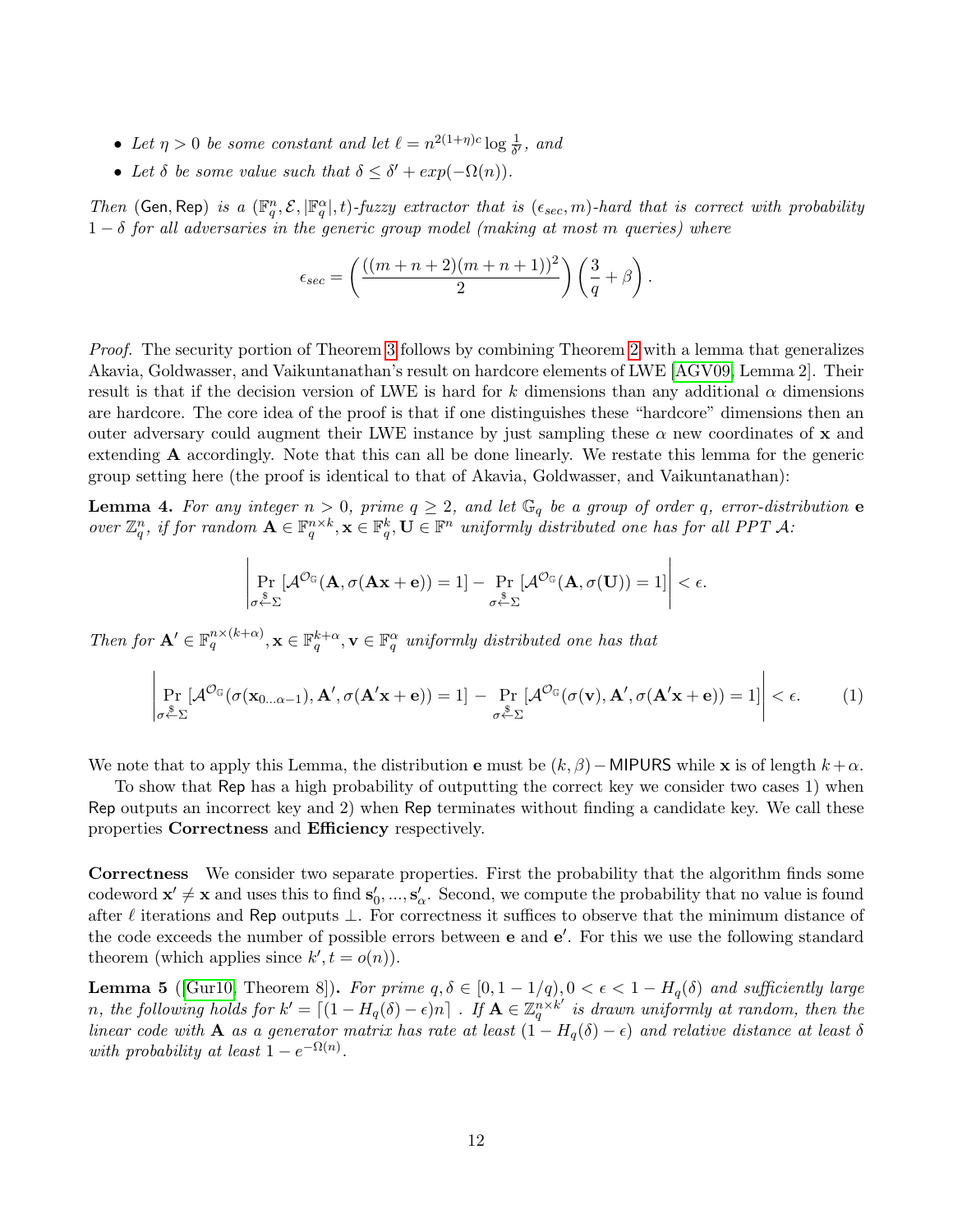- *Let $\eta > 0$ be some constant and let $\ell = n^{2(1+\eta)c} \log \frac{1}{\delta'}$, and*
- *Let $\delta$ be some value such that $\delta \leq \delta' + exp(-\Omega(n))$.*

*Then* $(\mathsf{Gen}, \mathsf{Rep})$ *is a* $(\mathbb{F}_q^n, \mathcal{E}, |\mathbb{F}_q^\alpha|, t)$*-fuzzy extractor that is* $(\epsilon_{sec}, m)$*-hard that is correct with probability* $1 - \delta$ *for all adversaries in the generic group model (making at most $m$ queries) where*

$$\epsilon_{sec} = \left( \frac{((m+n+2)(m+n+1))^2}{2} \right) \left( \frac{3}{q} + \beta \right).$$

*Proof.* The security portion of Theorem 3 follows by combining Theorem 2 with a lemma that generalizes Akavia, Goldwasser, and Vaikuntanathan's result on hardcore elements of LWE [AGV09, Lemma 2]. Their result is that if the decision version of LWE is hard for $k$ dimensions than any additional $\alpha$ dimensions are hardcore. The core idea of the proof is that if one distinguishes these "hardcore" dimensions then an outer adversary could augment their LWE instance by just sampling these $\alpha$ new coordinates of $\mathbf{x}$ and extending $\mathbf{A}$ accordingly. Note that this can all be done linearly. We restate this lemma for the generic group setting here (the proof is identical to that of Akavia, Goldwasser, and Vaikuntanathan):

**Lemma 4.** *For any integer $n > 0$, prime $q \geq 2$, and let $\mathbb{G}_q$ be a group of order $q$, error-distribution $\mathbf{e}$ over $\mathbb{Z}_q^n$, if for random $\mathbf{A} \in \mathbb{F}_q^{n \times k}, \mathbf{x} \in \mathbb{F}_q^k, \mathbf{U} \in \mathbb{F}^n$ uniformly distributed one has for all PPT $\mathcal{A}$:*

$$\left| \Pr_{\sigma \xleftarrow{\$} \Sigma} [\mathcal{A}^{\mathcal{O}_\mathbb{G}}(\mathbf{A}, \sigma(\mathbf{A}\mathbf{x} + \mathbf{e})) = 1] - \Pr_{\sigma \xleftarrow{\$} \Sigma} [\mathcal{A}^{\mathcal{O}_\mathbb{G}}(\mathbf{A}, \sigma(\mathbf{U})) = 1] \right| < \epsilon.$$

*Then for $\mathbf{A}' \in \mathbb{F}_q^{n \times (k+\alpha)}, \mathbf{x} \in \mathbb{F}_q^{k+\alpha}, \mathbf{v} \in \mathbb{F}_q^\alpha$ uniformly distributed one has that*

$$\left| \Pr_{\sigma \xleftarrow{\$} \Sigma} [\mathcal{A}^{\mathcal{O}_\mathbb{G}}(\sigma(\mathbf{x}_{0 \ldots \alpha-1}), \mathbf{A}', \sigma(\mathbf{A}'\mathbf{x} + \mathbf{e})) = 1] - \Pr_{\sigma \xleftarrow{\$} \Sigma} [\mathcal{A}^{\mathcal{O}_\mathbb{G}}(\sigma(\mathbf{v}), \mathbf{A}', \sigma(\mathbf{A}'\mathbf{x} + \mathbf{e})) = 1] \right| < \epsilon. \tag{1}$$

We note that to apply this Lemma, the distribution $\mathbf{e}$ must be $(k, \beta) - \mathsf{MIPURS}$ while $\mathbf{x}$ is of length $k + \alpha$.

To show that $\mathsf{Rep}$ has a high probability of outputting the correct key we consider two cases 1) when $\mathsf{Rep}$ outputs an incorrect key and 2) when $\mathsf{Rep}$ terminates without finding a candidate key. We call these properties **Correctness** and **Efficiency** respectively.

**Correctness** We consider two separate properties. First the probability that the algorithm finds some codeword $\mathbf{x}' \neq \mathbf{x}$ and uses this to find $\mathbf{s}_0', ..., \mathbf{s}_\alpha'$. Second, we compute the probability that no value is found after $\ell$ iterations and $\mathsf{Rep}$ outputs $\perp$. For correctness it suffices to observe that the minimum distance of the code exceeds the number of possible errors between $\mathbf{e}$ and $\mathbf{e}'$. For this we use the following standard theorem (which applies since $k', t = o(n)$).

**Lemma 5** ([Gur10, Theorem 8])**.** *For prime $q, \delta \in [0, 1 - 1/q), 0 < \epsilon < 1 - H_q(\delta)$ and sufficiently large $n$, the following holds for $k' = \lceil (1 - H_q(\delta) - \epsilon)n \rceil$ . If $\mathbf{A} \in \mathbb{Z}_q^{n \times k'}$ is drawn uniformly at random, then the linear code with $\mathbf{A}$ as a generator matrix has rate at least $(1 - H_q(\delta) - \epsilon)$ and relative distance at least $\delta$ with probability at least $1 - e^{-\Omega(n)}$.*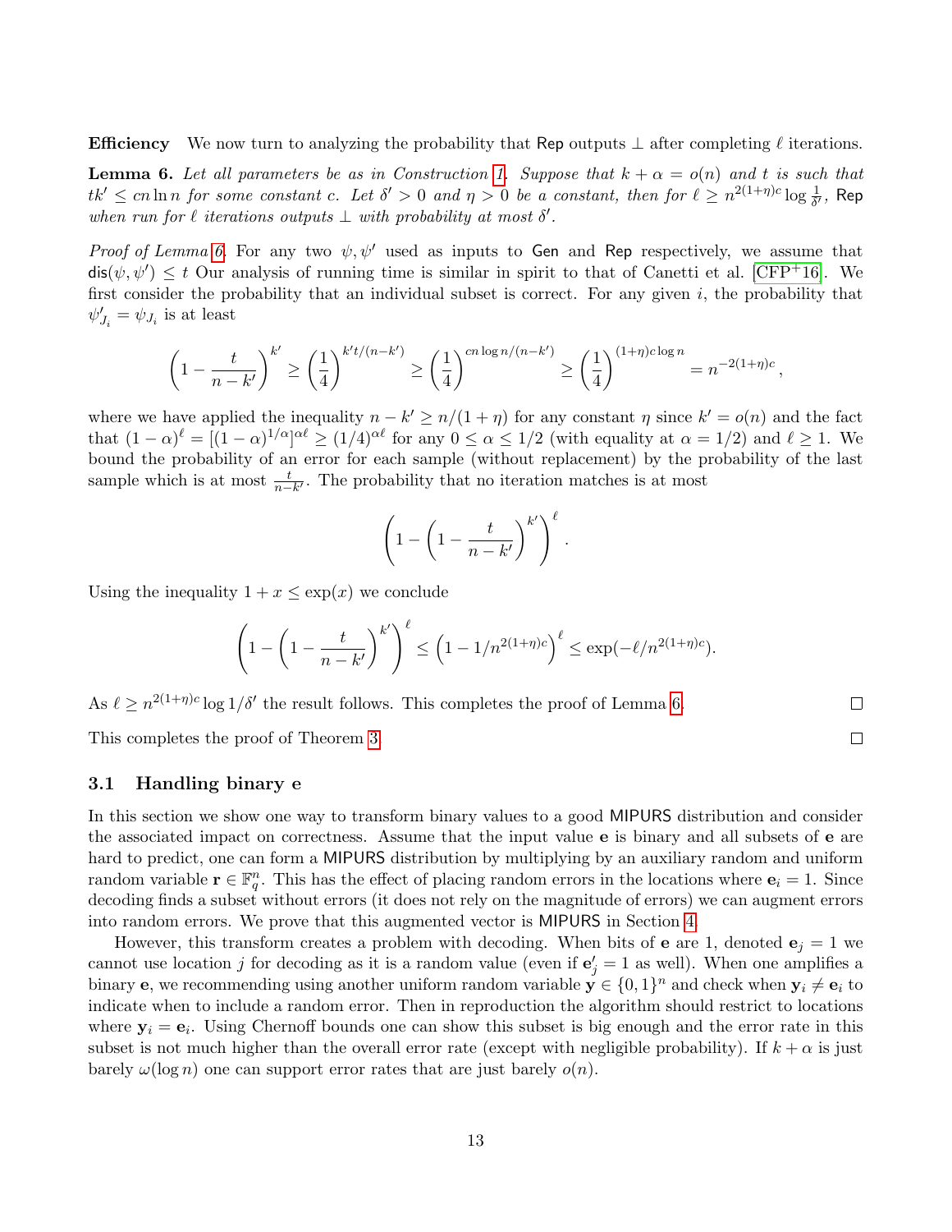**Efficiency** We now turn to analyzing the probability that Rep outputs $\perp$ after completing $\ell$ iterations.

**Lemma 6.** *Let all parameters be as in Construction 1. Suppose that $k + \alpha = o(n)$ and $t$ is such that $tk' \leq cn \ln n$ for some constant $c$. Let $\delta' > 0$ and $\eta > 0$ be a constant, then for $\ell \geq n^{2(1+\eta)c} \log \frac{1}{\delta'}$, Rep when run for $\ell$ iterations outputs $\perp$ with probability at most $\delta'$.*

*Proof of Lemma 6.* For any two $\psi, \psi'$ used as inputs to Gen and Rep respectively, we assume that $\mathsf{dis}(\psi, \psi') \leq t$ Our analysis of running time is similar in spirit to that of Canetti et al. [CFP+16]. We first consider the probability that an individual subset is correct. For any given $i$, the probability that $\psi'_{J_i} = \psi_{J_i}$ is at least

$$\left(1 - \frac{t}{n-k'}\right)^{k'} \geq \left(\frac{1}{4}\right)^{k't/(n-k')} \geq \left(\frac{1}{4}\right)^{cn\log n/(n-k')} \geq \left(\frac{1}{4}\right)^{(1+\eta)c\log n} = n^{-2(1+\eta)c},$$

where we have applied the inequality $n - k' \geq n/(1+\eta)$ for any constant $\eta$ since $k' = o(n)$ and the fact that $(1-\alpha)^{\ell} = [(1-\alpha)^{1/\alpha}]^{\alpha\ell} \geq (1/4)^{\alpha\ell}$ for any $0 \leq \alpha \leq 1/2$ (with equality at $\alpha = 1/2$) and $\ell \geq 1$. We bound the probability of an error for each sample (without replacement) by the probability of the last sample which is at most $\frac{t}{n-k'}$. The probability that no iteration matches is at most

$$\left(1 - \left(1 - \frac{t}{n-k'}\right)^{k'}\right)^{\ell}.$$

Using the inequality $1 + x \leq \exp(x)$ we conclude

$$\left(1 - \left(1 - \frac{t}{n-k'}\right)^{k'}\right)^{\ell} \leq \left(1 - 1/n^{2(1+\eta)c}\right)^{\ell} \leq \exp(-\ell/n^{2(1+\eta)c}).$$

As $\ell \geq n^{2(1+\eta)c} \log 1/\delta'$ the result follows. This completes the proof of Lemma 6. $\square$

This completes the proof of Theorem 3. $\square$

### 3.1 Handling binary e

In this section we show one way to transform binary values to a good MIPURS distribution and consider the associated impact on correctness. Assume that the input value $\mathbf{e}$ is binary and all subsets of $\mathbf{e}$ are hard to predict, one can form a MIPURS distribution by multiplying by an auxiliary random and uniform random variable $\mathbf{r} \in \mathbb{F}_q^n$. This has the effect of placing random errors in the locations where $\mathbf{e}_i = 1$. Since decoding finds a subset without errors (it does not rely on the magnitude of errors) we can augment errors into random errors. We prove that this augmented vector is MIPURS in Section 4.

However, this transform creates a problem with decoding. When bits of $\mathbf{e}$ are 1, denoted $\mathbf{e}_j = 1$ we cannot use location $j$ for decoding as it is a random value (even if $\mathbf{e}'_j = 1$ as well). When one amplifies a binary $\mathbf{e}$, we recommending using another uniform random variable $\mathbf{y} \in \{0,1\}^n$ and check when $\mathbf{y}_i \neq \mathbf{e}_i$ to indicate when to include a random error. Then in reproduction the algorithm should restrict to locations where $\mathbf{y}_i = \mathbf{e}_i$. Using Chernoff bounds one can show this subset is big enough and the error rate in this subset is not much higher than the overall error rate (except with negligible probability). If $k + \alpha$ is just barely $\omega(\log n)$ one can support error rates that are just barely $o(n)$.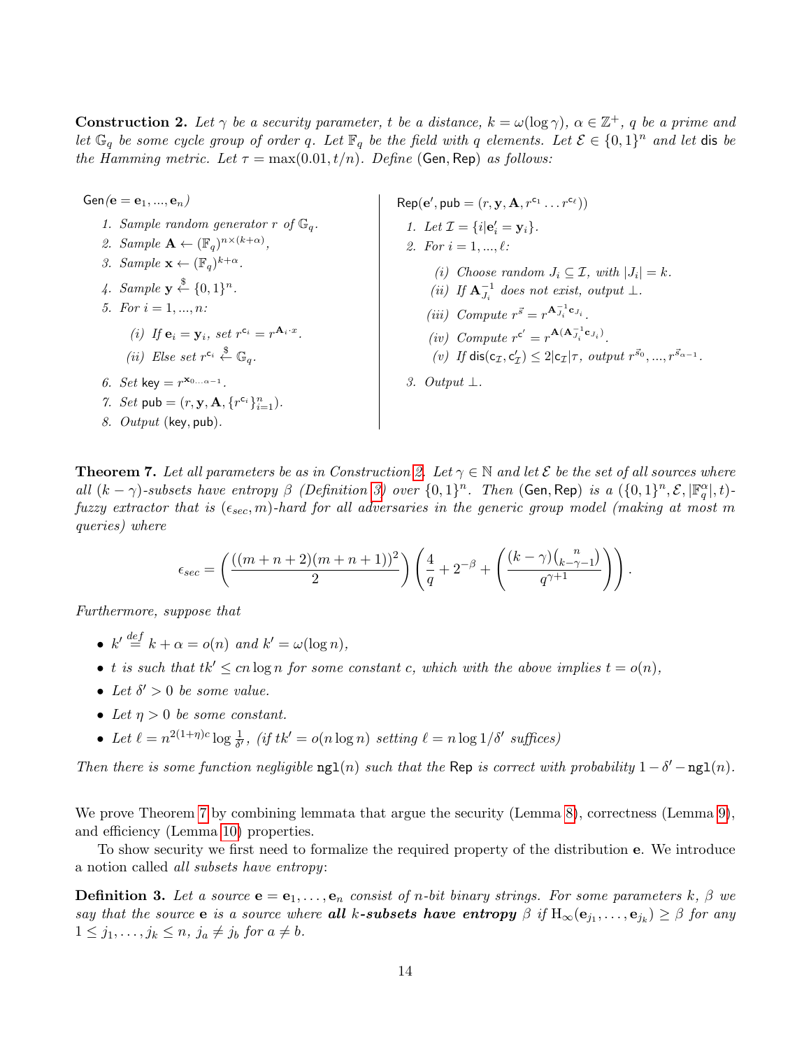**Construction 2.** *Let $\gamma$ be a security parameter, $t$ be a distance, $k = \omega(\log \gamma)$, $\alpha \in \mathbb{Z}^+$, $q$ be a prime and let $\mathbb{G}_q$ be some cycle group of order $q$. Let $\mathbb{F}_q$ be the field with $q$ elements. Let $\mathcal{E} \in \{0,1\}^n$ and let $\mathsf{dis}$ be the Hamming metric. Let $\tau = \max(0.01, t/n)$. Define $(\mathsf{Gen}, \mathsf{Rep})$ as follows:*

$\mathsf{Gen}(\mathbf{e} = \mathbf{e}_1, ..., \mathbf{e}_n)$

1. *Sample random generator $r$ of $\mathbb{G}_q$.*
2. *Sample $\mathbf{A} \leftarrow (\mathbb{F}_q)^{n \times (k+\alpha)}$,*
3. *Sample $\mathbf{x} \leftarrow (\mathbb{F}_q)^{k+\alpha}$.*
4. *Sample $\mathbf{y} \xleftarrow{\$} \{0,1\}^n$.*
5. *For $i = 1, ..., n$:*
   - (i) *If $\mathbf{e}_i = \mathbf{y}_i$, set $r^{\mathsf{c}_i} = r^{\mathbf{A}_i \cdot x}$.*
   - (ii) *Else set $r^{\mathsf{c}_i} \xleftarrow{\$} \mathbb{G}_q$.*
6. *Set $\mathsf{key} = r^{\mathbf{x}_{0...\alpha-1}}$.*
7. *Set $\mathsf{pub} = (r, \mathbf{y}, \mathbf{A}, \{r^{\mathsf{c}_i}\}_{i=1}^n)$.*
8. *Output $(\mathsf{key}, \mathsf{pub})$.*

$\mathsf{Rep}(\mathbf{e}', \mathsf{pub} = (r, \mathbf{y}, \mathbf{A}, r^{\mathsf{c}_1} \ldots r^{\mathsf{c}_\ell}))$

1. *Let $\mathcal{I} = \{i | \mathbf{e}'_i = \mathbf{y}_i\}$.*
2. *For $i = 1, ..., \ell$:*
   - (i) *Choose random $J_i \subseteq \mathcal{I}$, with $|J_i| = k$.*
   - (ii) *If $\mathbf{A}_{J_i}^{-1}$ does not exist, output $\perp$.*
   - (iii) *Compute $r^{\vec{s}} = r^{\mathbf{A}_{J_i}^{-1} \mathsf{c}_{J_i}}$.*
   - (iv) *Compute $r^{\mathsf{c}'} = r^{\mathbf{A}(\mathbf{A}_{J_i}^{-1} \mathsf{c}_{J_i})}$.*
   - (v) *If $\mathsf{dis}(\mathsf{c}_{\mathcal{I}}, \mathsf{c}'_{\mathcal{I}}) \leq 2|\mathsf{c}_{\mathcal{I}}|\tau$, output $r^{\vec{s}_0}, ..., r^{\vec{s}_{\alpha-1}}$.*
3. *Output $\perp$.*

**Theorem 7.** *Let all parameters be as in Construction 2. Let $\gamma \in \mathbb{N}$ and let $\mathcal{E}$ be the set of all sources where all $(k-\gamma)$-subsets have entropy $\beta$ (Definition 3) over $\{0,1\}^n$. Then $(\mathsf{Gen}, \mathsf{Rep})$ is a $(\{0,1\}^n, \mathcal{E}, |\mathbb{F}_q^\alpha|, t)$-fuzzy extractor that is $(\epsilon_{sec}, m)$-hard for all adversaries in the generic group model (making at most $m$ queries) where*

$$\epsilon_{sec} = \left(\frac{((m+n+2)(m+n+1))^2}{2}\right)\left(\frac{4}{q} + 2^{-\beta} + \left(\frac{(k-\gamma)\binom{n}{k-\gamma-1}}{q^{\gamma+1}}\right)\right).$$

*Furthermore, suppose that*

- *$k' \stackrel{def}{=} k + \alpha = o(n)$ and $k' = \omega(\log n)$,*
- *$t$ is such that $tk' \leq cn \log n$ for some constant $c$, which with the above implies $t = o(n)$,*
- *Let $\delta' > 0$ be some value.*
- *Let $\eta > 0$ be some constant.*
- *Let $\ell = n^{2(1+\eta)c} \log \frac{1}{\delta'}$, (if $tk' = o(n \log n)$ setting $\ell = n \log 1/\delta'$ suffices)*

*Then there is some function negligible $\mathtt{ngl}(n)$ such that the $\mathsf{Rep}$ is correct with probability $1 - \delta' - \mathtt{ngl}(n)$.*

We prove Theorem 7 by combining lemmata that argue the security (Lemma 8), correctness (Lemma 9), and efficiency (Lemma 10) properties.

To show security we first need to formalize the required property of the distribution $\mathbf{e}$. We introduce a notion called *all subsets have entropy*:

**Definition 3.** *Let a source $\mathbf{e} = \mathbf{e}_1, \ldots, \mathbf{e}_n$ consist of $n$-bit binary strings. For some parameters $k$, $\beta$ we say that the source $\mathbf{e}$ is a source where **all $k$-subsets have entropy** $\beta$ if $\mathrm{H}_\infty(\mathbf{e}_{j_1}, \ldots, \mathbf{e}_{j_k}) \geq \beta$ for any $1 \leq j_1, \ldots, j_k \leq n$, $j_a \neq j_b$ for $a \neq b$.*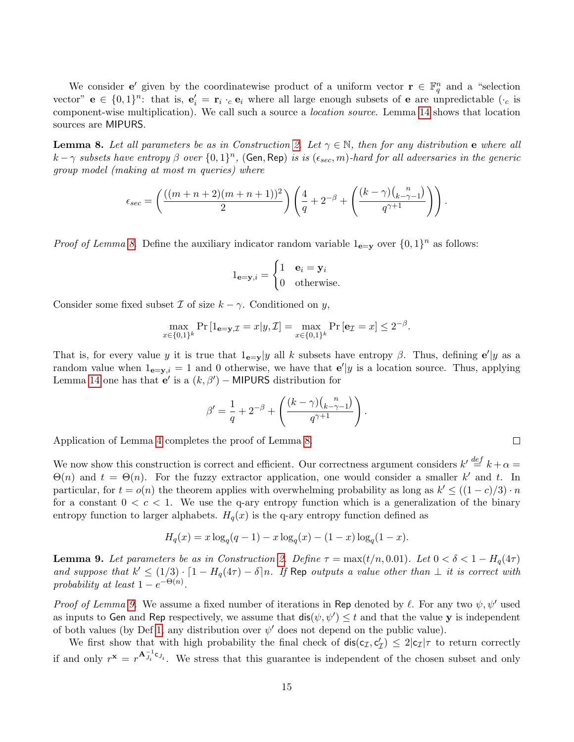We consider $\mathbf{e}'$ given by the coordinatewise product of a uniform vector $\mathbf{r} \in \mathbb{F}_q^n$ and a "selection vector" $\mathbf{e} \in \{0,1\}^n$: that is, $\mathbf{e}'_i = \mathbf{r}_i \cdot_c \mathbf{e}_i$ where all large enough subsets of $\mathbf{e}$ are unpredictable ($\cdot_c$ is component-wise multiplication). We call such a source a *location source*. Lemma 14 shows that location sources are MIPURS.

**Lemma 8.** *Let all parameters be as in Construction 2. Let $\gamma \in \mathbb{N}$, then for any distribution $\mathbf{e}$ where all $k-\gamma$ subsets have entropy $\beta$ over $\{0,1\}^n$, (Gen, Rep) is is $(\epsilon_{sec}, m)$-hard for all adversaries in the generic group model (making at most $m$ queries) where*

$$\epsilon_{sec} = \left(\frac{((m+n+2)(m+n+1))^2}{2}\right)\left(\frac{4}{q} + 2^{-\beta} + \left(\frac{(k-\gamma)\binom{n}{k-\gamma-1}}{q^{\gamma+1}}\right)\right).$$

*Proof of Lemma 8.* Define the auxiliary indicator random variable $1_{\mathbf{e}=\mathbf{y}}$ over $\{0,1\}^n$ as follows:

$$1_{\mathbf{e}=\mathbf{y},i} = \begin{cases} 1 & \mathbf{e}_i = \mathbf{y}_i \\ 0 & \text{otherwise.} \end{cases}$$

Consider some fixed subset $\mathcal{I}$ of size $k-\gamma$. Conditioned on $y$,

$$\max_{x \in \{0,1\}^k} \Pr\left[1_{\mathbf{e}=\mathbf{y},\mathcal{I}} = x | y, \mathcal{I}\right] = \max_{x \in \{0,1\}^k} \Pr\left[\mathbf{e}_{\mathcal{I}} = x\right] \leq 2^{-\beta}.$$

That is, for every value $y$ it is true that $1_{\mathbf{e}=\mathbf{y}}|y$ all $k$ subsets have entropy $\beta$. Thus, defining $\mathbf{e}'|y$ as a random value when $1_{\mathbf{e}=\mathbf{y},i} = 1$ and 0 otherwise, we have that $\mathbf{e}'|y$ is a location source. Thus, applying Lemma 14 one has that $\mathbf{e}'$ is a $(k,\beta') -$ MIPURS distribution for

$$\beta' = \frac{1}{q} + 2^{-\beta} + \left(\frac{(k-\gamma)\binom{n}{k-\gamma-1}}{q^{\gamma+1}}\right).$$

Application of Lemma 4 completes the proof of Lemma 8. $\square$

We now show this construction is correct and efficient. Our correctness argument considers $k' \stackrel{def}{=} k+\alpha = \Theta(n)$ and $t = \Theta(n)$. For the fuzzy extractor application, one would consider a smaller $k'$ and $t$. In particular, for $t = o(n)$ the theorem applies with overwhelming probability as long as $k' \leq ((1-c)/3) \cdot n$ for a constant $0 < c < 1$. We use the q-ary entropy function which is a generalization of the binary entropy function to larger alphabets. $H_q(x)$ is the q-ary entropy function defined as

$$H_q(x) = x\log_q(q-1) - x\log_q(x) - (1-x)\log_q(1-x).$$

**Lemma 9.** *Let parameters be as in Construction 2. Define $\tau = \max(t/n, 0.01)$. Let $0 < \delta < 1 - H_q(4\tau)$ and suppose that $k' \leq (1/3) \cdot \lceil 1 - H_q(4\tau) - \delta \rceil n$. If Rep outputs a value other than $\perp$ it is correct with probability at least $1 - e^{-\Theta(n)}$.*

*Proof of Lemma 9.* We assume a fixed number of iterations in Rep denoted by $\ell$. For any two $\psi, \psi'$ used as inputs to Gen and Rep respectively, we assume that $\mathsf{dis}(\psi,\psi') \leq t$ and that the value $\mathbf{y}$ is independent of both values (by Def 1, any distribution over $\psi'$ does not depend on the public value).

We first show that with high probability the final check of $\mathsf{dis}(\mathsf{c}_{\mathcal{I}}, \mathsf{c}'_{\mathcal{I}}) \leq 2|\mathsf{c}_{\mathcal{I}}|\tau$ to return correctly if and only if $r^{\mathbf{x}} = r^{\mathbf{A}_{J_i}^{-1}\mathsf{c}_{J_i}}$. We stress that this guarantee is independent of the chosen subset and only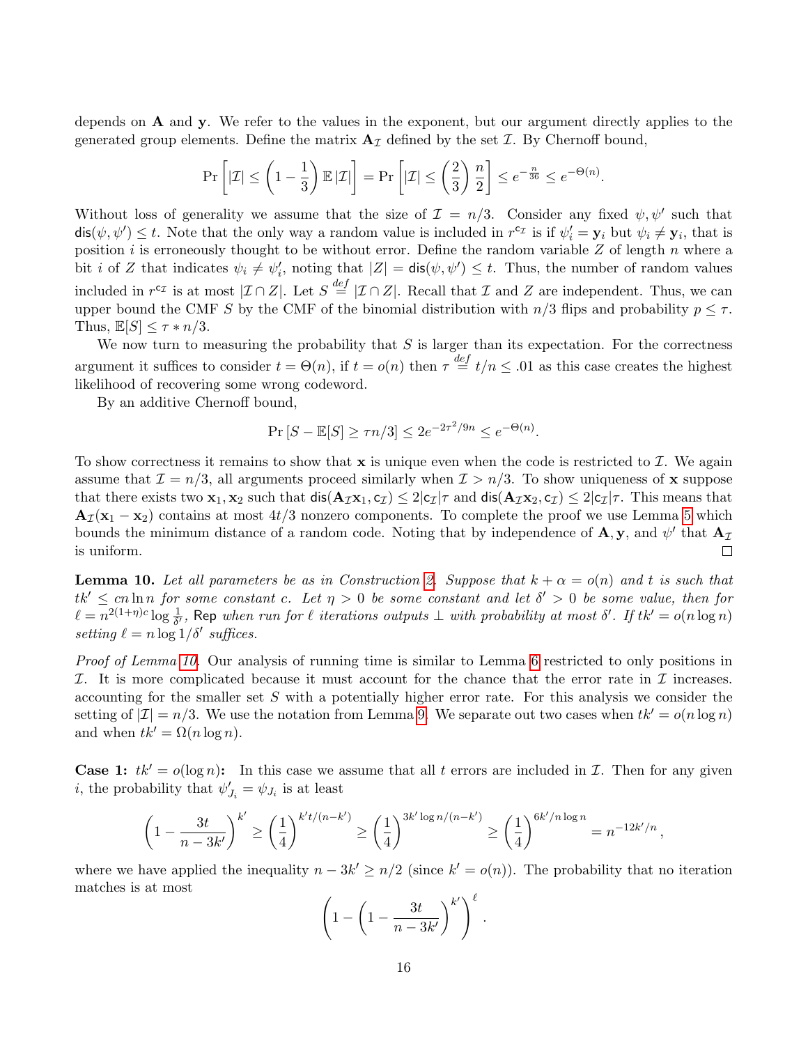depends on $\mathbf{A}$ and $\mathbf{y}$. We refer to the values in the exponent, but our argument directly applies to the generated group elements. Define the matrix $\mathbf{A}_{\mathcal{I}}$ defined by the set $\mathcal{I}$. By Chernoff bound,

$$\Pr\left[|\mathcal{I}| \leq \left(1 - \frac{1}{3}\right)\mathbb{E}\,|\mathcal{I}|\right] = \Pr\left[|\mathcal{I}| \leq \left(\frac{2}{3}\right)\frac{n}{2}\right] \leq e^{-\frac{n}{36}} \leq e^{-\Theta(n)}.$$

Without loss of generality we assume that the size of $\mathcal{I} = n/3$. Consider any fixed $\psi, \psi'$ such that $\mathsf{dis}(\psi, \psi') \leq t$. Note that the only way a random value is included in $r^{\mathsf{c}_{\mathcal{I}}}$ is if $\psi'_i = \mathbf{y}_i$ but $\psi_i \neq \mathbf{y}_i$, that is position $i$ is erroneously thought to be without error. Define the random variable $Z$ of length $n$ where a bit $i$ of $Z$ that indicates $\psi_i \neq \psi'_i$, noting that $|Z| = \mathsf{dis}(\psi, \psi') \leq t$. Thus, the number of random values included in $r^{\mathsf{c}_{\mathcal{I}}}$ is at most $|\mathcal{I} \cap Z|$. Let $S \overset{def}{=} |\mathcal{I} \cap Z|$. Recall that $\mathcal{I}$ and $Z$ are independent. Thus, we can upper bound the CMF $S$ by the CMF of the binomial distribution with $n/3$ flips and probability $p \leq \tau$. Thus, $\mathbb{E}[S] \leq \tau * n/3$.

We now turn to measuring the probability that $S$ is larger than its expectation. For the correctness argument it suffices to consider $t = \Theta(n)$, if $t = o(n)$ then $\tau \overset{def}{=} t/n \leq .01$ as this case creates the highest likelihood of recovering some wrong codeword.

By an additive Chernoff bound,

$$\Pr\left[S - \mathbb{E}[S] \geq \tau n/3\right] \leq 2e^{-2\tau^2/9n} \leq e^{-\Theta(n)}.$$

To show correctness it remains to show that $\mathbf{x}$ is unique even when the code is restricted to $\mathcal{I}$. We again assume that $\mathcal{I} = n/3$, all arguments proceed similarly when $\mathcal{I} > n/3$. To show uniqueness of $\mathbf{x}$ suppose that there exists two $\mathbf{x}_1, \mathbf{x}_2$ such that $\mathsf{dis}(\mathbf{A}_{\mathcal{I}}\mathbf{x}_1, \mathsf{c}_{\mathcal{I}}) \leq 2|\mathsf{c}_{\mathcal{I}}|\tau$ and $\mathsf{dis}(\mathbf{A}_{\mathcal{I}}\mathbf{x}_2, \mathsf{c}_{\mathcal{I}}) \leq 2|\mathsf{c}_{\mathcal{I}}|\tau$. This means that $\mathbf{A}_{\mathcal{I}}(\mathbf{x}_1 - \mathbf{x}_2)$ contains at most $4t/3$ nonzero components. To complete the proof we use Lemma 5 which bounds the minimum distance of a random code. Noting that by independence of $\mathbf{A}, \mathbf{y}$, and $\psi'$ that $\mathbf{A}_{\mathcal{I}}$ is uniform. □

**Lemma 10.** *Let all parameters be as in Construction 2. Suppose that $k + \alpha = o(n)$ and $t$ is such that $tk' \leq cn\ln n$ for some constant $c$. Let $\eta > 0$ be some constant and let $\delta' > 0$ be some value, then for $\ell = n^{2(1+\eta)c}\log\frac{1}{\delta'}$,* $\mathsf{Rep}$ *when run for $\ell$ iterations outputs $\perp$ with probability at most $\delta'$. If $tk' = o(n\log n)$ setting $\ell = n\log 1/\delta'$ suffices.*

*Proof of Lemma 10.* Our analysis of running time is similar to Lemma 6 restricted to only positions in $\mathcal{I}$. It is more complicated because it must account for the chance that the error rate in $\mathcal{I}$ increases. accounting for the smaller set $S$ with a potentially higher error rate. For this analysis we consider the setting of $|\mathcal{I}| = n/3$. We use the notation from Lemma 9. We separate out two cases when $tk' = o(n\log n)$ and when $tk' = \Omega(n\log n)$.

**Case 1:** $tk' = o(\log n)$**:** In this case we assume that all $t$ errors are included in $\mathcal{I}$. Then for any given $i$, the probability that $\psi'_{J_i} = \psi_{J_i}$ is at least

$$\left(1 - \frac{3t}{n - 3k'}\right)^{k'} \geq \left(\frac{1}{4}\right)^{k't/(n-k')} \geq \left(\frac{1}{4}\right)^{3k'\log n/(n-k')} \geq \left(\frac{1}{4}\right)^{6k'/n\log n} = n^{-12k'/n},$$

where we have applied the inequality $n - 3k' \geq n/2$ (since $k' = o(n)$). The probability that no iteration matches is at most

$$\left(1 - \left(1 - \frac{3t}{n - 3k'}\right)^{k'}\right)^{\ell}.$$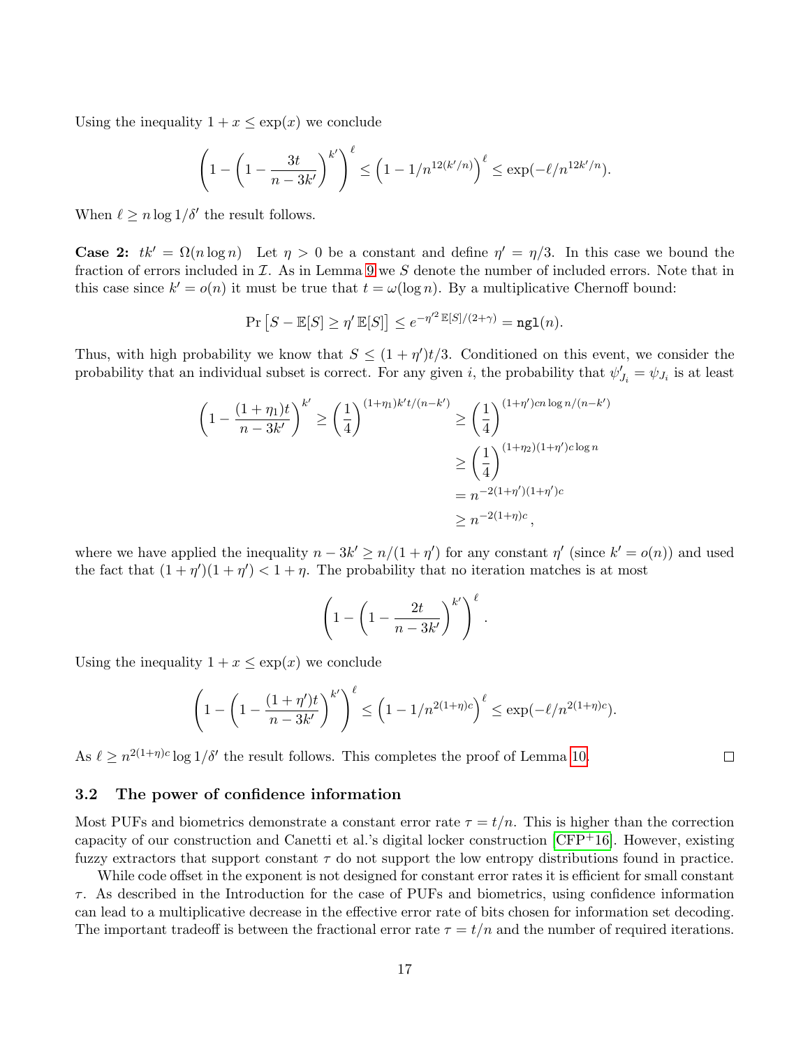Using the inequality $1 + x \le \exp(x)$ we conclude

$$\left(1 - \left(1 - \frac{3t}{n - 3k'}\right)^{k'}\right)^{\ell} \le \left(1 - 1/n^{12(k'/n)}\right)^{\ell} \le \exp(-\ell/n^{12k'/n}).$$

When $\ell \ge n \log 1/\delta'$ the result follows.

**Case 2:** $tk' = \Omega(n \log n)$ Let $\eta > 0$ be a constant and define $\eta' = \eta/3$. In this case we bound the fraction of errors included in $\mathcal{I}$. As in Lemma 9 we $S$ denote the number of included errors. Note that in this case since $k' = o(n)$ it must be true that $t = \omega(\log n)$. By a multiplicative Chernoff bound:

$$\Pr\left[S - \mathbb{E}[S] \ge \eta' \, \mathbb{E}[S]\right] \le e^{-\eta'^2 \, \mathbb{E}[S]/(2+\gamma)} = \mathtt{ngl}(n).$$

Thus, with high probability we know that $S \le (1 + \eta')t/3$. Conditioned on this event, we consider the probability that an individual subset is correct. For any given $i$, the probability that $\psi'_{J_i} = \psi_{J_i}$ is at least

$$\begin{aligned}
\left(1 - \frac{(1+\eta_1)t}{n - 3k'}\right)^{k'} \ge \left(\frac{1}{4}\right)^{(1+\eta_1)k't/(n-k')} &\ge \left(\frac{1}{4}\right)^{(1+\eta')cn\log n/(n-k')} \\
&\ge \left(\frac{1}{4}\right)^{(1+\eta_2)(1+\eta')c\log n} \\
&= n^{-2(1+\eta')(1+\eta')c} \\
&\ge n^{-2(1+\eta)c},
\end{aligned}$$

where we have applied the inequality $n - 3k' \ge n/(1 + \eta')$ for any constant $\eta'$ (since $k' = o(n)$) and used the fact that $(1 + \eta')(1 + \eta') < 1 + \eta$. The probability that no iteration matches is at most

$$\left(1 - \left(1 - \frac{2t}{n - 3k'}\right)^{k'}\right)^{\ell}.$$

Using the inequality $1 + x \le \exp(x)$ we conclude

$$\left(1 - \left(1 - \frac{(1+\eta')t}{n - 3k'}\right)^{k'}\right)^{\ell} \le \left(1 - 1/n^{2(1+\eta)c}\right)^{\ell} \le \exp(-\ell/n^{2(1+\eta)c}).$$

As $\ell \ge n^{2(1+\eta)c} \log 1/\delta'$ the result follows. This completes the proof of Lemma 10. □

### 3.2 The power of confidence information

Most PUFs and biometrics demonstrate a constant error rate $\tau = t/n$. This is higher than the correction capacity of our construction and Canetti et al.'s digital locker construction [CFP+16]. However, existing fuzzy extractors that support constant $\tau$ do not support the low entropy distributions found in practice.

While code offset in the exponent is not designed for constant error rates it is efficient for small constant $\tau$. As described in the Introduction for the case of PUFs and biometrics, using confidence information can lead to a multiplicative decrease in the effective error rate of bits chosen for information set decoding. The important tradeoff is between the fractional error rate $\tau = t/n$ and the number of required iterations.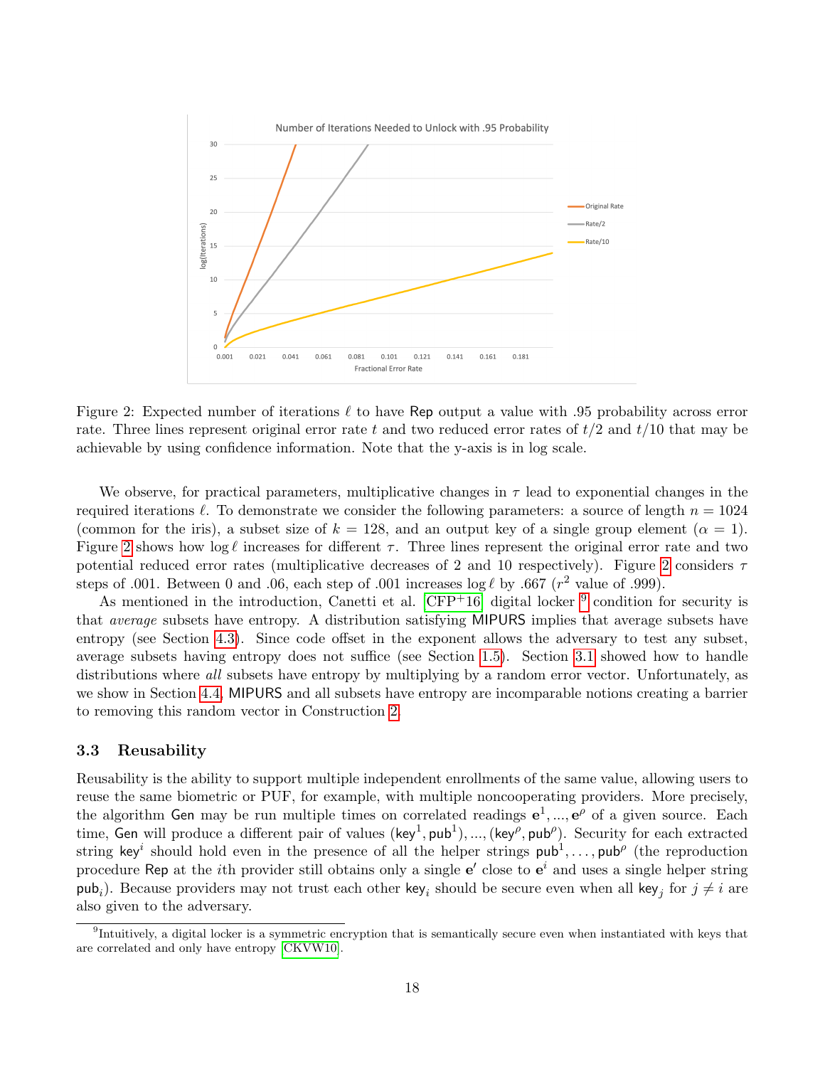Figure 2: Expected number of iterations $\ell$ to have $\mathsf{Rep}$ output a value with .95 probability across error rate. Three lines represent original error rate $t$ and two reduced error rates of $t/2$ and $t/10$ that may be achievable by using confidence information. Note that the y-axis is in log scale.

We observe, for practical parameters, multiplicative changes in $\tau$ lead to exponential changes in the required iterations $\ell$. To demonstrate we consider the following parameters: a source of length $n = 1024$ (common for the iris), a subset size of $k = 128$, and an output key of a single group element ($\alpha = 1$). Figure 2 shows how $\log \ell$ increases for different $\tau$. Three lines represent the original error rate and two potential reduced error rates (multiplicative decreases of 2 and 10 respectively). Figure 2 considers $\tau$ steps of .001. Between 0 and .06, each step of .001 increases $\log \ell$ by .667 ($r^2$ value of .999).

As mentioned in the introduction, Canetti et al. [CFP+16] digital locker [9] condition for security is that *average* subsets have entropy. A distribution satisfying $\mathsf{MIPURS}$ implies that average subsets have entropy (see Section 4.3). Since code offset in the exponent allows the adversary to test any subset, average subsets having entropy does not suffice (see Section 1.5). Section 3.1 showed how to handle distributions where *all* subsets have entropy by multiplying by a random error vector. Unfortunately, as we show in Section 4.4, $\mathsf{MIPURS}$ and all subsets have entropy are incomparable notions creating a barrier to removing this random vector in Construction 2.

### 3.3 Reusability

Reusability is the ability to support multiple independent enrollments of the same value, allowing users to reuse the same biometric or PUF, for example, with multiple noncooperating providers. More precisely, the algorithm $\mathsf{Gen}$ may be run multiple times on correlated readings $\mathbf{e}^1, ..., \mathbf{e}^\rho$ of a given source. Each time, $\mathsf{Gen}$ will produce a different pair of values $(\mathsf{key}^1, \mathsf{pub}^1), ..., (\mathsf{key}^\rho, \mathsf{pub}^\rho)$. Security for each extracted string $\mathsf{key}^i$ should hold even in the presence of all the helper strings $\mathsf{pub}^1, \ldots, \mathsf{pub}^\rho$ (the reproduction procedure $\mathsf{Rep}$ at the $i$th provider still obtains only a single $\mathbf{e}'$ close to $\mathbf{e}^i$ and uses a single helper string $\mathsf{pub}_i$). Because providers may not trust each other $\mathsf{key}_i$ should be secure even when all $\mathsf{key}_j$ for $j \neq i$ are also given to the adversary.

[9] Intuitively, a digital locker is a symmetric encryption that is semantically secure even when instantiated with keys that are correlated and only have entropy [CKVW10].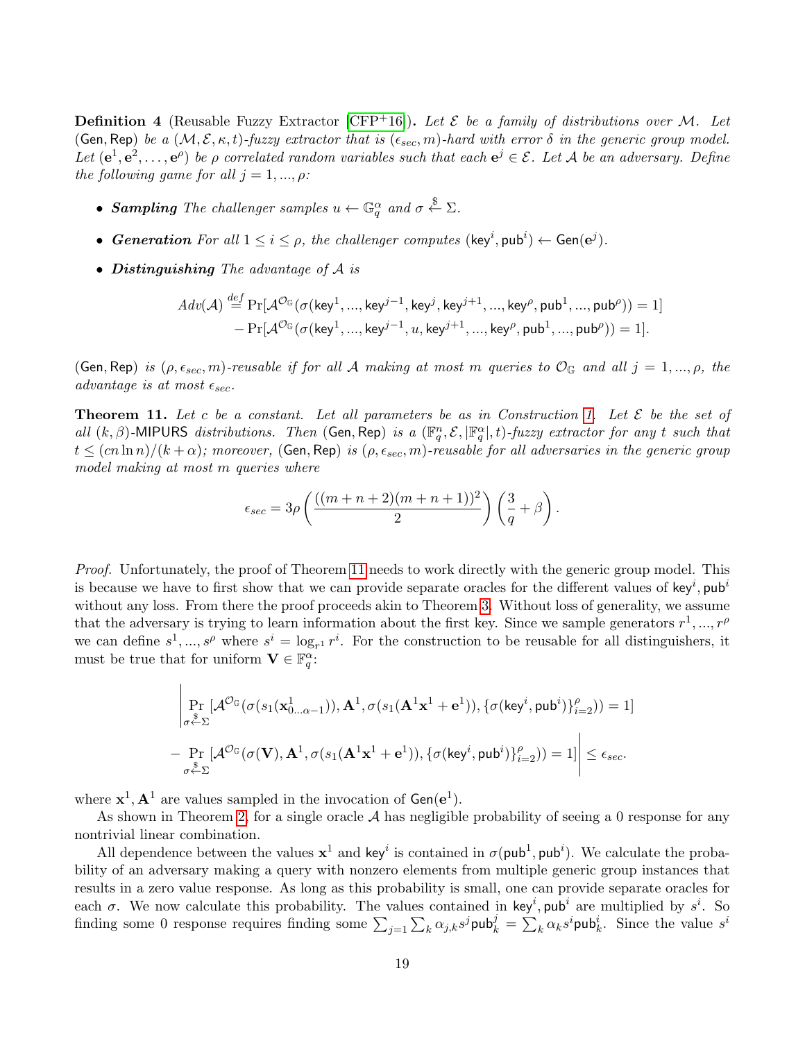**Definition 4** (Reusable Fuzzy Extractor [CFP+16])**.** *Let $\mathcal{E}$ be a family of distributions over $\mathcal{M}$. Let* $(\mathsf{Gen}, \mathsf{Rep})$ *be a* $(\mathcal{M}, \mathcal{E}, \kappa, t)$*-fuzzy extractor that is* $(\epsilon_{sec}, m)$*-hard with error* $\delta$ *in the generic group model. Let* $(\mathbf{e}^1, \mathbf{e}^2, \ldots, \mathbf{e}^\rho)$ *be* $\rho$ *correlated random variables such that each* $\mathbf{e}^j \in \mathcal{E}$*. Let* $\mathcal{A}$ *be an adversary. Define the following game for all* $j = 1, ..., \rho$*:*

- ***Sampling*** *The challenger samples* $u \leftarrow \mathbb{G}_q^\alpha$ *and* $\sigma \xleftarrow{\$} \Sigma$*.*
- ***Generation*** *For all* $1 \le i \le \rho$*, the challenger computes* $(\mathsf{key}^i, \mathsf{pub}^i) \leftarrow \mathsf{Gen}(\mathbf{e}^j)$*.*
- ***Distinguishing*** *The advantage of* $\mathcal{A}$ *is*

$$
\begin{aligned}
Adv(\mathcal{A}) \overset{def}{=} &\Pr[\mathcal{A}^{\mathcal{O}_\mathbb{G}}(\sigma(\mathsf{key}^1, ..., \mathsf{key}^{j-1}, \mathsf{key}^j, \mathsf{key}^{j+1}, ..., \mathsf{key}^\rho, \mathsf{pub}^1, ..., \mathsf{pub}^\rho)) = 1] \\
&- \Pr[\mathcal{A}^{\mathcal{O}_\mathbb{G}}(\sigma(\mathsf{key}^1, ..., \mathsf{key}^{j-1}, u, \mathsf{key}^{j+1}, ..., \mathsf{key}^\rho, \mathsf{pub}^1, ..., \mathsf{pub}^\rho)) = 1].
\end{aligned}
$$

$(\mathsf{Gen}, \mathsf{Rep})$ *is* $(\rho, \epsilon_{sec}, m)$*-reusable if for all* $\mathcal{A}$ *making at most* $m$ *queries to* $\mathcal{O}_\mathbb{G}$ *and all* $j = 1, ..., \rho$*, the advantage is at most* $\epsilon_{sec}$*.*

**Theorem 11.** *Let $c$ be a constant. Let all parameters be as in Construction 1. Let $\mathcal{E}$ be the set of all* $(k, \beta)$*-*$\mathsf{MIPURS}$ *distributions. Then* $(\mathsf{Gen}, \mathsf{Rep})$ *is a* $(\mathbb{F}_q^n, \mathcal{E}, |\mathbb{F}_q^\alpha|, t)$*-fuzzy extractor for any $t$ such that* $t \le (cn \ln n)/(k + \alpha)$*; moreover,* $(\mathsf{Gen}, \mathsf{Rep})$ *is* $(\rho, \epsilon_{sec}, m)$*-reusable for all adversaries in the generic group model making at most $m$ queries where*

$$
\epsilon_{sec} = 3\rho \left( \frac{((m+n+2)(m+n+1))^2}{2} \right) \left( \frac{3}{q} + \beta \right).
$$

*Proof.* Unfortunately, the proof of Theorem 11 needs to work directly with the generic group model. This is because we have to first show that we can provide separate oracles for the different values of $\mathsf{key}^i, \mathsf{pub}^i$ without any loss. From there the proof proceeds akin to Theorem 3. Without loss of generality, we assume that the adversary is trying to learn information about the first key. Since we sample generators $r^1, ..., r^\rho$ we can define $s^1, ..., s^\rho$ where $s^i = \log_{r^1} r^i$. For the construction to be reusable for all distinguishers, it must be true that for uniform $\mathbf{V} \in \mathbb{F}_q^\alpha$:

$$
\begin{aligned}
\Bigg| &\Pr_{\sigma \xleftarrow{\$} \Sigma}[\mathcal{A}^{\mathcal{O}_\mathbb{G}}(\sigma(s_1(\mathbf{x}^1_{0\ldots\alpha-1})), \mathbf{A}^1, \sigma(s_1(\mathbf{A}^1\mathbf{x}^1 + \mathbf{e}^1)), \{\sigma(\mathsf{key}^i, \mathsf{pub}^i)\}_{i=2}^\rho)) = 1] \\
&- \Pr_{\sigma \xleftarrow{\$} \Sigma}[\mathcal{A}^{\mathcal{O}_\mathbb{G}}(\sigma(\mathbf{V}), \mathbf{A}^1, \sigma(s_1(\mathbf{A}^1\mathbf{x}^1 + \mathbf{e}^1)), \{\sigma(\mathsf{key}^i, \mathsf{pub}^i)\}_{i=2}^\rho)) = 1] \Bigg| \le \epsilon_{sec}.
\end{aligned}
$$

where $\mathbf{x}^1, \mathbf{A}^1$ are values sampled in the invocation of $\mathsf{Gen}(\mathbf{e}^1)$.

As shown in Theorem 2, for a single oracle $\mathcal{A}$ has negligible probability of seeing a 0 response for any nontrivial linear combination.

All dependence between the values $\mathbf{x}^1$ and $\mathsf{key}^i$ is contained in $\sigma(\mathsf{pub}^1, \mathsf{pub}^i)$. We calculate the probability of an adversary making a query with nonzero elements from multiple generic group instances that results in a zero value response. As long as this probability is small, one can provide separate oracles for each $\sigma$. We now calculate this probability. The values contained in $\mathsf{key}^i, \mathsf{pub}^i$ are multiplied by $s^i$. So finding some 0 response requires finding some $\sum_{j=1}\sum_k \alpha_{j,k} s^j \mathsf{pub}^j_k = \sum_k \alpha_k s^i \mathsf{pub}^i_k$. Since the value $s^i$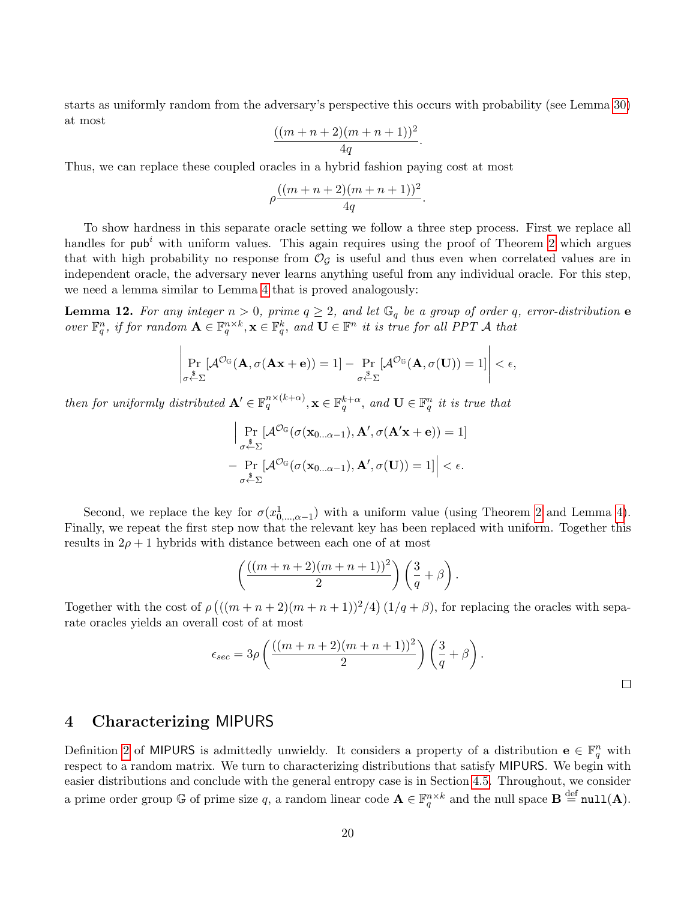starts as uniformly random from the adversary's perspective this occurs with probability (see Lemma 30) at most

$$\frac{((m+n+2)(m+n+1))^2}{4q}.$$

Thus, we can replace these coupled oracles in a hybrid fashion paying cost at most

$$\rho\frac{((m+n+2)(m+n+1))^2}{4q}.$$

To show hardness in this separate oracle setting we follow a three step process. First we replace all handles for $\mathsf{pub}^i$ with uniform values. This again requires using the proof of Theorem 2 which argues that with high probability no response from $\mathcal{O}_\mathcal{G}$ is useful and thus even when correlated values are in independent oracle, the adversary never learns anything useful from any individual oracle. For this step, we need a lemma similar to Lemma 4 that is proved analogously:

**Lemma 12.** *For any integer $n > 0$, prime $q \geq 2$, and let $\mathbb{G}_q$ be a group of order $q$, error-distribution $\mathbf{e}$ over $\mathbb{F}_q^n$, if for random $\mathbf{A} \in \mathbb{F}_q^{n\times k}, \mathbf{x} \in \mathbb{F}_q^k$, and $\mathbf{U} \in \mathbb{F}^n$ it is true for all PPT $\mathcal{A}$ that*

$$\left| \Pr_{\sigma \overset{\$}{\leftarrow} \Sigma}[\mathcal{A}^{\mathcal{O}_\mathbb{G}}(\mathbf{A}, \sigma(\mathbf{A}\mathbf{x}+\mathbf{e})) = 1] - \Pr_{\sigma \overset{\$}{\leftarrow} \Sigma}[\mathcal{A}^{\mathcal{O}_\mathbb{G}}(\mathbf{A}, \sigma(\mathbf{U})) = 1] \right| < \epsilon,$$

*then for uniformly distributed $\mathbf{A}' \in \mathbb{F}_q^{n\times(k+\alpha)}, \mathbf{x} \in \mathbb{F}_q^{k+\alpha}$, and $\mathbf{U} \in \mathbb{F}_q^n$ it is true that*

$$\begin{aligned} \Bigg| &\Pr_{\sigma \overset{\$}{\leftarrow} \Sigma}[\mathcal{A}^{\mathcal{O}_\mathbb{G}}(\sigma(\mathbf{x}_{0\ldots\alpha-1}), \mathbf{A}', \sigma(\mathbf{A}'\mathbf{x}+\mathbf{e})) = 1] \\ &- \Pr_{\sigma \overset{\$}{\leftarrow} \Sigma}[\mathcal{A}^{\mathcal{O}_\mathbb{G}}(\sigma(\mathbf{x}_{0\ldots\alpha-1}), \mathbf{A}', \sigma(\mathbf{U})) = 1] \Bigg| < \epsilon. \end{aligned}$$

Second, we replace the key for $\sigma(x^1_{0,\ldots,\alpha-1})$ with a uniform value (using Theorem 2 and Lemma 4). Finally, we repeat the first step now that the relevant key has been replaced with uniform. Together this results in $2\rho+1$ hybrids with distance between each one of at most

$$\left(\frac{((m+n+2)(m+n+1))^2}{2}\right)\left(\frac{3}{q}+\beta\right).$$

Together with the cost of $\rho\left(((m+n+2)(m+n+1))^2/4\right)(1/q+\beta)$, for replacing the oracles with separate oracles yields an overall cost of at most

$$\epsilon_{sec} = 3\rho\left(\frac{((m+n+2)(m+n+1))^2}{2}\right)\left(\frac{3}{q}+\beta\right).$$

□

## 4 Characterizing MIPURS

Definition 2 of MIPURS is admittedly unwieldy. It considers a property of a distribution $\mathbf{e} \in \mathbb{F}_q^n$ with respect to a random matrix. We turn to characterizing distributions that satisfy MIPURS. We begin with easier distributions and conclude with the general entropy case is in Section 4.5. Throughout, we consider a prime order group $\mathbb{G}$ of prime size $q$, a random linear code $\mathbf{A} \in \mathbb{F}_q^{n\times k}$ and the null space $\mathbf{B} \overset{\text{def}}{=} \mathtt{null}(\mathbf{A})$.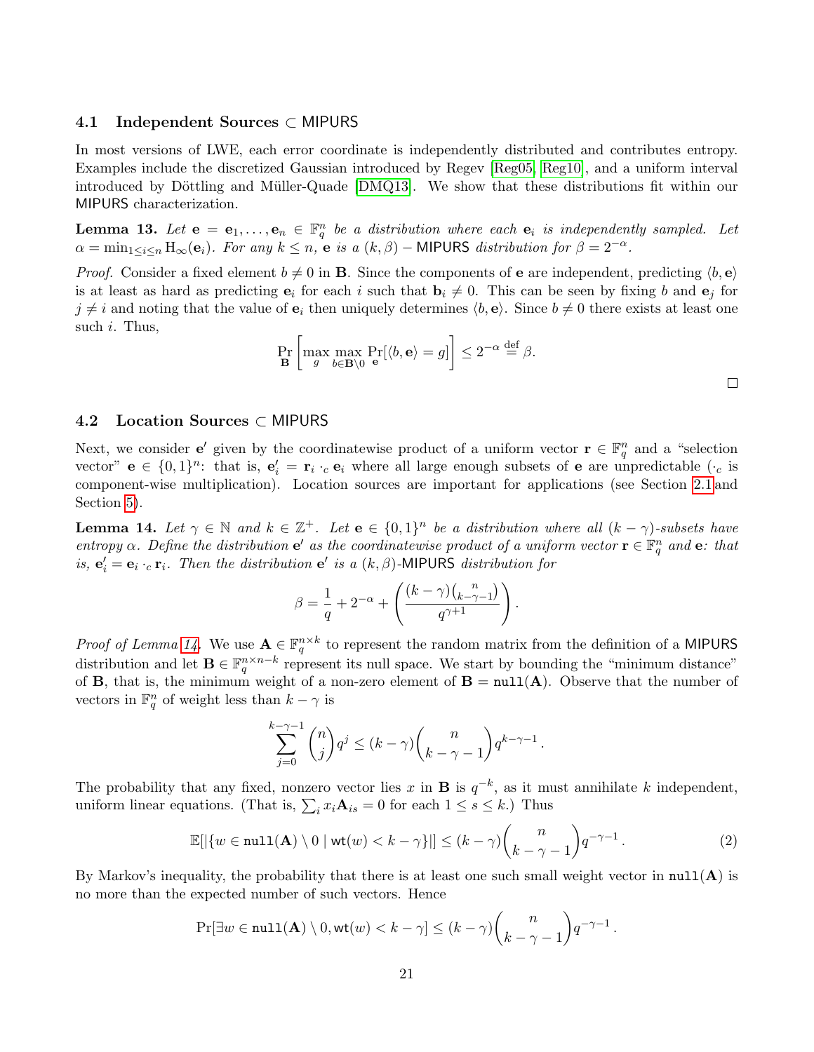### 4.1 Independent Sources $\subset$ MIPURS

In most versions of LWE, each error coordinate is independently distributed and contributes entropy. Examples include the discretized Gaussian introduced by Regev [Reg05, Reg10], and a uniform interval introduced by Döttling and Müller-Quade [DMQ13]. We show that these distributions fit within our MIPURS characterization.

**Lemma 13.** *Let $\mathbf{e} = \mathbf{e}_1, \ldots, \mathbf{e}_n \in \mathbb{F}_q^n$ be a distribution where each $\mathbf{e}_i$ is independently sampled. Let $\alpha = \min_{1 \le i \le n} \mathrm{H}_\infty(\mathbf{e}_i)$. For any $k \le n$, $\mathbf{e}$ is a $(k, \beta) - \mathsf{MIPURS}$ distribution for $\beta = 2^{-\alpha}$.*

*Proof.* Consider a fixed element $b \neq 0$ in $\mathbf{B}$. Since the components of $\mathbf{e}$ are independent, predicting $\langle b, \mathbf{e} \rangle$ is at least as hard as predicting $\mathbf{e}_i$ for each $i$ such that $\mathbf{b}_i \neq 0$. This can be seen by fixing $b$ and $\mathbf{e}_j$ for $j \neq i$ and noting that the value of $\mathbf{e}_i$ then uniquely determines $\langle b, \mathbf{e} \rangle$. Since $b \neq 0$ there exists at least one such $i$. Thus,

$$\Pr_{\mathbf{B}}\left[\max_g \max_{b \in \mathbf{B} \setminus 0} \Pr_{\mathbf{e}}[\langle b, \mathbf{e} \rangle = g]\right] \le 2^{-\alpha} \stackrel{\text{def}}{=} \beta.$$

$\square$

### 4.2 Location Sources $\subset$ MIPURS

Next, we consider $\mathbf{e}'$ given by the coordinatewise product of a uniform vector $\mathbf{r} \in \mathbb{F}_q^n$ and a "selection vector" $\mathbf{e} \in \{0,1\}^n$: that is, $\mathbf{e}'_i = \mathbf{r}_i \cdot_c \mathbf{e}_i$ where all large enough subsets of $\mathbf{e}$ are unpredictable ($\cdot_c$ is component-wise multiplication). Location sources are important for applications (see Section 2.1 and Section 5).

**Lemma 14.** *Let $\gamma \in \mathbb{N}$ and $k \in \mathbb{Z}^+$. Let $\mathbf{e} \in \{0,1\}^n$ be a distribution where all $(k-\gamma)$-subsets have entropy $\alpha$. Define the distribution $\mathbf{e}'$ as the coordinatewise product of a uniform vector $\mathbf{r} \in \mathbb{F}_q^n$ and $\mathbf{e}$: that is, $\mathbf{e}'_i = \mathbf{e}_i \cdot_c \mathbf{r}_i$. Then the distribution $\mathbf{e}'$ is a $(k, \beta)$-$\mathsf{MIPURS}$ distribution for*

$$\beta = \frac{1}{q} + 2^{-\alpha} + \left(\frac{(k-\gamma)\binom{n}{k-\gamma-1}}{q^{\gamma+1}}\right).$$

*Proof of Lemma 14.* We use $\mathbf{A} \in \mathbb{F}_q^{n \times k}$ to represent the random matrix from the definition of a $\mathsf{MIPURS}$ distribution and let $\mathbf{B} \in \mathbb{F}_q^{n \times n-k}$ represent its null space. We start by bounding the "minimum distance" of $\mathbf{B}$, that is, the minimum weight of a non-zero element of $\mathbf{B} = \mathtt{null}(\mathbf{A})$. Observe that the number of vectors in $\mathbb{F}_q^n$ of weight less than $k-\gamma$ is

$$\sum_{j=0}^{k-\gamma-1} \binom{n}{j} q^j \le (k-\gamma)\binom{n}{k-\gamma-1} q^{k-\gamma-1}.$$

The probability that any fixed, nonzero vector lies $x$ in $\mathbf{B}$ is $q^{-k}$, as it must annihilate $k$ independent, uniform linear equations. (That is, $\sum_i x_i \mathbf{A}_{is} = 0$ for each $1 \le s \le k$.) Thus

$$\mathbb{E}[|\{w \in \mathtt{null}(\mathbf{A}) \setminus 0 \mid \mathsf{wt}(w) < k-\gamma\}|] \le (k-\gamma)\binom{n}{k-\gamma-1} q^{-\gamma-1}. \tag{2}$$

By Markov's inequality, the probability that there is at least one such small weight vector in $\mathtt{null}(\mathbf{A})$ is no more than the expected number of such vectors. Hence

$$\Pr[\exists w \in \mathtt{null}(\mathbf{A}) \setminus 0, \mathsf{wt}(w) < k-\gamma] \le (k-\gamma)\binom{n}{k-\gamma-1} q^{-\gamma-1}.$$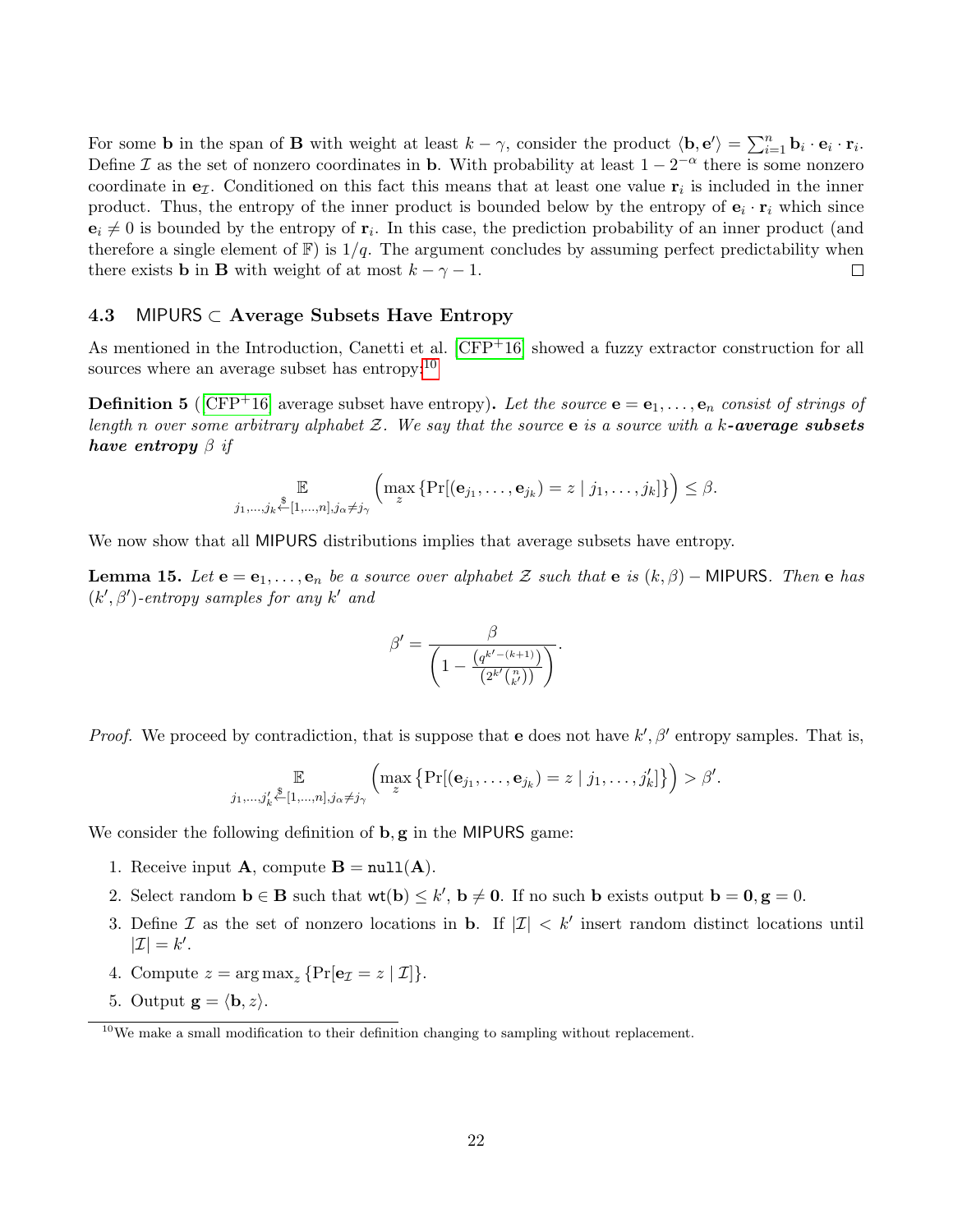For some $\mathbf{b}$ in the span of $\mathbf{B}$ with weight at least $k-\gamma$, consider the product $\langle \mathbf{b}, \mathbf{e}' \rangle = \sum_{i=1}^{n} \mathbf{b}_i \cdot \mathbf{e}_i \cdot \mathbf{r}_i$. Define $\mathcal{I}$ as the set of nonzero coordinates in $\mathbf{b}$. With probability at least $1 - 2^{-\alpha}$ there is some nonzero coordinate in $\mathbf{e}_{\mathcal{I}}$. Conditioned on this fact this means that at least one value $\mathbf{r}_i$ is included in the inner product. Thus, the entropy of the inner product is bounded below by the entropy of $\mathbf{e}_i \cdot \mathbf{r}_i$ which since $\mathbf{e}_i \neq 0$ is bounded by the entropy of $\mathbf{r}_i$. In this case, the prediction probability of an inner product (and therefore a single element of $\mathbb{F}$) is $1/q$. The argument concludes by assuming perfect predictability when there exists $\mathbf{b}$ in $\mathbf{B}$ with weight of at most $k - \gamma - 1$. ◻

### 4.3 MIPURS ⊂ Average Subsets Have Entropy

As mentioned in the Introduction, Canetti et al. [CFP+16] showed a fuzzy extractor construction for all sources where an average subset has entropy:[10]

**Definition 5** ([CFP+16] average subset have entropy). *Let the source $\mathbf{e} = \mathbf{e}_1, \ldots, \mathbf{e}_n$ consist of strings of length $n$ over some arbitrary alphabet $\mathcal{Z}$. We say that the source $\mathbf{e}$ is a source with a $k$-**average subsets have entropy** $\beta$ if*

$$\mathop{\mathbb{E}}_{j_1,\ldots,j_k \overset{\$}{\leftarrow} [1,\ldots,n], j_\alpha \neq j_\gamma} \left( \max_z \{\Pr[(\mathbf{e}_{j_1}, \ldots, \mathbf{e}_{j_k}) = z \mid j_1, \ldots, j_k]\} \right) \leq \beta.$$

We now show that all MIPURS distributions implies that average subsets have entropy.

**Lemma 15.** *Let $\mathbf{e} = \mathbf{e}_1, \ldots, \mathbf{e}_n$ be a source over alphabet $\mathcal{Z}$ such that $\mathbf{e}$ is $(k, \beta) - \mathsf{MIPURS}$. Then $\mathbf{e}$ has $(k', \beta')$-entropy samples for any $k'$ and*

$$\beta' = \frac{\beta}{\left(1 - \frac{\left(q^{k'-(k+1)}\right)}{\left(2^{k'}\binom{n}{k'}\right)}\right)}.$$

*Proof.* We proceed by contradiction, that is suppose that $\mathbf{e}$ does not have $k', \beta'$ entropy samples. That is,

$$\mathop{\mathbb{E}}_{j_1,\ldots,j'_k \overset{\$}{\leftarrow} [1,\ldots,n], j_\alpha \neq j_\gamma} \left( \max_z \{\Pr[(\mathbf{e}_{j_1}, \ldots, \mathbf{e}_{j_k}) = z \mid j_1, \ldots, j'_k]\} \right) > \beta'.$$

We consider the following definition of $\mathbf{b}, \mathbf{g}$ in the MIPURS game:

1. Receive input $\mathbf{A}$, compute $\mathbf{B} = \texttt{null}(\mathbf{A})$.
2. Select random $\mathbf{b} \in \mathbf{B}$ such that $\mathsf{wt}(\mathbf{b}) \leq k'$, $\mathbf{b} \neq \mathbf{0}$. If no such $\mathbf{b}$ exists output $\mathbf{b} = \mathbf{0}, \mathbf{g} = 0$.
3. Define $\mathcal{I}$ as the set of nonzero locations in $\mathbf{b}$. If $|\mathcal{I}| < k'$ insert random distinct locations until $|\mathcal{I}| = k'$.
4. Compute $z = \arg\max_z \{\Pr[\mathbf{e}_{\mathcal{I}} = z \mid \mathcal{I}]\}$.
5. Output $\mathbf{g} = \langle \mathbf{b}, z \rangle$.

[10] We make a small modification to their definition changing to sampling without replacement.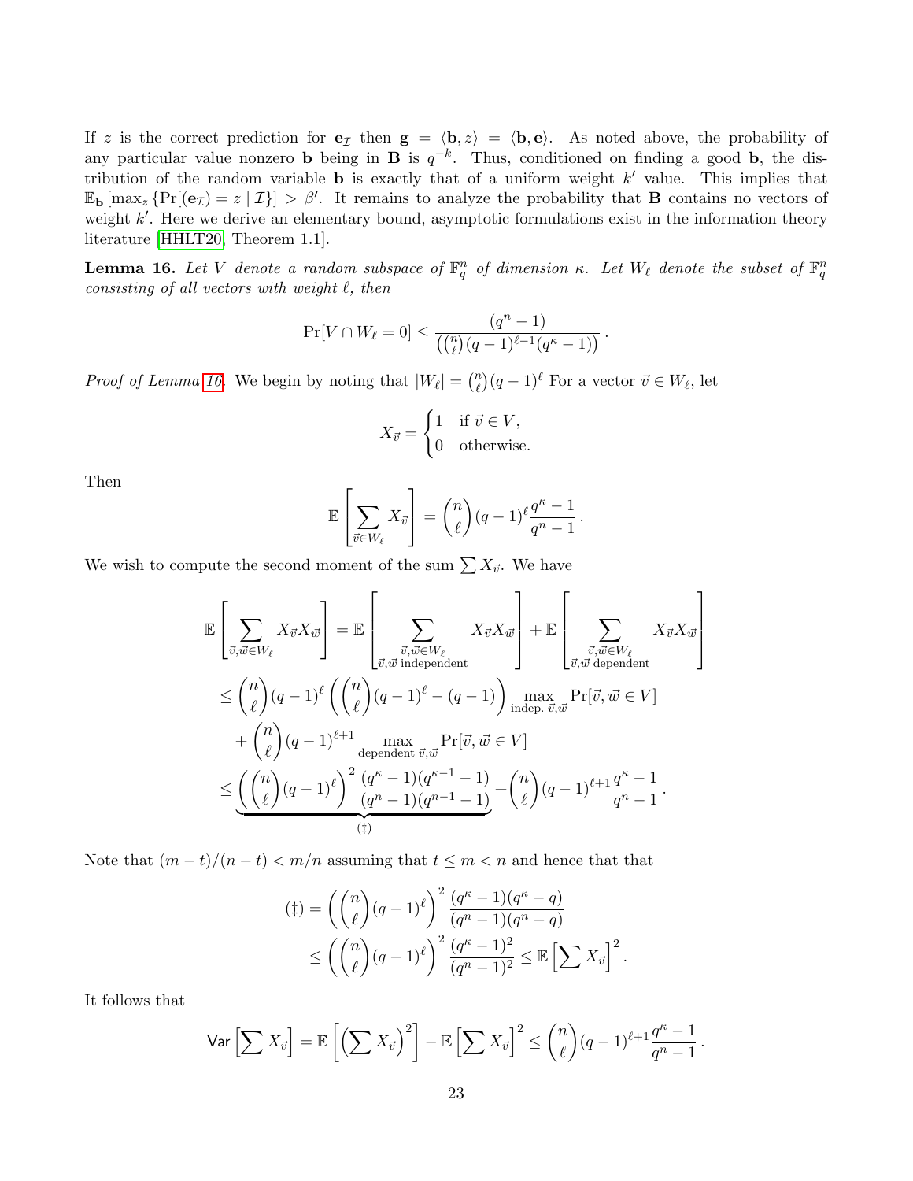If $z$ is the correct prediction for $\mathbf{e}_{\mathcal{I}}$ then $\mathbf{g} = \langle \mathbf{b}, z\rangle = \langle \mathbf{b}, \mathbf{e}\rangle$. As noted above, the probability of any particular value nonzero $\mathbf{b}$ being in $\mathbf{B}$ is $q^{-k}$. Thus, conditioned on finding a good $\mathbf{b}$, the distribution of the random variable $\mathbf{b}$ is exactly that of a uniform weight $k'$ value. This implies that $\mathbb{E}_{\mathbf{b}}\left[\max_z \left\{\Pr[(\mathbf{e}_{\mathcal{I}}) = z \mid \mathcal{I}\}\right] > \beta'$. It remains to analyze the probability that $\mathbf{B}$ contains no vectors of weight $k'$. Here we derive an elementary bound, asymptotic formulations exist in the information theory literature [HHLT20, Theorem 1.1].

**Lemma 16.** *Let $V$ denote a random subspace of $\mathbb{F}_q^n$ of dimension $\kappa$. Let $W_\ell$ denote the subset of $\mathbb{F}_q^n$ consisting of all vectors with weight $\ell$, then*

$$\Pr[V \cap W_\ell = 0] \leq \frac{(q^n-1)}{\left(\binom{n}{\ell}(q-1)^{\ell-1}(q^\kappa - 1)\right)}.$$

*Proof of Lemma 16.* We begin by noting that $|W_\ell| = \binom{n}{\ell}(q-1)^\ell$ For a vector $\vec{v} \in W_\ell$, let

$$X_{\vec{v}} = \begin{cases} 1 & \text{if } \vec{v} \in V, \\ 0 & \text{otherwise.} \end{cases}$$

Then

$$\mathbb{E}\left[\sum_{\vec{v} \in W_\ell} X_{\vec{v}}\right] = \binom{n}{\ell}(q-1)^\ell \frac{q^\kappa - 1}{q^n - 1}.$$

We wish to compute the second moment of the sum $\sum X_{\vec{v}}$. We have

$$\begin{aligned}
\mathbb{E}\left[\sum_{\vec{v},\vec{w} \in W_\ell} X_{\vec{v}} X_{\vec{w}}\right] &= \mathbb{E}\left[\sum_{\substack{\vec{v},\vec{w} \in W_\ell \\ \vec{v},\vec{w} \text{ independent}}} X_{\vec{v}} X_{\vec{w}}\right] + \mathbb{E}\left[\sum_{\substack{\vec{v},\vec{w} \in W_\ell \\ \vec{v},\vec{w} \text{ dependent}}} X_{\vec{v}} X_{\vec{w}}\right] \\
&\leq \binom{n}{\ell}(q-1)^\ell \left(\binom{n}{\ell}(q-1)^\ell - (q-1)\right) \max_{\text{indep. } \vec{v},\vec{w}} \Pr[\vec{v},\vec{w} \in V] \\
&\quad + \binom{n}{\ell}(q-1)^{\ell+1} \max_{\text{dependent } \vec{v},\vec{w}} \Pr[\vec{v},\vec{w} \in V] \\
&\leq \underbrace{\left(\binom{n}{\ell}(q-1)^\ell\right)^2 \frac{(q^\kappa - 1)(q^{\kappa-1} - 1)}{(q^n - 1)(q^{n-1} - 1)}}_{(\ddagger)} + \binom{n}{\ell}(q-1)^{\ell+1} \frac{q^\kappa - 1}{q^n - 1}.
\end{aligned}$$

Note that $(m-t)/(n-t) < m/n$ assuming that $t \leq m < n$ and hence that that

$$\begin{aligned}
(\ddagger) &= \left(\binom{n}{\ell}(q-1)^\ell\right)^2 \frac{(q^\kappa - 1)(q^\kappa - q)}{(q^n - 1)(q^n - q)} \\
&\leq \left(\binom{n}{\ell}(q-1)^\ell\right)^2 \frac{(q^\kappa - 1)^2}{(q^n - 1)^2} \leq \mathbb{E}\left[\sum X_{\vec{v}}\right]^2.
\end{aligned}$$

It follows that

$$\mathsf{Var}\left[\sum X_{\vec{v}}\right] = \mathbb{E}\left[\left(\sum X_{\vec{v}}\right)^2\right] - \mathbb{E}\left[\sum X_{\vec{v}}\right]^2 \leq \binom{n}{\ell}(q-1)^{\ell+1} \frac{q^\kappa - 1}{q^n - 1}.$$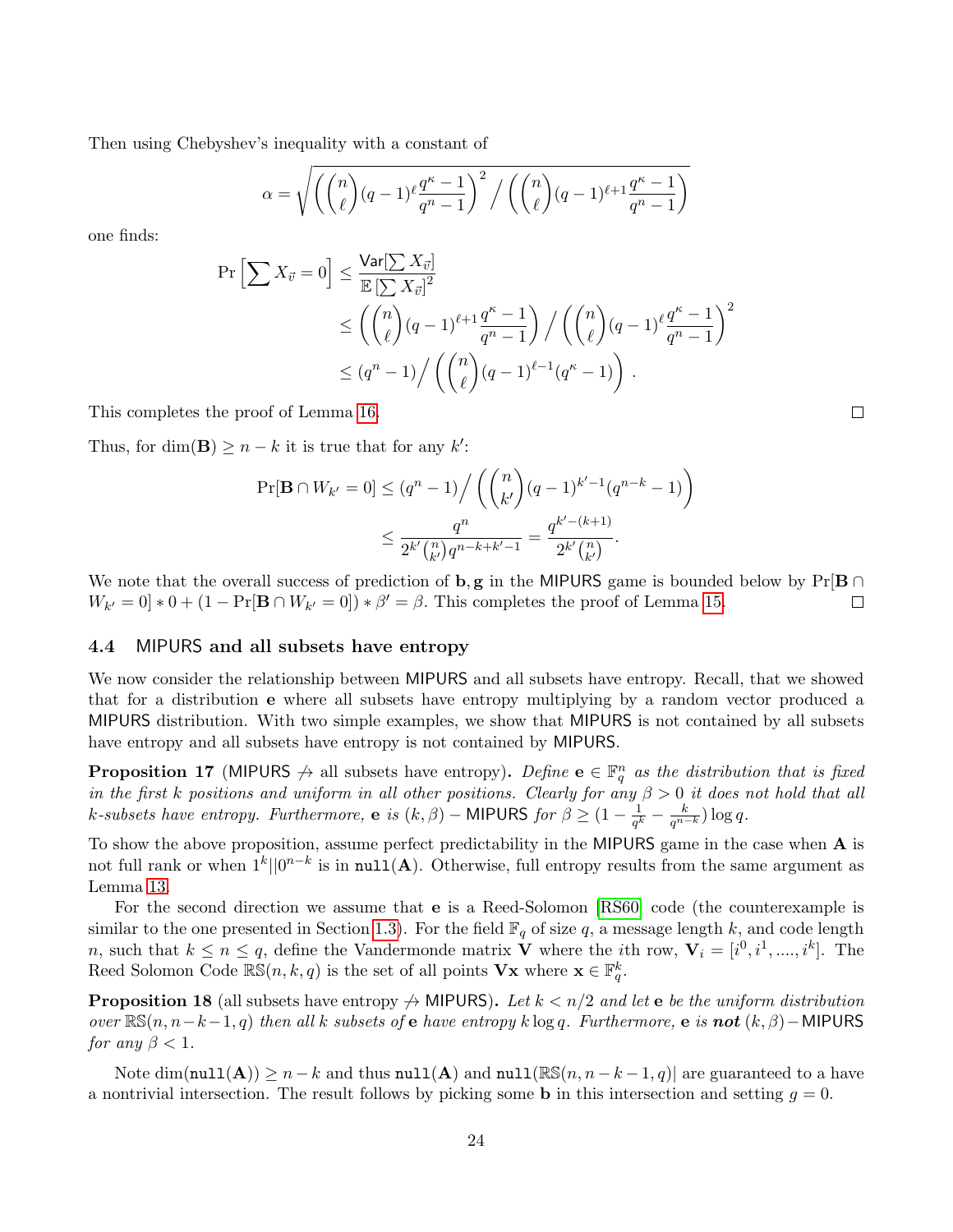Then using Chebyshev's inequality with a constant of

$$\alpha = \sqrt{\left(\binom{n}{\ell}(q-1)^{\ell}\frac{q^{\kappa}-1}{q^n-1}\right)^2 \Big/ \left(\binom{n}{\ell}(q-1)^{\ell+1}\frac{q^{\kappa}-1}{q^n-1}\right)}$$

one finds:

$$\begin{aligned}
\Pr\left[\sum X_{\vec{v}} = 0\right] &\leq \frac{\mathsf{Var}[\sum X_{\vec{v}}]}{\mathbb{E}\left[\sum X_{\vec{v}}\right]^2} \\
&\leq \left(\binom{n}{\ell}(q-1)^{\ell+1}\frac{q^{\kappa}-1}{q^n-1}\right) \Big/ \left(\binom{n}{\ell}(q-1)^{\ell}\frac{q^{\kappa}-1}{q^n-1}\right)^2 \\
&\leq (q^n-1)\Big/\left(\binom{n}{\ell}(q-1)^{\ell-1}(q^{\kappa}-1)\right).
\end{aligned}$$

This completes the proof of Lemma 16. ◻

Thus, for $\dim(\mathbf{B}) \geq n-k$ it is true that for any $k'$:

$$\begin{aligned}
\Pr[\mathbf{B} \cap W_{k'} = 0] &\leq (q^n-1)\Big/\left(\binom{n}{k'}(q-1)^{k'-1}(q^{n-k}-1)\right) \\
&\leq \frac{q^n}{2^{k'}\binom{n}{k'}q^{n-k+k'-1}} = \frac{q^{k'-(k+1)}}{2^{k'}\binom{n}{k'}}.
\end{aligned}$$

We note that the overall success of prediction of $\mathbf{b}, \mathbf{g}$ in the MIPURS game is bounded below by $\Pr[\mathbf{B} \cap W_{k'} = 0] * 0 + (1 - \Pr[\mathbf{B} \cap W_{k'} = 0]) * \beta' = \beta$. This completes the proof of Lemma 15. ◻

### 4.4 MIPURS and all subsets have entropy

We now consider the relationship between MIPURS and all subsets have entropy. Recall, that we showed that for a distribution $\mathbf{e}$ where all subsets have entropy multiplying by a random vector produced a MIPURS distribution. With two simple examples, we show that MIPURS is not contained by all subsets have entropy and all subsets have entropy is not contained by MIPURS.

**Proposition 17** (MIPURS $\not\rightarrow$ all subsets have entropy)**.** *Define $\mathbf{e} \in \mathbb{F}_q^n$ as the distribution that is fixed in the first $k$ positions and uniform in all other positions. Clearly for any $\beta > 0$ it does not hold that all $k$-subsets have entropy. Furthermore, $\mathbf{e}$ is $(k, \beta) -$ MIPURS for $\beta \geq (1 - \frac{1}{q^k} - \frac{k}{q^{n-k}})\log q$.*

To show the above proposition, assume perfect predictability in the MIPURS game in the case when $\mathbf{A}$ is not full rank or when $1^k || 0^{n-k}$ is in $\mathtt{null}(\mathbf{A})$. Otherwise, full entropy results from the same argument as Lemma 13.

For the second direction we assume that $\mathbf{e}$ is a Reed-Solomon [RS60] code (the counterexample is similar to the one presented in Section 1.3). For the field $\mathbb{F}_q$ of size $q$, a message length $k$, and code length $n$, such that $k \leq n \leq q$, define the Vandermonde matrix $\mathbf{V}$ where the $i$th row, $\mathbf{V}_i = [i^0, i^1, ...., i^k]$. The Reed Solomon Code $\mathbb{RS}(n, k, q)$ is the set of all points $\mathbf{V}\mathbf{x}$ where $\mathbf{x} \in \mathbb{F}_q^k$.

**Proposition 18** (all subsets have entropy $\not\rightarrow$ MIPURS)**.** *Let $k < n/2$ and let $\mathbf{e}$ be the uniform distribution over $\mathbb{RS}(n, n-k-1, q)$ then all $k$ subsets of $\mathbf{e}$ have entropy $k \log q$. Furthermore, $\mathbf{e}$ is **not** $(k, \beta) -$MIPURS for any $\beta < 1$.*

Note $\dim(\mathtt{null}(\mathbf{A})) \geq n-k$ and thus $\mathtt{null}(\mathbf{A})$ and $\mathtt{null}(\mathbb{RS}(n, n-k-1, q)|$ are guaranteed to a have a nontrivial intersection. The result follows by picking some $\mathbf{b}$ in this intersection and setting $g = 0$.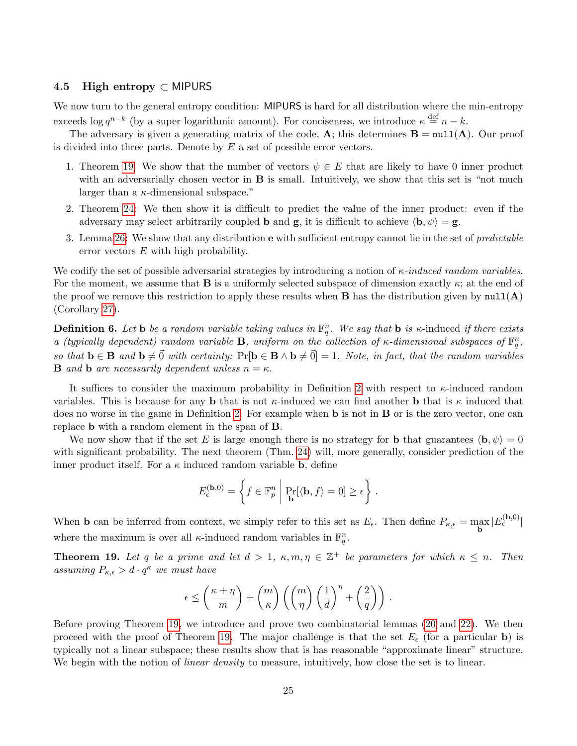### 4.5 High entropy ⊂ MIPURS

We now turn to the general entropy condition: MIPURS is hard for all distribution where the min-entropy exceeds $\log q^{n-k}$ (by a super logarithmic amount). For conciseness, we introduce $\kappa \stackrel{\text{def}}{=} n - k$.

The adversary is given a generating matrix of the code, $\mathbf{A}$; this determines $\mathbf{B} = \texttt{null}(\mathbf{A})$. Our proof is divided into three parts. Denote by $E$ a set of possible error vectors.

1. Theorem 19: We show that the number of vectors $\psi \in E$ that are likely to have 0 inner product with an adversarially chosen vector in $\mathbf{B}$ is small. Intuitively, we show that this set is "not much larger than a $\kappa$-dimensional subspace."
2. Theorem 24: We then show it is difficult to predict the value of the inner product: even if the adversary may select arbitrarily coupled $\mathbf{b}$ and $\mathbf{g}$, it is difficult to achieve $\langle \mathbf{b}, \psi \rangle = \mathbf{g}$.
3. Lemma 26: We show that any distribution $\mathbf{e}$ with sufficient entropy cannot lie in the set of *predictable* error vectors $E$ with high probability.

We codify the set of possible adversarial strategies by introducing a notion of *$\kappa$-induced random variables*. For the moment, we assume that $\mathbf{B}$ is a uniformly selected subspace of dimension exactly $\kappa$; at the end of the proof we remove this restriction to apply these results when $\mathbf{B}$ has the distribution given by $\texttt{null}(\mathbf{A})$ (Corollary 27).

**Definition 6.** *Let $\mathbf{b}$ be a random variable taking values in $\mathbb{F}_q^n$. We say that $\mathbf{b}$ is $\kappa$-*induced *if there exists a (typically dependent) random variable $\mathbf{B}$, uniform on the collection of $\kappa$-dimensional subspaces of $\mathbb{F}_q^n$, so that $\mathbf{b} \in \mathbf{B}$ and $\mathbf{b} \neq \vec{0}$ with certainty: $\Pr[\mathbf{b} \in \mathbf{B} \wedge \mathbf{b} \neq \vec{0}] = 1$. Note, in fact, that the random variables $\mathbf{B}$ and $\mathbf{b}$ are necessarily dependent unless $n = \kappa$.*

It suffices to consider the maximum probability in Definition 2 with respect to $\kappa$-induced random variables. This is because for any $\mathbf{b}$ that is not $\kappa$-induced we can find another $\mathbf{b}$ that is $\kappa$ induced that does no worse in the game in Definition 2. For example when $\mathbf{b}$ is not in $\mathbf{B}$ or is the zero vector, one can replace $\mathbf{b}$ with a random element in the span of $\mathbf{B}$.

We now show that if the set $E$ is large enough there is no strategy for $\mathbf{b}$ that guarantees $\langle \mathbf{b}, \psi \rangle = 0$ with significant probability. The next theorem (Thm. 24) will, more generally, consider prediction of the inner product itself. For a $\kappa$ induced random variable $\mathbf{b}$, define

$$E_\epsilon^{(\mathbf{b},0)} = \left\{ f \in \mathbb{F}_p^n \;\middle|\; \Pr_{\mathbf{b}}[\langle \mathbf{b}, f \rangle = 0] \geq \epsilon \right\}.$$

When $\mathbf{b}$ can be inferred from context, we simply refer to this set as $E_\epsilon$. Then define $P_{\kappa,\epsilon} = \max_{\mathbf{b}} |E_\epsilon^{(\mathbf{b},0)}|$ where the maximum is over all $\kappa$-induced random variables in $\mathbb{F}_q^n$.

**Theorem 19.** *Let $q$ be a prime and let $d > 1$, $\kappa, m, \eta \in \mathbb{Z}^+$ be parameters for which $\kappa \leq n$. Then assuming $P_{\kappa,\epsilon} > d \cdot q^\kappa$ we must have*

$$\epsilon \leq \left( \frac{\kappa + \eta}{m} \right) + \binom{m}{\kappa} \left( \binom{m}{\eta} \left( \frac{1}{d} \right)^\eta + \left( \frac{2}{q} \right) \right).$$

Before proving Theorem 19, we introduce and prove two combinatorial lemmas (20 and 22). We then proceed with the proof of Theorem 19. The major challenge is that the set $E_\epsilon$ (for a particular $\mathbf{b}$) is typically not a linear subspace; these results show that is has reasonable "approximate linear" structure. We begin with the notion of *linear density* to measure, intuitively, how close the set is to linear.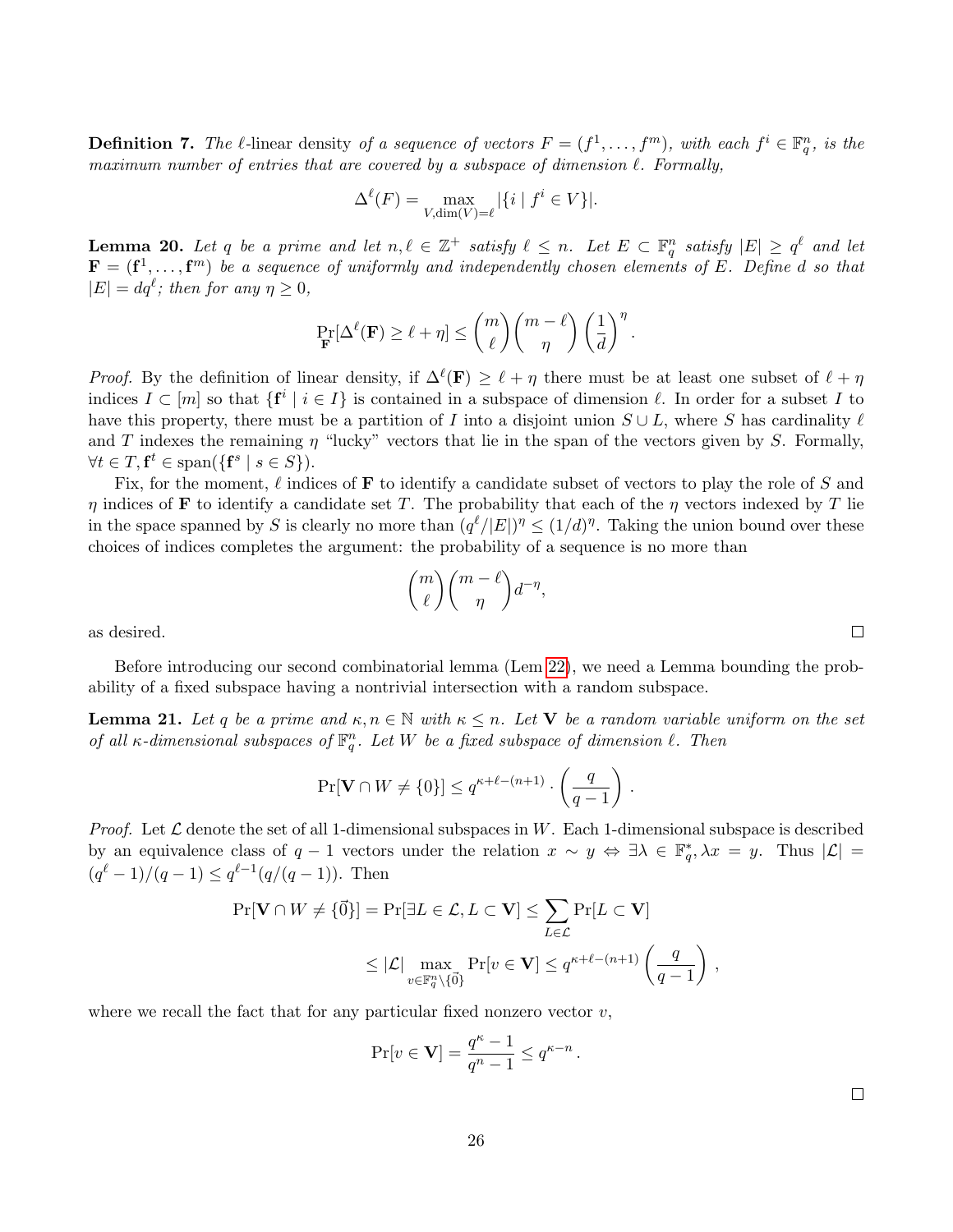**Definition 7.** *The* $\ell$-linear density *of a sequence of vectors* $F = (f^1, \ldots, f^m)$*, with each* $f^i \in \mathbb{F}_q^n$*, is the maximum number of entries that are covered by a subspace of dimension* $\ell$*. Formally,*

$$\Delta^\ell(F) = \max_{V, \dim(V)=\ell} |\{i \mid f^i \in V\}|.$$

**Lemma 20.** *Let* $q$ *be a prime and let* $n, \ell \in \mathbb{Z}^+$ *satisfy* $\ell \leq n$*. Let* $E \subset \mathbb{F}_q^n$ *satisfy* $|E| \geq q^\ell$ *and let* $\mathbf{F} = (\mathbf{f}^1, \ldots, \mathbf{f}^m)$ *be a sequence of uniformly and independently chosen elements of* $E$*. Define* $d$ *so that* $|E| = dq^\ell$*; then for any* $\eta \geq 0$*,*

$$\Pr_{\mathbf{F}}[\Delta^\ell(\mathbf{F}) \geq \ell + \eta] \leq \binom{m}{\ell}\binom{m-\ell}{\eta}\left(\frac{1}{d}\right)^\eta.$$

*Proof.* By the definition of linear density, if $\Delta^\ell(\mathbf{F}) \geq \ell + \eta$ there must be at least one subset of $\ell + \eta$ indices $I \subset [m]$ so that $\{\mathbf{f}^i \mid i \in I\}$ is contained in a subspace of dimension $\ell$. In order for a subset $I$ to have this property, there must be a partition of $I$ into a disjoint union $S \cup L$, where $S$ has cardinality $\ell$ and $T$ indexes the remaining $\eta$ "lucky" vectors that lie in the span of the vectors given by $S$. Formally, $\forall t \in T, \mathbf{f}^t \in \mathrm{span}(\{\mathbf{f}^s \mid s \in S\})$.

Fix, for the moment, $\ell$ indices of $\mathbf{F}$ to identify a candidate subset of vectors to play the role of $S$ and $\eta$ indices of $\mathbf{F}$ to identify a candidate set $T$. The probability that each of the $\eta$ vectors indexed by $T$ lie in the space spanned by $S$ is clearly no more than $(q^\ell/|E|)^\eta \leq (1/d)^\eta$. Taking the union bound over these choices of indices completes the argument: the probability of a sequence is no more than

$$\binom{m}{\ell}\binom{m-\ell}{\eta}d^{-\eta},$$

as desired. $\square$

Before introducing our second combinatorial lemma (Lem 22), we need a Lemma bounding the probability of a fixed subspace having a nontrivial intersection with a random subspace.

**Lemma 21.** *Let* $q$ *be a prime and* $\kappa, n \in \mathbb{N}$ *with* $\kappa \leq n$*. Let* $\mathbf{V}$ *be a random variable uniform on the set of all* $\kappa$*-dimensional subspaces of* $\mathbb{F}_q^n$*. Let* $W$ *be a fixed subspace of dimension* $\ell$*. Then*

$$\Pr[\mathbf{V} \cap W \neq \{0\}] \leq q^{\kappa+\ell-(n+1)} \cdot \left(\frac{q}{q-1}\right).$$

*Proof.* Let $\mathcal{L}$ denote the set of all 1-dimensional subspaces in $W$. Each 1-dimensional subspace is described by an equivalence class of $q-1$ vectors under the relation $x \sim y \Leftrightarrow \exists \lambda \in \mathbb{F}_q^*, \lambda x = y$. Thus $|\mathcal{L}| = (q^\ell - 1)/(q-1) \leq q^{\ell-1}(q/(q-1))$. Then

$$\Pr[\mathbf{V} \cap W \neq \{\vec{0}\}] = \Pr[\exists L \in \mathcal{L}, L \subset \mathbf{V}] \leq \sum_{L \in \mathcal{L}} \Pr[L \subset \mathbf{V}]$$

$$\leq |\mathcal{L}| \max_{v \in \mathbb{F}_q^n \setminus \{\vec{0}\}} \Pr[v \in \mathbf{V}] \leq q^{\kappa+\ell-(n+1)}\left(\frac{q}{q-1}\right),$$

where we recall the fact that for any particular fixed nonzero vector $v$,

$$\Pr[v \in \mathbf{V}] = \frac{q^\kappa - 1}{q^n - 1} \leq q^{\kappa - n}.$$

$\square$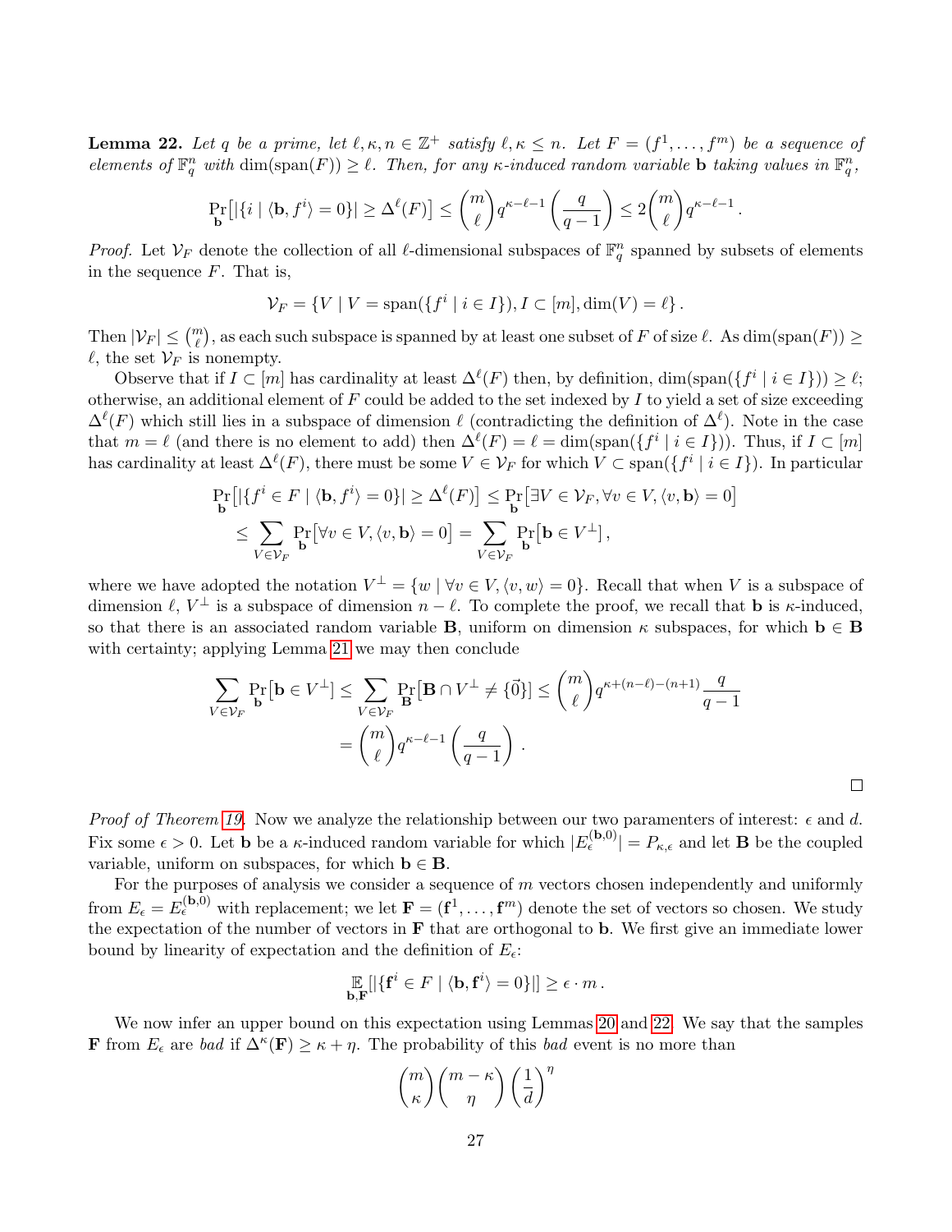**Lemma 22.** *Let $q$ be a prime, let $\ell, \kappa, n \in \mathbb{Z}^+$ satisfy $\ell, \kappa \leq n$. Let $F = (f^1, \ldots, f^m)$ be a sequence of elements of $\mathbb{F}_q^n$ with $\dim(\text{span}(F)) \geq \ell$. Then, for any $\kappa$-induced random variable $\mathbf{b}$ taking values in $\mathbb{F}_q^n$,*

$$\Pr_{\mathbf{b}}\big[|\{i \mid \langle \mathbf{b}, f^i \rangle = 0\}| \geq \Delta^\ell(F)\big] \leq \binom{m}{\ell} q^{\kappa - \ell - 1}\left(\frac{q}{q-1}\right) \leq 2\binom{m}{\ell} q^{\kappa-\ell-1}.$$

*Proof.* Let $\mathcal{V}_F$ denote the collection of all $\ell$-dimensional subspaces of $\mathbb{F}_q^n$ spanned by subsets of elements in the sequence $F$. That is,

$$\mathcal{V}_F = \{V \mid V = \text{span}(\{f^i \mid i \in I\}), I \subset [m], \dim(V) = \ell\}.$$

Then $|\mathcal{V}_F| \leq \binom{m}{\ell}$, as each such subspace is spanned by at least one subset of $F$ of size $\ell$. As $\dim(\text{span}(F)) \geq \ell$, the set $\mathcal{V}_F$ is nonempty.

Observe that if $I \subset [m]$ has cardinality at least $\Delta^\ell(F)$ then, by definition, $\dim(\text{span}(\{f^i \mid i \in I\})) \geq \ell$; otherwise, an additional element of $F$ could be added to the set indexed by $I$ to yield a set of size exceeding $\Delta^\ell(F)$ which still lies in a subspace of dimension $\ell$ (contradicting the definition of $\Delta^\ell$). Note in the case that $m = \ell$ (and there is no element to add) then $\Delta^\ell(F) = \ell = \dim(\text{span}(\{f^i \mid i \in I\}))$. Thus, if $I \subset [m]$ has cardinality at least $\Delta^\ell(F)$, there must be some $V \in \mathcal{V}_F$ for which $V \subset \text{span}(\{f^i \mid i \in I\})$. In particular

$$\begin{aligned}
\Pr_{\mathbf{b}}\big[|\{f^i \in F \mid \langle \mathbf{b}, f^i \rangle = 0\}| \geq \Delta^\ell(F)\big] &\leq \Pr_{\mathbf{b}}\big[\exists V \in \mathcal{V}_F, \forall v \in V, \langle v, \mathbf{b} \rangle = 0\big] \\
&\leq \sum_{V \in \mathcal{V}_F} \Pr_{\mathbf{b}}\big[\forall v \in V, \langle v, \mathbf{b} \rangle = 0\big] = \sum_{V \in \mathcal{V}_F} \Pr_{\mathbf{b}}\big[\mathbf{b} \in V^\perp\big],
\end{aligned}$$

where we have adopted the notation $V^\perp = \{w \mid \forall v \in V, \langle v, w \rangle = 0\}$. Recall that when $V$ is a subspace of dimension $\ell$, $V^\perp$ is a subspace of dimension $n - \ell$. To complete the proof, we recall that $\mathbf{b}$ is $\kappa$-induced, so that there is an associated random variable $\mathbf{B}$, uniform on dimension $\kappa$ subspaces, for which $\mathbf{b} \in \mathbf{B}$ with certainty; applying Lemma 21 we may then conclude

$$\begin{aligned}
\sum_{V \in \mathcal{V}_F} \Pr_{\mathbf{b}}\big[\mathbf{b} \in V^\perp\big] \leq \sum_{V \in \mathcal{V}_F} \Pr_{\mathbf{B}}\big[\mathbf{B} \cap V^\perp \neq \{\vec{0}\}\big] &\leq \binom{m}{\ell} q^{\kappa + (n-\ell) - (n+1)} \frac{q}{q-1} \\
&= \binom{m}{\ell} q^{\kappa-\ell-1}\left(\frac{q}{q-1}\right).
\end{aligned}$$

$\square$

*Proof of Theorem 19.* Now we analyze the relationship between our two paramenters of interest: $\epsilon$ and $d$. Fix some $\epsilon > 0$. Let $\mathbf{b}$ be a $\kappa$-induced random variable for which $|E_\epsilon^{(\mathbf{b},0)}| = P_{\kappa,\epsilon}$ and let $\mathbf{B}$ be the coupled variable, uniform on subspaces, for which $\mathbf{b} \in \mathbf{B}$.

For the purposes of analysis we consider a sequence of $m$ vectors chosen independently and uniformly from $E_\epsilon = E_\epsilon^{(\mathbf{b},0)}$ with replacement; we let $\mathbf{F} = (\mathbf{f}^1, \ldots, \mathbf{f}^m)$ denote the set of vectors so chosen. We study the expectation of the number of vectors in $\mathbf{F}$ that are orthogonal to $\mathbf{b}$. We first give an immediate lower bound by linearity of expectation and the definition of $E_\epsilon$:

$$\mathop{\mathbb{E}}_{\mathbf{b},\mathbf{F}}[|\{\mathbf{f}^i \in F \mid \langle \mathbf{b}, \mathbf{f}^i \rangle = 0\}|] \geq \epsilon \cdot m.$$

We now infer an upper bound on this expectation using Lemmas 20 and 22. We say that the samples $\mathbf{F}$ from $E_\epsilon$ are *bad* if $\Delta^\kappa(\mathbf{F}) \geq \kappa + \eta$. The probability of this *bad* event is no more than

$$\binom{m}{\kappa}\binom{m-\kappa}{\eta}\left(\frac{1}{d}\right)^\eta$$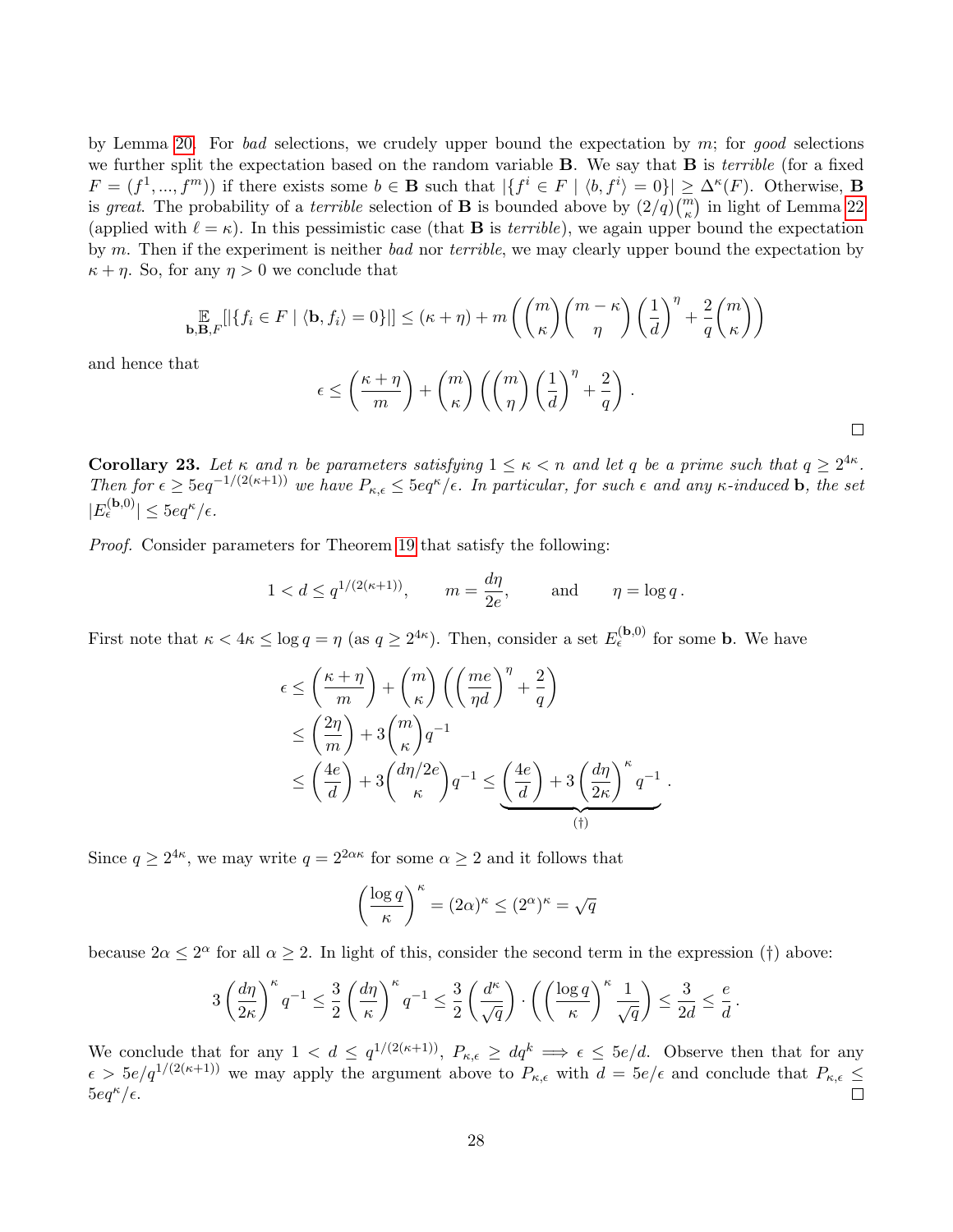by Lemma 20. For *bad* selections, we crudely upper bound the expectation by $m$; for *good* selections we further split the expectation based on the random variable $\mathbf{B}$. We say that $\mathbf{B}$ is *terrible* (for a fixed $F = (f^1, ..., f^m)$) if there exists some $b \in \mathbf{B}$ such that $|\{f^i \in F \mid \langle b, f^i \rangle = 0\}| \geq \Delta^\kappa(F)$. Otherwise, $\mathbf{B}$ is *great*. The probability of a *terrible* selection of $\mathbf{B}$ is bounded above by $(2/q)\binom{m}{\kappa}$ in light of Lemma 22 (applied with $\ell = \kappa$). In this pessimistic case (that $\mathbf{B}$ is *terrible*), we again upper bound the expectation by $m$. Then if the experiment is neither *bad* nor *terrible*, we may clearly upper bound the expectation by $\kappa + \eta$. So, for any $\eta > 0$ we conclude that

$$\mathop{\mathbb{E}}_{\mathbf{b},\mathbf{B},F}[|\{f_i \in F \mid \langle \mathbf{b}, f_i \rangle = 0\}|] \leq (\kappa + \eta) + m\left(\binom{m}{\kappa}\binom{m-\kappa}{\eta}\left(\frac{1}{d}\right)^\eta + \frac{2}{q}\binom{m}{\kappa}\right)$$

and hence that

$$\epsilon \leq \left(\frac{\kappa+\eta}{m}\right) + \binom{m}{\kappa}\left(\binom{m}{\eta}\left(\frac{1}{d}\right)^\eta + \frac{2}{q}\right).$$

$\square$

**Corollary 23.** *Let $\kappa$ and $n$ be parameters satisfying $1 \leq \kappa < n$ and let $q$ be a prime such that $q \geq 2^{4\kappa}$. Then for $\epsilon \geq 5eq^{-1/(2(\kappa+1))}$ we have $P_{\kappa,\epsilon} \leq 5eq^\kappa/\epsilon$. In particular, for such $\epsilon$ and any $\kappa$-induced $\mathbf{b}$, the set $|E_\epsilon^{(\mathbf{b},0)}| \leq 5eq^\kappa/\epsilon$.*

*Proof.* Consider parameters for Theorem 19 that satisfy the following:

$$1 < d \leq q^{1/(2(\kappa+1))}, \qquad m = \frac{d\eta}{2e}, \qquad \text{and} \qquad \eta = \log q\,.$$

First note that $\kappa < 4\kappa \leq \log q = \eta$ (as $q \geq 2^{4\kappa}$). Then, consider a set $E_\epsilon^{(\mathbf{b},0)}$ for some $\mathbf{b}$. We have

$$\begin{aligned}
\epsilon &\leq \left(\frac{\kappa+\eta}{m}\right) + \binom{m}{\kappa}\left(\left(\frac{me}{\eta d}\right)^\eta + \frac{2}{q}\right) \\
&\leq \left(\frac{2\eta}{m}\right) + 3\binom{m}{\kappa}q^{-1} \\
&\leq \left(\frac{4e}{d}\right) + 3\binom{d\eta/2e}{\kappa}q^{-1} \leq \underbrace{\left(\frac{4e}{d}\right) + 3\left(\frac{d\eta}{2\kappa}\right)^\kappa q^{-1}}_{(\dagger)}.
\end{aligned}$$

Since $q \geq 2^{4\kappa}$, we may write $q = 2^{2\alpha\kappa}$ for some $\alpha \geq 2$ and it follows that

$$\left(\frac{\log q}{\kappa}\right)^\kappa = (2\alpha)^\kappa \leq (2^\alpha)^\kappa = \sqrt{q}$$

because $2\alpha \leq 2^\alpha$ for all $\alpha \geq 2$. In light of this, consider the second term in the expression $(\dagger)$ above:

$$3\left(\frac{d\eta}{2\kappa}\right)^\kappa q^{-1} \leq \frac{3}{2}\left(\frac{d\eta}{\kappa}\right)^\kappa q^{-1} \leq \frac{3}{2}\left(\frac{d^\kappa}{\sqrt{q}}\right)\cdot\left(\left(\frac{\log q}{\kappa}\right)^\kappa \frac{1}{\sqrt{q}}\right) \leq \frac{3}{2d} \leq \frac{e}{d}.$$

We conclude that for any $1 < d \leq q^{1/(2(\kappa+1))}$, $P_{\kappa,\epsilon} \geq dq^k \implies \epsilon \leq 5e/d$. Observe then that for any $\epsilon > 5e/q^{1/(2(\kappa+1))}$ we may apply the argument above to $P_{\kappa,\epsilon}$ with $d = 5e/\epsilon$ and conclude that $P_{\kappa,\epsilon} \leq 5eq^\kappa/\epsilon$. $\square$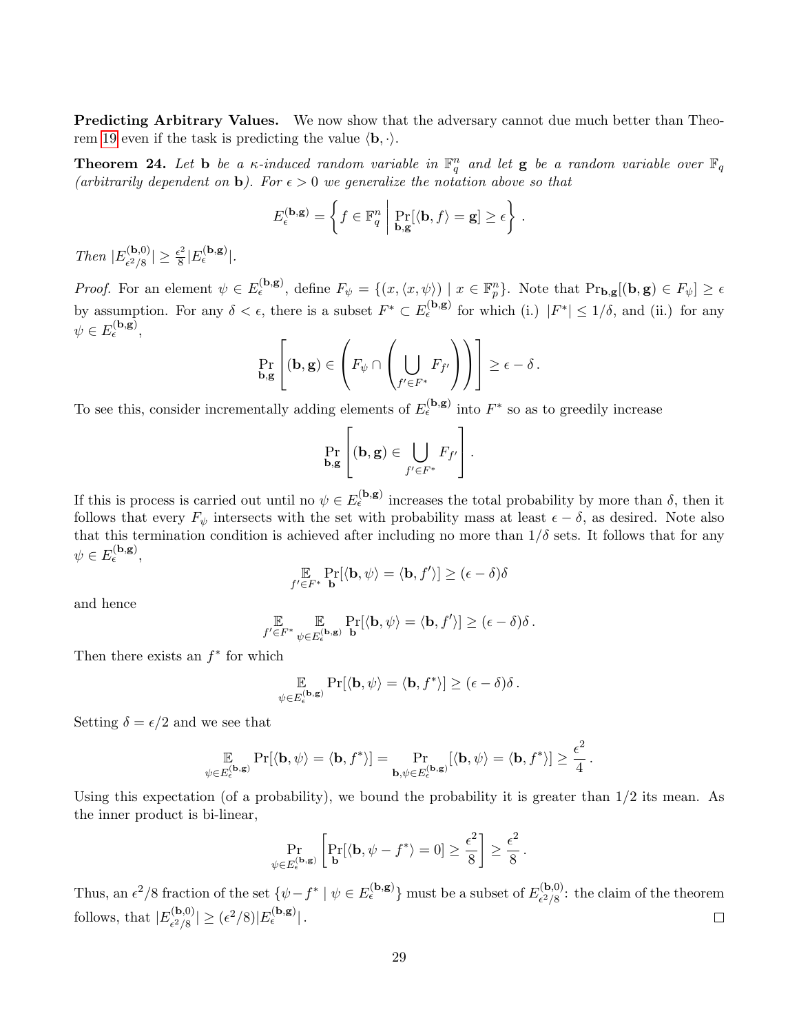**Predicting Arbitrary Values.** We now show that the adversary cannot due much better than Theorem 19 even if the task is predicting the value $\langle \mathbf{b}, \cdot \rangle$.

**Theorem 24.** *Let* $\mathbf{b}$ *be a* $\kappa$*-induced random variable in* $\mathbb{F}_q^n$ *and let* $\mathbf{g}$ *be a random variable over* $\mathbb{F}_q$ *(arbitrarily dependent on* $\mathbf{b}$*). For* $\epsilon > 0$ *we generalize the notation above so that*

$$E_\epsilon^{(\mathbf{b},\mathbf{g})} = \left\{ f \in \mathbb{F}_q^n \;\middle|\; \Pr_{\mathbf{b},\mathbf{g}}[\langle \mathbf{b}, f \rangle = \mathbf{g}] \geq \epsilon \right\} .$$

*Then* $|E_{\epsilon^2/8}^{(\mathbf{b},0)}| \geq \frac{\epsilon^2}{8} |E_\epsilon^{(\mathbf{b},\mathbf{g})}|$.

*Proof.* For an element $\psi \in E_\epsilon^{(\mathbf{b},\mathbf{g})}$, define $F_\psi = \{(x, \langle x, \psi \rangle) \mid x \in \mathbb{F}_p^n\}$. Note that $\Pr_{\mathbf{b},\mathbf{g}}[(\mathbf{b},\mathbf{g}) \in F_\psi] \geq \epsilon$ by assumption. For any $\delta < \epsilon$, there is a subset $F^* \subset E_\epsilon^{(\mathbf{b},\mathbf{g})}$ for which (i.) $|F^*| \leq 1/\delta$, and (ii.) for any $\psi \in E_\epsilon^{(\mathbf{b},\mathbf{g})}$,

$$\Pr_{\mathbf{b},\mathbf{g}}\left[ (\mathbf{b},\mathbf{g}) \in \left( F_\psi \cap \left( \bigcup_{f' \in F^*} F_{f'} \right) \right) \right] \geq \epsilon - \delta .$$

To see this, consider incrementally adding elements of $E_\epsilon^{(\mathbf{b},\mathbf{g})}$ into $F^*$ so as to greedily increase

$$\Pr_{\mathbf{b},\mathbf{g}}\left[ (\mathbf{b},\mathbf{g}) \in \bigcup_{f' \in F^*} F_{f'} \right] .$$

If this is process is carried out until no $\psi \in E_\epsilon^{(\mathbf{b},\mathbf{g})}$ increases the total probability by more than $\delta$, then it follows that every $F_\psi$ intersects with the set with probability mass at least $\epsilon - \delta$, as desired. Note also that this termination condition is achieved after including no more than $1/\delta$ sets. It follows that for any $\psi \in E_\epsilon^{(\mathbf{b},\mathbf{g})}$,

$$\mathop{\mathbb{E}}_{f' \in F^*} \Pr_{\mathbf{b}}[\langle \mathbf{b}, \psi \rangle = \langle \mathbf{b}, f' \rangle] \geq (\epsilon - \delta)\delta$$

and hence

$$\mathop{\mathbb{E}}_{f' \in F^*} \mathop{\mathbb{E}}_{\psi \in E_\epsilon^{(\mathbf{b},\mathbf{g})}} \Pr_{\mathbf{b}}[\langle \mathbf{b}, \psi \rangle = \langle \mathbf{b}, f' \rangle] \geq (\epsilon - \delta)\delta .$$

Then there exists an $f^*$ for which

$$\mathop{\mathbb{E}}_{\psi \in E_\epsilon^{(\mathbf{b},\mathbf{g})}} \Pr[\langle \mathbf{b}, \psi \rangle = \langle \mathbf{b}, f^* \rangle] \geq (\epsilon - \delta)\delta .$$

Setting $\delta = \epsilon/2$ and we see that

$$\mathop{\mathbb{E}}_{\psi \in E_\epsilon^{(\mathbf{b},\mathbf{g})}} \Pr[\langle \mathbf{b}, \psi \rangle = \langle \mathbf{b}, f^* \rangle] = \Pr_{\mathbf{b}, \psi \in E_\epsilon^{(\mathbf{b},\mathbf{g})}}[\langle \mathbf{b}, \psi \rangle = \langle \mathbf{b}, f^* \rangle] \geq \frac{\epsilon^2}{4} .$$

Using this expectation (of a probability), we bound the probability it is greater than 1/2 its mean. As the inner product is bi-linear,

$$\Pr_{\psi \in E_\epsilon^{(\mathbf{b},\mathbf{g})}}\left[ \Pr_{\mathbf{b}}[\langle \mathbf{b}, \psi - f^* \rangle = 0] \geq \frac{\epsilon^2}{8} \right] \geq \frac{\epsilon^2}{8} .$$

Thus, an $\epsilon^2/8$ fraction of the set $\{\psi - f^* \mid \psi \in E_\epsilon^{(\mathbf{b},\mathbf{g})}\}$ must be a subset of $E_{\epsilon^2/8}^{(\mathbf{b},0)}$: the claim of the theorem follows, that $|E_{\epsilon^2/8}^{(\mathbf{b},0)}| \geq (\epsilon^2/8)|E_\epsilon^{(\mathbf{b},\mathbf{g})}|$. ∎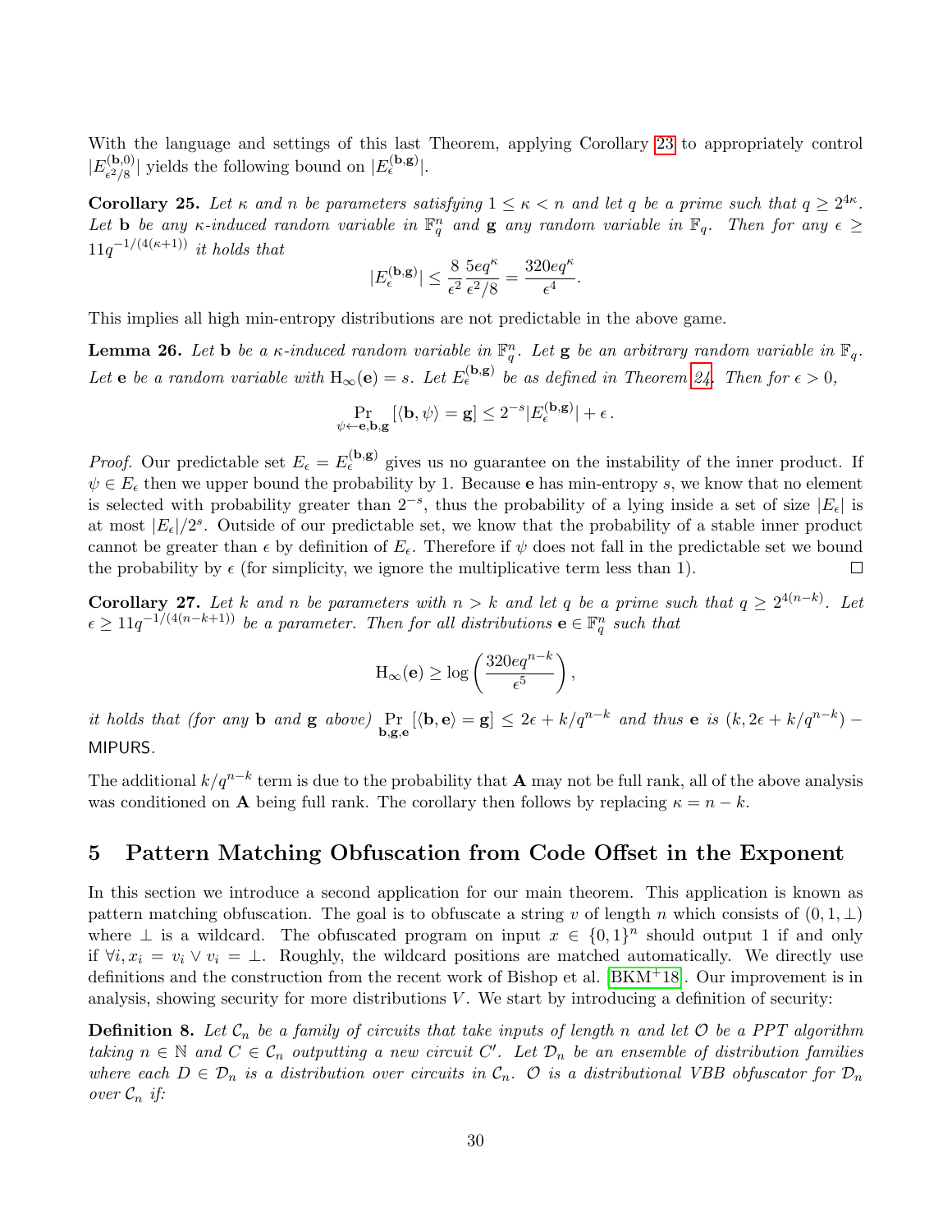With the language and settings of this last Theorem, applying Corollary 23 to appropriately control $|E^{(\mathbf{b},0)}_{\epsilon^2/8}|$ yields the following bound on $|E^{(\mathbf{b},\mathbf{g})}_{\epsilon}|$.

**Corollary 25.** *Let $\kappa$ and $n$ be parameters satisfying $1 \le \kappa < n$ and let $q$ be a prime such that $q \ge 2^{4\kappa}$. Let $\mathbf{b}$ be any $\kappa$-induced random variable in $\mathbb{F}_q^n$ and $\mathbf{g}$ any random variable in $\mathbb{F}_q$. Then for any $\epsilon \ge 11q^{-1/(4(\kappa+1))}$ it holds that*

$$|E^{(\mathbf{b},\mathbf{g})}_{\epsilon}| \le \frac{8}{\epsilon^2}\frac{5eq^{\kappa}}{\epsilon^2/8} = \frac{320eq^{\kappa}}{\epsilon^4}.$$

This implies all high min-entropy distributions are not predictable in the above game.

**Lemma 26.** *Let $\mathbf{b}$ be a $\kappa$-induced random variable in $\mathbb{F}_q^n$. Let $\mathbf{g}$ be an arbitrary random variable in $\mathbb{F}_q$. Let $\mathbf{e}$ be a random variable with $\mathrm{H}_\infty(\mathbf{e}) = s$. Let $E^{(\mathbf{b},\mathbf{g})}_{\epsilon}$ be as defined in Theorem 24. Then for $\epsilon > 0$,*

$$\Pr_{\psi \leftarrow \mathbf{e},\mathbf{b},\mathbf{g}}[\langle \mathbf{b}, \psi\rangle = \mathbf{g}] \le 2^{-s}|E^{(\mathbf{b},\mathbf{g})}_{\epsilon}| + \epsilon\,.$$

*Proof.* Our predictable set $E_\epsilon = E^{(\mathbf{b},\mathbf{g})}_{\epsilon}$ gives us no guarantee on the instability of the inner product. If $\psi \in E_\epsilon$ then we upper bound the probability by 1. Because $\mathbf{e}$ has min-entropy $s$, we know that no element is selected with probability greater than $2^{-s}$, thus the probability of a lying inside a set of size $|E_\epsilon|$ is at most $|E_\epsilon|/2^s$. Outside of our predictable set, we know that the probability of a stable inner product cannot be greater than $\epsilon$ by definition of $E_\epsilon$. Therefore if $\psi$ does not fall in the predictable set we bound the probability by $\epsilon$ (for simplicity, we ignore the multiplicative term less than 1). □

**Corollary 27.** *Let $k$ and $n$ be parameters with $n > k$ and let $q$ be a prime such that $q \ge 2^{4(n-k)}$. Let $\epsilon \ge 11q^{-1/(4(n-k+1))}$ be a parameter. Then for all distributions $\mathbf{e} \in \mathbb{F}_q^n$ such that*

$$\mathrm{H}_\infty(\mathbf{e}) \ge \log\left(\frac{320eq^{n-k}}{\epsilon^5}\right),$$

*it holds that (for any $\mathbf{b}$ and $\mathbf{g}$ above) $\Pr_{\mathbf{b},\mathbf{g},\mathbf{e}}[\langle \mathbf{b}, \mathbf{e}\rangle = \mathbf{g}] \le 2\epsilon + k/q^{n-k}$ and thus $\mathbf{e}$ is $(k, 2\epsilon + k/q^{n-k})-$* MIPURS.

The additional $k/q^{n-k}$ term is due to the probability that $\mathbf{A}$ may not be full rank, all of the above analysis was conditioned on $\mathbf{A}$ being full rank. The corollary then follows by replacing $\kappa = n - k$.

## 5 Pattern Matching Obfuscation from Code Offset in the Exponent

In this section we introduce a second application for our main theorem. This application is known as pattern matching obfuscation. The goal is to obfuscate a string $v$ of length $n$ which consists of $(0, 1, \perp)$ where $\perp$ is a wildcard. The obfuscated program on input $x \in \{0,1\}^n$ should output 1 if and only if $\forall i, x_i = v_i \vee v_i = \perp$. Roughly, the wildcard positions are matched automatically. We directly use definitions and the construction from the recent work of Bishop et al. [BKM+18]. Our improvement is in analysis, showing security for more distributions $V$. We start by introducing a definition of security:

**Definition 8.** *Let $\mathcal{C}_n$ be a family of circuits that take inputs of length $n$ and let $\mathcal{O}$ be a PPT algorithm taking $n \in \mathbb{N}$ and $C \in \mathcal{C}_n$ outputting a new circuit $C'$. Let $\mathcal{D}_n$ be an ensemble of distribution families where each $D \in \mathcal{D}_n$ is a distribution over circuits in $\mathcal{C}_n$. $\mathcal{O}$ is a distributional VBB obfuscator for $\mathcal{D}_n$ over $\mathcal{C}_n$ if:*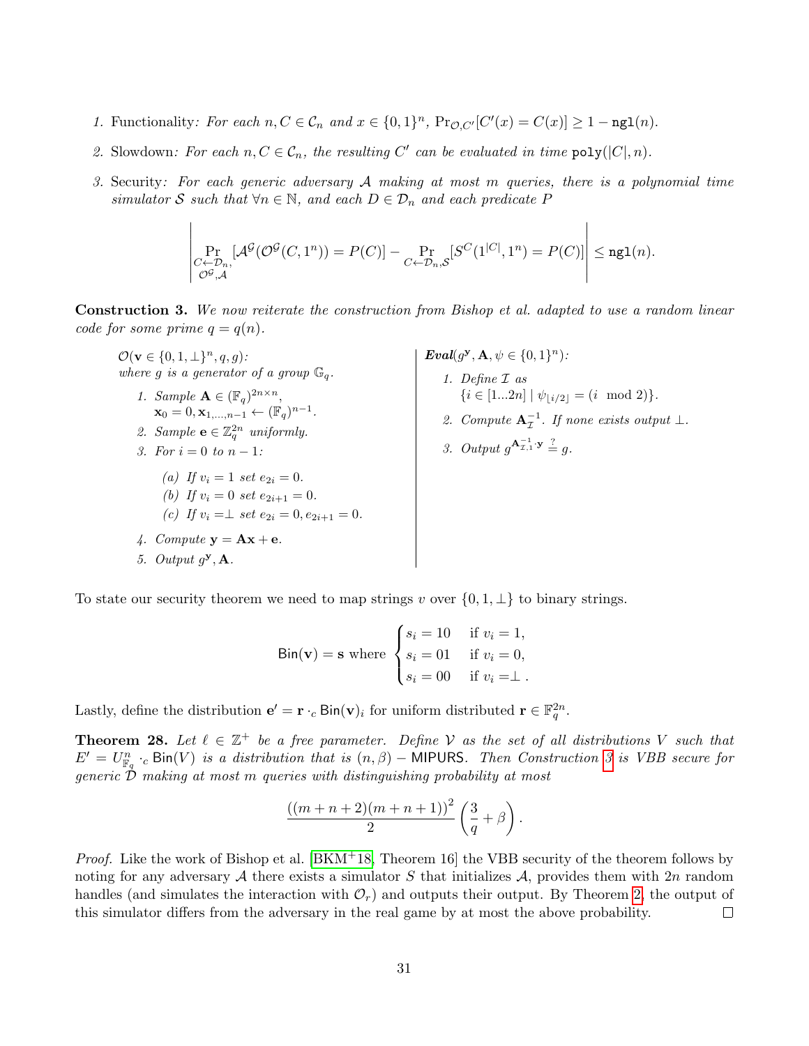1. Functionality*: For each* $n, C \in \mathcal{C}_n$ *and* $x \in \{0,1\}^n$, $\Pr_{\mathcal{O},C'}[C'(x) = C(x)] \geq 1 - \mathtt{ngl}(n)$.

2. Slowdown*: For each* $n, C \in \mathcal{C}_n$*, the resulting* $C'$ *can be evaluated in time* $\mathtt{poly}(|C|, n)$.

3. Security*: For each generic adversary* $\mathcal{A}$ *making at most* $m$ *queries, there is a polynomial time simulator* $\mathcal{S}$ *such that* $\forall n \in \mathbb{N}$*, and each* $D \in \mathcal{D}_n$ *and each predicate* $P$

$$\left| \Pr_{\substack{C \leftarrow \mathcal{D}_n, \\ \mathcal{O}^{\mathcal{G}}, \mathcal{A}}}[\mathcal{A}^{\mathcal{G}}(\mathcal{O}^{\mathcal{G}}(C, 1^n)) = P(C)] - \Pr_{C \leftarrow \mathcal{D}_n, \mathcal{S}}[S^C(1^{|C|}, 1^n) = P(C)] \right| \leq \mathtt{ngl}(n).$$

**Construction 3.** *We now reiterate the construction from Bishop et al. adapted to use a random linear code for some prime* $q = q(n)$.

$\mathcal{O}(\mathbf{v} \in \{0, 1, \perp\}^n, q, g)$:
*where* $g$ *is a generator of a group* $\mathbb{G}_q$.

1. *Sample* $\mathbf{A} \in (\mathbb{F}_q)^{2n \times n}$, $\mathbf{x}_0 = 0, \mathbf{x}_{1,\ldots,n-1} \leftarrow (\mathbb{F}_q)^{n-1}$.
2. *Sample* $\mathbf{e} \in \mathbb{Z}_q^{2n}$ *uniformly.*
3. *For* $i = 0$ *to* $n-1$:
   (a) *If* $v_i = 1$ *set* $e_{2i} = 0$.
   (b) *If* $v_i = 0$ *set* $e_{2i+1} = 0$.
   (c) *If* $v_i = \perp$ *set* $e_{2i} = 0, e_{2i+1} = 0$.
4. *Compute* $\mathbf{y} = \mathbf{A}\mathbf{x} + \mathbf{e}$.
5. *Output* $g^{\mathbf{y}}, \mathbf{A}$.

***Eval***$(g^{\mathbf{y}}, \mathbf{A}, \psi \in \{0,1\}^n)$:

1. *Define* $\mathcal{I}$ *as* $\{i \in [1...2n] \mid \psi_{\lfloor i/2 \rfloor} = (i \mod 2)\}$.
2. *Compute* $\mathbf{A}_{\mathcal{I}}^{-1}$. *If none exists output* $\perp$.
3. *Output* $g^{\mathbf{A}_{\mathcal{I},1}^{-1} \cdot \mathbf{y}} \stackrel{?}{=} g$.

To state our security theorem we need to map strings $v$ over $\{0, 1, \perp\}$ to binary strings.

$$\mathsf{Bin}(\mathbf{v}) = \mathbf{s} \text{ where } \begin{cases} s_i = 10 & \text{if } v_i = 1, \\ s_i = 01 & \text{if } v_i = 0, \\ s_i = 00 & \text{if } v_i = \perp . \end{cases}$$

Lastly, define the distribution $\mathbf{e}' = \mathbf{r} \cdot_c \mathsf{Bin}(\mathbf{v})_i$ for uniform distributed $\mathbf{r} \in \mathbb{F}_q^{2n}$.

**Theorem 28.** *Let* $\ell \in \mathbb{Z}^+$ *be a free parameter. Define* $\mathcal{V}$ *as the set of all distributions* $V$ *such that* $E' = U_{\mathbb{F}_q}^n \cdot_c \mathsf{Bin}(V)$ *is a distribution that is* $(n, \beta) - \mathsf{MIPURS}$*. Then Construction 3 is VBB secure for generic* $\mathcal{D}$ *making at most* $m$ *queries with distinguishing probability at most*

$$\frac{((m+n+2)(m+n+1))^2}{2} \left( \frac{3}{q} + \beta \right).$$

*Proof.* Like the work of Bishop et al. [BKM+18, Theorem 16] the VBB security of the theorem follows by noting for any adversary $\mathcal{A}$ there exists a simulator $S$ that initializes $\mathcal{A}$, provides them with $2n$ random handles (and simulates the interaction with $\mathcal{O}_r$) and outputs their output. By Theorem 2, the output of this simulator differs from the adversary in the real game by at most the above probability. □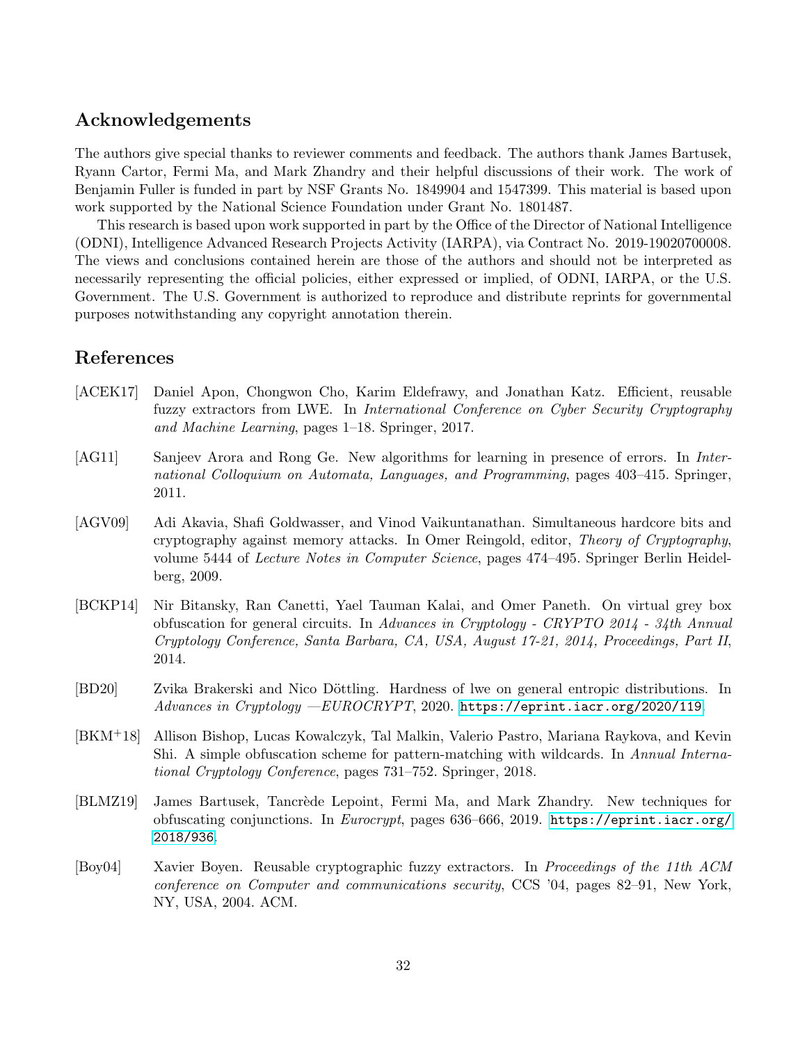## Acknowledgements

The authors give special thanks to reviewer comments and feedback. The authors thank James Bartusek, Ryann Cartor, Fermi Ma, and Mark Zhandry and their helpful discussions of their work. The work of Benjamin Fuller is funded in part by NSF Grants No. 1849904 and 1547399. This material is based upon work supported by the National Science Foundation under Grant No. 1801487.

This research is based upon work supported in part by the Office of the Director of National Intelligence (ODNI), Intelligence Advanced Research Projects Activity (IARPA), via Contract No. 2019-19020700008. The views and conclusions contained herein are those of the authors and should not be interpreted as necessarily representing the official policies, either expressed or implied, of ODNI, IARPA, or the U.S. Government. The U.S. Government is authorized to reproduce and distribute reprints for governmental purposes notwithstanding any copyright annotation therein.

## References

[ACEK17] Daniel Apon, Chongwon Cho, Karim Eldefrawy, and Jonathan Katz. Efficient, reusable fuzzy extractors from LWE. In *International Conference on Cyber Security Cryptography and Machine Learning*, pages 1–18. Springer, 2017.

[AG11] Sanjeev Arora and Rong Ge. New algorithms for learning in presence of errors. In *International Colloquium on Automata, Languages, and Programming*, pages 403–415. Springer, 2011.

[AGV09] Adi Akavia, Shafi Goldwasser, and Vinod Vaikuntanathan. Simultaneous hardcore bits and cryptography against memory attacks. In Omer Reingold, editor, *Theory of Cryptography*, volume 5444 of *Lecture Notes in Computer Science*, pages 474–495. Springer Berlin Heidelberg, 2009.

[BCKP14] Nir Bitansky, Ran Canetti, Yael Tauman Kalai, and Omer Paneth. On virtual grey box obfuscation for general circuits. In *Advances in Cryptology - CRYPTO 2014 - 34th Annual Cryptology Conference, Santa Barbara, CA, USA, August 17-21, 2014, Proceedings, Part II*, 2014.

[BD20] Zvika Brakerski and Nico Döttling. Hardness of lwe on general entropic distributions. In *Advances in Cryptology —EUROCRYPT*, 2020. https://eprint.iacr.org/2020/119.

[BKM+18] Allison Bishop, Lucas Kowalczyk, Tal Malkin, Valerio Pastro, Mariana Raykova, and Kevin Shi. A simple obfuscation scheme for pattern-matching with wildcards. In *Annual International Cryptology Conference*, pages 731–752. Springer, 2018.

[BLMZ19] James Bartusek, Tancrède Lepoint, Fermi Ma, and Mark Zhandry. New techniques for obfuscating conjunctions. In *Eurocrypt*, pages 636–666, 2019. https://eprint.iacr.org/2018/936.

[Boy04] Xavier Boyen. Reusable cryptographic fuzzy extractors. In *Proceedings of the 11th ACM conference on Computer and communications security*, CCS '04, pages 82–91, New York, NY, USA, 2004. ACM.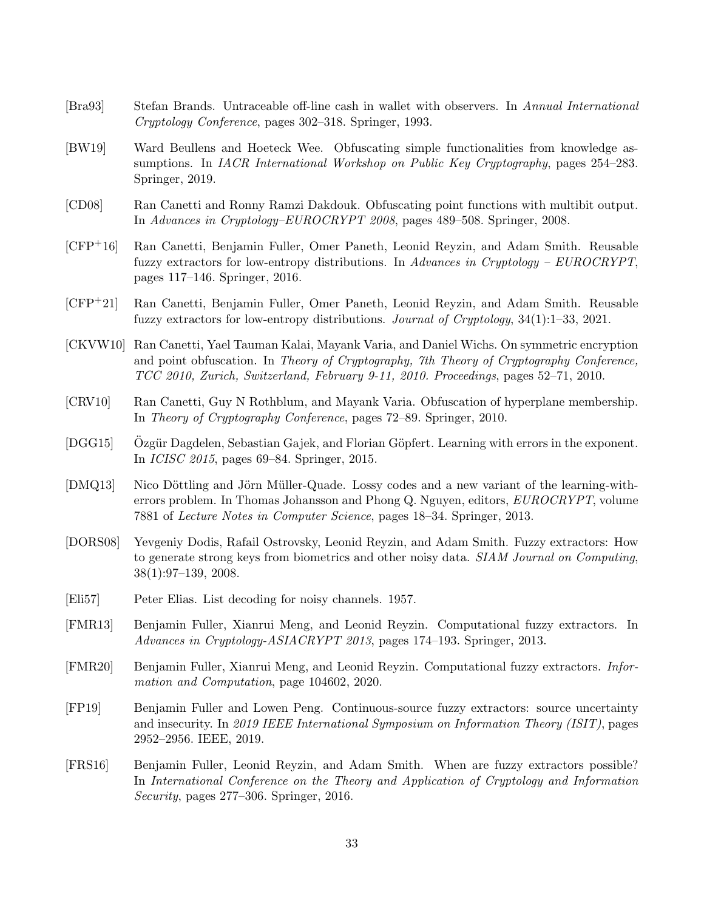[Bra93] Stefan Brands. Untraceable off-line cash in wallet with observers. In *Annual International Cryptology Conference*, pages 302–318. Springer, 1993.

[BW19] Ward Beullens and Hoeteck Wee. Obfuscating simple functionalities from knowledge assumptions. In *IACR International Workshop on Public Key Cryptography*, pages 254–283. Springer, 2019.

[CD08] Ran Canetti and Ronny Ramzi Dakdouk. Obfuscating point functions with multibit output. In *Advances in Cryptology–EUROCRYPT 2008*, pages 489–508. Springer, 2008.

[CFP+16] Ran Canetti, Benjamin Fuller, Omer Paneth, Leonid Reyzin, and Adam Smith. Reusable fuzzy extractors for low-entropy distributions. In *Advances in Cryptology – EUROCRYPT*, pages 117–146. Springer, 2016.

[CFP+21] Ran Canetti, Benjamin Fuller, Omer Paneth, Leonid Reyzin, and Adam Smith. Reusable fuzzy extractors for low-entropy distributions. *Journal of Cryptology*, 34(1):1–33, 2021.

[CKVW10] Ran Canetti, Yael Tauman Kalai, Mayank Varia, and Daniel Wichs. On symmetric encryption and point obfuscation. In *Theory of Cryptography, 7th Theory of Cryptography Conference, TCC 2010, Zurich, Switzerland, February 9-11, 2010. Proceedings*, pages 52–71, 2010.

[CRV10] Ran Canetti, Guy N Rothblum, and Mayank Varia. Obfuscation of hyperplane membership. In *Theory of Cryptography Conference*, pages 72–89. Springer, 2010.

[DGG15] Özgür Dagdelen, Sebastian Gajek, and Florian Göpfert. Learning with errors in the exponent. In *ICISC 2015*, pages 69–84. Springer, 2015.

[DMQ13] Nico Döttling and Jörn Müller-Quade. Lossy codes and a new variant of the learning-with-errors problem. In Thomas Johansson and Phong Q. Nguyen, editors, *EUROCRYPT*, volume 7881 of *Lecture Notes in Computer Science*, pages 18–34. Springer, 2013.

[DORS08] Yevgeniy Dodis, Rafail Ostrovsky, Leonid Reyzin, and Adam Smith. Fuzzy extractors: How to generate strong keys from biometrics and other noisy data. *SIAM Journal on Computing*, 38(1):97–139, 2008.

[Eli57] Peter Elias. List decoding for noisy channels. 1957.

[FMR13] Benjamin Fuller, Xianrui Meng, and Leonid Reyzin. Computational fuzzy extractors. In *Advances in Cryptology-ASIACRYPT 2013*, pages 174–193. Springer, 2013.

[FMR20] Benjamin Fuller, Xianrui Meng, and Leonid Reyzin. Computational fuzzy extractors. *Information and Computation*, page 104602, 2020.

[FP19] Benjamin Fuller and Lowen Peng. Continuous-source fuzzy extractors: source uncertainty and insecurity. In *2019 IEEE International Symposium on Information Theory (ISIT)*, pages 2952–2956. IEEE, 2019.

[FRS16] Benjamin Fuller, Leonid Reyzin, and Adam Smith. When are fuzzy extractors possible? In *International Conference on the Theory and Application of Cryptology and Information Security*, pages 277–306. Springer, 2016.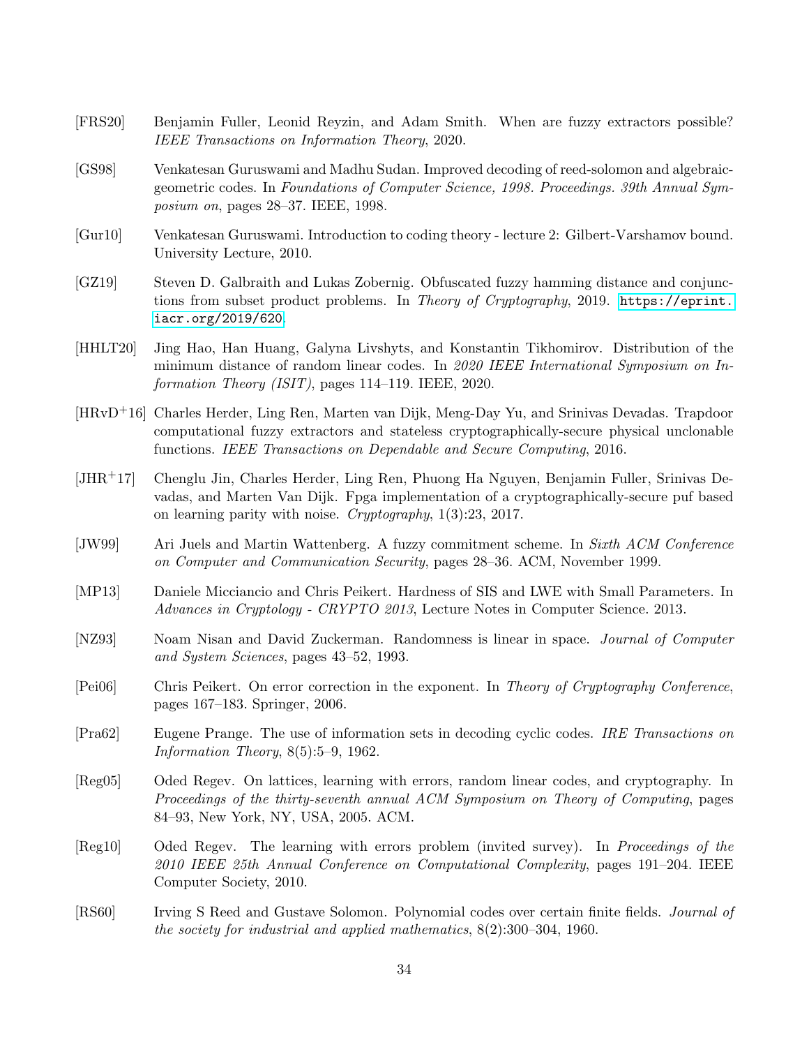[FRS20] Benjamin Fuller, Leonid Reyzin, and Adam Smith. When are fuzzy extractors possible? *IEEE Transactions on Information Theory*, 2020.

[GS98] Venkatesan Guruswami and Madhu Sudan. Improved decoding of reed-solomon and algebraic-geometric codes. In *Foundations of Computer Science, 1998. Proceedings. 39th Annual Symposium on*, pages 28–37. IEEE, 1998.

[Gur10] Venkatesan Guruswami. Introduction to coding theory - lecture 2: Gilbert-Varshamov bound. University Lecture, 2010.

[GZ19] Steven D. Galbraith and Lukas Zobernig. Obfuscated fuzzy hamming distance and conjunctions from subset product problems. In *Theory of Cryptography*, 2019. https://eprint.iacr.org/2019/620.

[HHLT20] Jing Hao, Han Huang, Galyna Livshyts, and Konstantin Tikhomirov. Distribution of the minimum distance of random linear codes. In *2020 IEEE International Symposium on Information Theory (ISIT)*, pages 114–119. IEEE, 2020.

[HRvD+16] Charles Herder, Ling Ren, Marten van Dijk, Meng-Day Yu, and Srinivas Devadas. Trapdoor computational fuzzy extractors and stateless cryptographically-secure physical unclonable functions. *IEEE Transactions on Dependable and Secure Computing*, 2016.

[JHR+17] Chenglu Jin, Charles Herder, Ling Ren, Phuong Ha Nguyen, Benjamin Fuller, Srinivas Devadas, and Marten Van Dijk. Fpga implementation of a cryptographically-secure puf based on learning parity with noise. *Cryptography*, 1(3):23, 2017.

[JW99] Ari Juels and Martin Wattenberg. A fuzzy commitment scheme. In *Sixth ACM Conference on Computer and Communication Security*, pages 28–36. ACM, November 1999.

[MP13] Daniele Micciancio and Chris Peikert. Hardness of SIS and LWE with Small Parameters. In *Advances in Cryptology - CRYPTO 2013*, Lecture Notes in Computer Science. 2013.

[NZ93] Noam Nisan and David Zuckerman. Randomness is linear in space. *Journal of Computer and System Sciences*, pages 43–52, 1993.

[Pei06] Chris Peikert. On error correction in the exponent. In *Theory of Cryptography Conference*, pages 167–183. Springer, 2006.

[Pra62] Eugene Prange. The use of information sets in decoding cyclic codes. *IRE Transactions on Information Theory*, 8(5):5–9, 1962.

[Reg05] Oded Regev. On lattices, learning with errors, random linear codes, and cryptography. In *Proceedings of the thirty-seventh annual ACM Symposium on Theory of Computing*, pages 84–93, New York, NY, USA, 2005. ACM.

[Reg10] Oded Regev. The learning with errors problem (invited survey). In *Proceedings of the 2010 IEEE 25th Annual Conference on Computational Complexity*, pages 191–204. IEEE Computer Society, 2010.

[RS60] Irving S Reed and Gustave Solomon. Polynomial codes over certain finite fields. *Journal of the society for industrial and applied mathematics*, 8(2):300–304, 1960.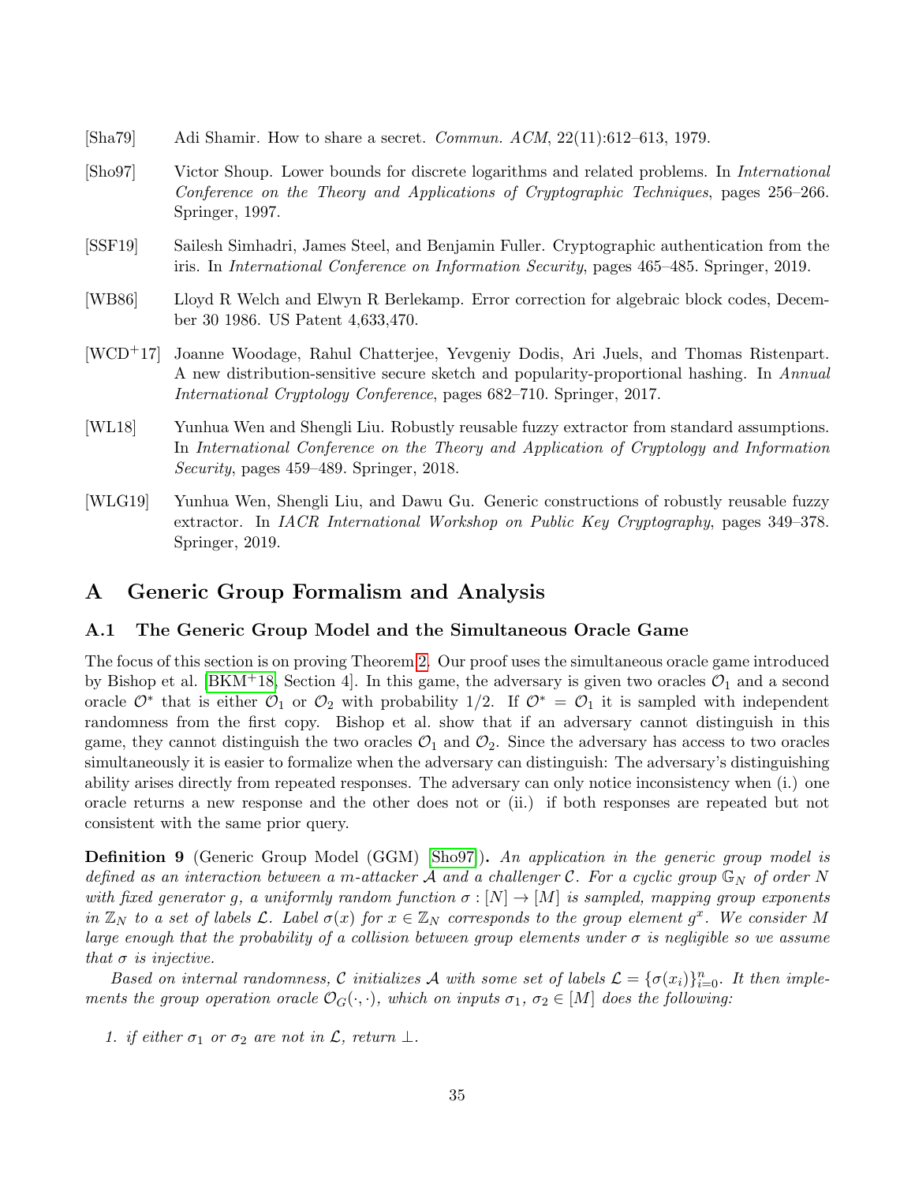[Sha79] Adi Shamir. How to share a secret. *Commun. ACM*, 22(11):612–613, 1979.

[Sho97] Victor Shoup. Lower bounds for discrete logarithms and related problems. In *International Conference on the Theory and Applications of Cryptographic Techniques*, pages 256–266. Springer, 1997.

[SSF19] Sailesh Simhadri, James Steel, and Benjamin Fuller. Cryptographic authentication from the iris. In *International Conference on Information Security*, pages 465–485. Springer, 2019.

[WB86] Lloyd R Welch and Elwyn R Berlekamp. Error correction for algebraic block codes, December 30 1986. US Patent 4,633,470.

[WCD+17] Joanne Woodage, Rahul Chatterjee, Yevgeniy Dodis, Ari Juels, and Thomas Ristenpart. A new distribution-sensitive secure sketch and popularity-proportional hashing. In *Annual International Cryptology Conference*, pages 682–710. Springer, 2017.

[WL18] Yunhua Wen and Shengli Liu. Robustly reusable fuzzy extractor from standard assumptions. In *International Conference on the Theory and Application of Cryptology and Information Security*, pages 459–489. Springer, 2018.

[WLG19] Yunhua Wen, Shengli Liu, and Dawu Gu. Generic constructions of robustly reusable fuzzy extractor. In *IACR International Workshop on Public Key Cryptography*, pages 349–378. Springer, 2019.

# A Generic Group Formalism and Analysis

## A.1 The Generic Group Model and the Simultaneous Oracle Game

The focus of this section is on proving Theorem 2. Our proof uses the simultaneous oracle game introduced by Bishop et al. [BKM+18, Section 4]. In this game, the adversary is given two oracles $\mathcal{O}_1$ and a second oracle $\mathcal{O}^*$ that is either $\mathcal{O}_1$ or $\mathcal{O}_2$ with probability 1/2. If $\mathcal{O}^* = \mathcal{O}_1$ it is sampled with independent randomness from the first copy. Bishop et al. show that if an adversary cannot distinguish in this game, they cannot distinguish the two oracles $\mathcal{O}_1$ and $\mathcal{O}_2$. Since the adversary has access to two oracles simultaneously it is easier to formalize when the adversary can distinguish: The adversary's distinguishing ability arises directly from repeated responses. The adversary can only notice inconsistency when (i.) one oracle returns a new response and the other does not or (ii.) if both responses are repeated but not consistent with the same prior query.

**Definition 9** (Generic Group Model (GGM) [Sho97])**.** *An application in the generic group model is defined as an interaction between a m-attacker $\mathcal{A}$ and a challenger $\mathcal{C}$. For a cyclic group $\mathbb{G}_N$ of order $N$ with fixed generator $g$, a uniformly random function $\sigma : [N] \to [M]$ is sampled, mapping group exponents in $\mathbb{Z}_N$ to a set of labels $\mathcal{L}$. Label $\sigma(x)$ for $x \in \mathbb{Z}_N$ corresponds to the group element $g^x$. We consider $M$ large enough that the probability of a collision between group elements under $\sigma$ is negligible so we assume that $\sigma$ is injective.*

*Based on internal randomness, $\mathcal{C}$ initializes $\mathcal{A}$ with some set of labels $\mathcal{L} = \{\sigma(x_i)\}_{i=0}^{n}$. It then implements the group operation oracle $\mathcal{O}_G(\cdot, \cdot)$, which on inputs $\sigma_1$, $\sigma_2 \in [M]$ does the following:*

1. *if either $\sigma_1$ or $\sigma_2$ are not in $\mathcal{L}$, return $\perp$.*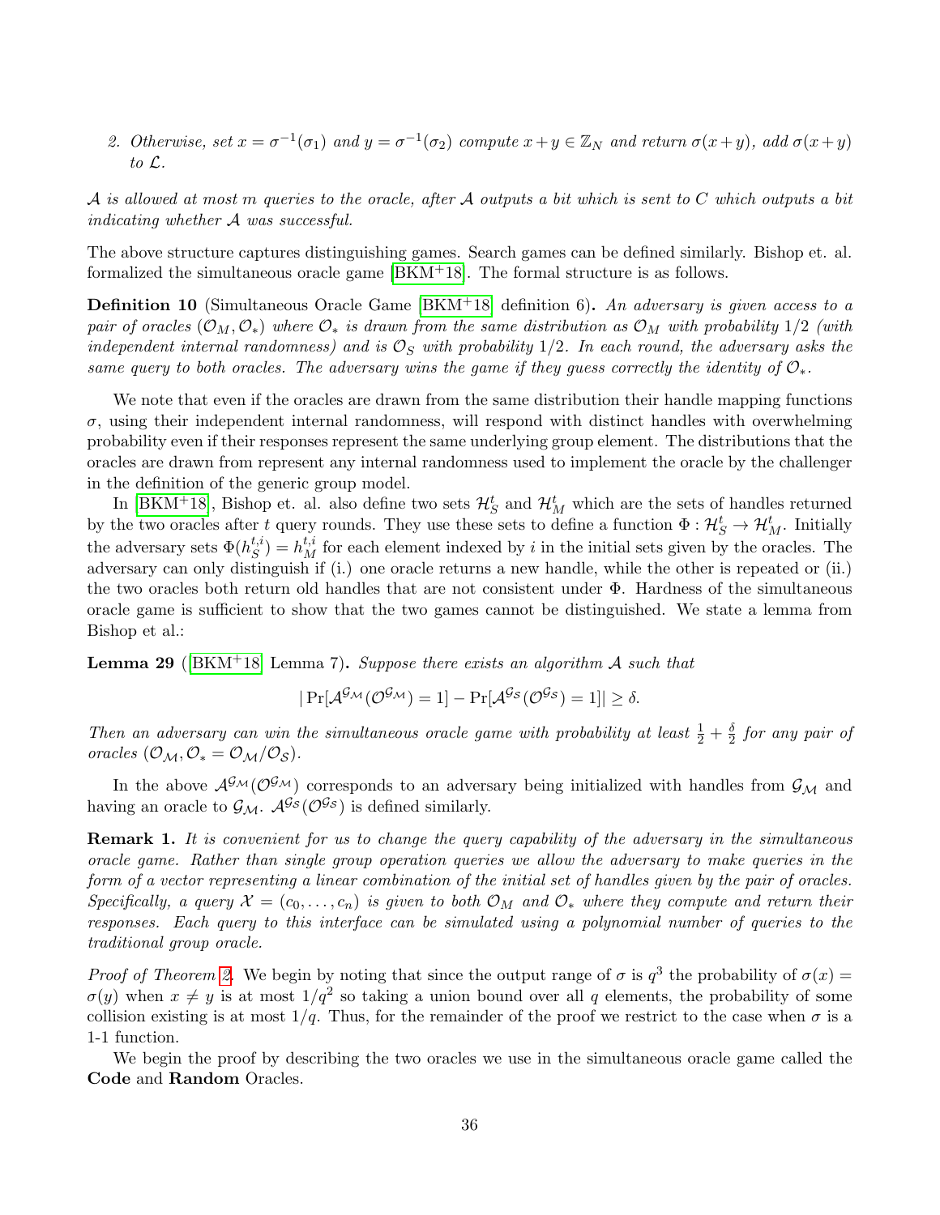2. *Otherwise, set $x = \sigma^{-1}(\sigma_1)$ and $y = \sigma^{-1}(\sigma_2)$ compute $x + y \in \mathbb{Z}_N$ and return $\sigma(x+y)$, add $\sigma(x+y)$ to $\mathcal{L}$.*

*$\mathcal{A}$ is allowed at most $m$ queries to the oracle, after $\mathcal{A}$ outputs a bit which is sent to $C$ which outputs a bit indicating whether $\mathcal{A}$ was successful.*

The above structure captures distinguishing games. Search games can be defined similarly. Bishop et. al. formalized the simultaneous oracle game [BKM+18]. The formal structure is as follows.

**Definition 10** (Simultaneous Oracle Game [BKM+18] definition 6)**.** *An adversary is given access to a pair of oracles $(\mathcal{O}_M, \mathcal{O}_*)$ where $\mathcal{O}_*$ is drawn from the same distribution as $\mathcal{O}_M$ with probability $1/2$ (with independent internal randomness) and is $\mathcal{O}_S$ with probability $1/2$. In each round, the adversary asks the same query to both oracles. The adversary wins the game if they guess correctly the identity of $\mathcal{O}_*$.*

We note that even if the oracles are drawn from the same distribution their handle mapping functions $\sigma$, using their independent internal randomness, will respond with distinct handles with overwhelming probability even if their responses represent the same underlying group element. The distributions that the oracles are drawn from represent any internal randomness used to implement the oracle by the challenger in the definition of the generic group model.

In [BKM+18], Bishop et. al. also define two sets $\mathcal{H}_S^t$ and $\mathcal{H}_M^t$ which are the sets of handles returned by the two oracles after $t$ query rounds. They use these sets to define a function $\Phi : \mathcal{H}_S^t \to \mathcal{H}_M^t$. Initially the adversary sets $\Phi(h_S^{t,i}) = h_M^{t,i}$ for each element indexed by $i$ in the initial sets given by the oracles. The adversary can only distinguish if (i.) one oracle returns a new handle, while the other is repeated or (ii.) the two oracles both return old handles that are not consistent under $\Phi$. Hardness of the simultaneous oracle game is sufficient to show that the two games cannot be distinguished. We state a lemma from Bishop et al.:

**Lemma 29** ([BKM+18] Lemma 7)**.** *Suppose there exists an algorithm $\mathcal{A}$ such that*

$$|\Pr[\mathcal{A}^{\mathcal{G}_\mathcal{M}}(\mathcal{O}^{\mathcal{G}_\mathcal{M}}) = 1] - \Pr[\mathcal{A}^{\mathcal{G}_\mathcal{S}}(\mathcal{O}^{\mathcal{G}_\mathcal{S}}) = 1]| \geq \delta.$$

*Then an adversary can win the simultaneous oracle game with probability at least $\frac{1}{2} + \frac{\delta}{2}$ for any pair of oracles $(\mathcal{O}_\mathcal{M}, \mathcal{O}_* = \mathcal{O}_\mathcal{M}/\mathcal{O}_\mathcal{S})$.*

In the above $\mathcal{A}^{\mathcal{G}_\mathcal{M}}(\mathcal{O}^{\mathcal{G}_\mathcal{M}})$ corresponds to an adversary being initialized with handles from $\mathcal{G}_\mathcal{M}$ and having an oracle to $\mathcal{G}_\mathcal{M}$. $\mathcal{A}^{\mathcal{G}_\mathcal{S}}(\mathcal{O}^{\mathcal{G}_\mathcal{S}})$ is defined similarly.

**Remark 1.** *It is convenient for us to change the query capability of the adversary in the simultaneous oracle game. Rather than single group operation queries we allow the adversary to make queries in the form of a vector representing a linear combination of the initial set of handles given by the pair of oracles. Specifically, a query $\mathcal{X} = (c_0, \ldots, c_n)$ is given to both $\mathcal{O}_M$ and $\mathcal{O}_*$ where they compute and return their responses. Each query to this interface can be simulated using a polynomial number of queries to the traditional group oracle.*

*Proof of Theorem 2.* We begin by noting that since the output range of $\sigma$ is $q^3$ the probability of $\sigma(x) = \sigma(y)$ when $x \neq y$ is at most $1/q^2$ so taking a union bound over all $q$ elements, the probability of some collision existing is at most $1/q$. Thus, for the remainder of the proof we restrict to the case when $\sigma$ is a 1-1 function.

We begin the proof by describing the two oracles we use in the simultaneous oracle game called the **Code** and **Random** Oracles.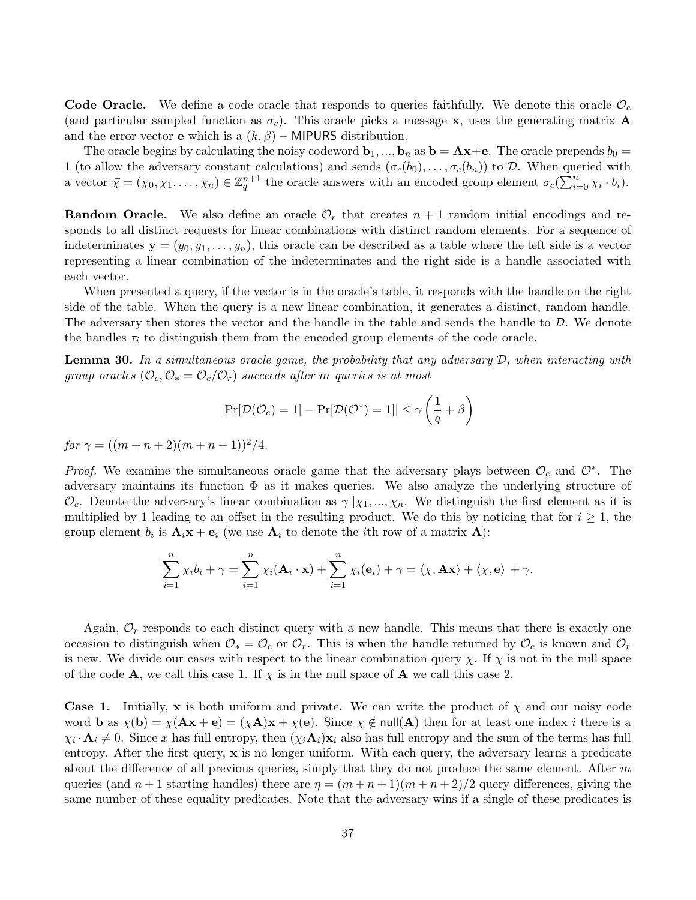**Code Oracle.** We define a code oracle that responds to queries faithfully. We denote this oracle $\mathcal{O}_c$ (and particular sampled function as $\sigma_c$). This oracle picks a message $\mathbf{x}$, uses the generating matrix $\mathbf{A}$ and the error vector $\mathbf{e}$ which is a $(k, \beta) - \mathsf{MIPURS}$ distribution.

The oracle begins by calculating the noisy codeword $\mathbf{b}_1, ..., \mathbf{b}_n$ as $\mathbf{b} = \mathbf{A}\mathbf{x}+\mathbf{e}$. The oracle prepends $b_0 = 1$ (to allow the adversary constant calculations) and sends $(\sigma_c(b_0), \ldots, \sigma_c(b_n))$ to $\mathcal{D}$. When queried with a vector $\vec{\chi} = (\chi_0, \chi_1, \ldots, \chi_n) \in \mathbb{Z}_q^{n+1}$ the oracle answers with an encoded group element $\sigma_c(\sum_{i=0}^n \chi_i \cdot b_i)$.

**Random Oracle.** We also define an oracle $\mathcal{O}_r$ that creates $n+1$ random initial encodings and responds to all distinct requests for linear combinations with distinct random elements. For a sequence of indeterminates $\mathbf{y} = (y_0, y_1, \ldots, y_n)$, this oracle can be described as a table where the left side is a vector representing a linear combination of the indeterminates and the right side is a handle associated with each vector.

When presented a query, if the vector is in the oracle's table, it responds with the handle on the right side of the table. When the query is a new linear combination, it generates a distinct, random handle. The adversary then stores the vector and the handle in the table and sends the handle to $\mathcal{D}$. We denote the handles $\tau_i$ to distinguish them from the encoded group elements of the code oracle.

**Lemma 30.** *In a simultaneous oracle game, the probability that any adversary $\mathcal{D}$, when interacting with group oracles $(\mathcal{O}_c, \mathcal{O}_* = \mathcal{O}_c/\mathcal{O}_r)$ succeeds after $m$ queries is at most*

$$|\Pr[\mathcal{D}(\mathcal{O}_c) = 1] - \Pr[\mathcal{D}(\mathcal{O}^*) = 1]| \leq \gamma\left(\frac{1}{q} + \beta\right)$$

*for $\gamma = ((m+n+2)(m+n+1))^2/4$.*

*Proof.* We examine the simultaneous oracle game that the adversary plays between $\mathcal{O}_c$ and $\mathcal{O}^*$. The adversary maintains its function $\Phi$ as it makes queries. We also analyze the underlying structure of $\mathcal{O}_c$. Denote the adversary's linear combination as $\gamma||\chi_1, ..., \chi_n$. We distinguish the first element as it is multiplied by 1 leading to an offset in the resulting product. We do this by noticing that for $i \geq 1$, the group element $b_i$ is $\mathbf{A}_i\mathbf{x} + \mathbf{e}_i$ (we use $\mathbf{A}_i$ to denote the $i$th row of a matrix $\mathbf{A}$):

$$\sum_{i=1}^{n} \chi_i b_i + \gamma = \sum_{i=1}^{n} \chi_i(\mathbf{A}_i \cdot \mathbf{x}) + \sum_{i=1}^{n} \chi_i(\mathbf{e}_i) + \gamma = \langle \chi, \mathbf{A}\mathbf{x}\rangle + \langle \chi, \mathbf{e}\rangle + \gamma.$$

Again, $\mathcal{O}_r$ responds to each distinct query with a new handle. This means that there is exactly one occasion to distinguish when $\mathcal{O}_* = \mathcal{O}_c$ or $\mathcal{O}_r$. This is when the handle returned by $\mathcal{O}_c$ is known and $\mathcal{O}_r$ is new. We divide our cases with respect to the linear combination query $\chi$. If $\chi$ is not in the null space of the code $\mathbf{A}$, we call this case 1. If $\chi$ is in the null space of $\mathbf{A}$ we call this case 2.

**Case 1.** Initially, $\mathbf{x}$ is both uniform and private. We can write the product of $\chi$ and our noisy code word $\mathbf{b}$ as $\chi(\mathbf{b}) = \chi(\mathbf{A}\mathbf{x} + \mathbf{e}) = (\chi\mathbf{A})\mathbf{x} + \chi(\mathbf{e})$. Since $\chi \notin \mathsf{null}(\mathbf{A})$ then for at least one index $i$ there is a $\chi_i \cdot \mathbf{A}_i \neq 0$. Since $x$ has full entropy, then $(\chi_i\mathbf{A}_i)\mathbf{x}_i$ also has full entropy and the sum of the terms has full entropy. After the first query, $\mathbf{x}$ is no longer uniform. With each query, the adversary learns a predicate about the difference of all previous queries, simply that they do not produce the same element. After $m$ queries (and $n+1$ starting handles) there are $\eta = (m+n+1)(m+n+2)/2$ query differences, giving the same number of these equality predicates. Note that the adversary wins if a single of these predicates is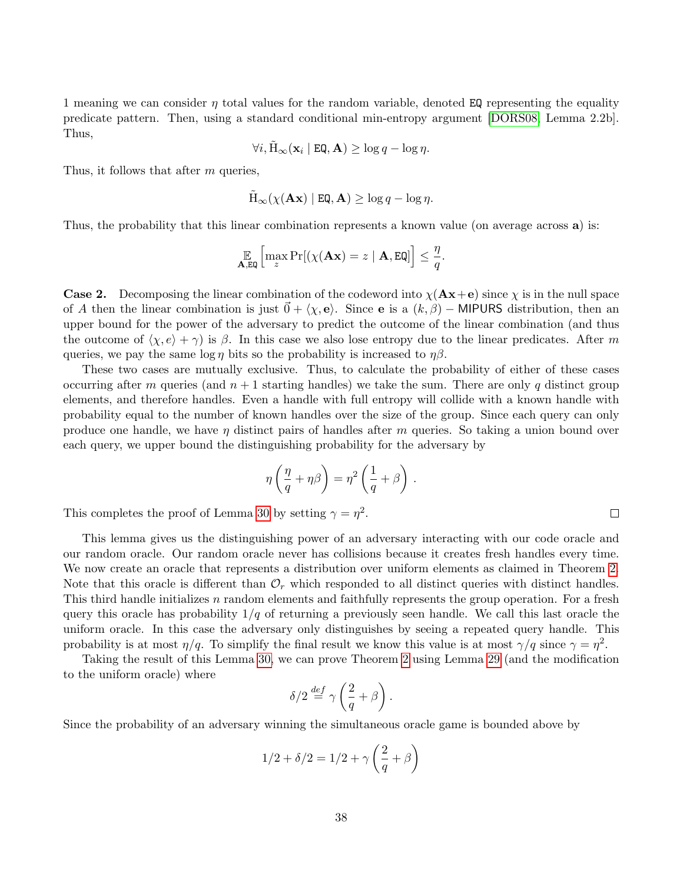1 meaning we can consider $\eta$ total values for the random variable, denoted $\mathtt{EQ}$ representing the equality predicate pattern. Then, using a standard conditional min-entropy argument [DORS08, Lemma 2.2b]. Thus,

$$\forall i, \tilde{\mathrm{H}}_\infty(\mathbf{x}_i \mid \mathtt{EQ}, \mathbf{A}) \geq \log q - \log \eta.$$

Thus, it follows that after $m$ queries,

$$\tilde{\mathrm{H}}_\infty(\chi(\mathbf{A}\mathbf{x}) \mid \mathtt{EQ}, \mathbf{A}) \geq \log q - \log \eta.$$

Thus, the probability that this linear combination represents a known value (on average across $\mathbf{a}$) is:

$$\mathop{\mathbb{E}}_{\mathbf{A},\mathtt{EQ}}\left[\max_z \Pr[(\chi(\mathbf{A}\mathbf{x}) = z \mid \mathbf{A}, \mathtt{EQ}]\right] \leq \frac{\eta}{q}.$$

**Case 2.** Decomposing the linear combination of the codeword into $\chi(\mathbf{A}\mathbf{x}+\mathbf{e})$ since $\chi$ is in the null space of $A$ then the linear combination is just $\vec{0} + \langle \chi, \mathbf{e}\rangle$. Since $\mathbf{e}$ is a $(k, \beta) -$ MIPURS distribution, then an upper bound for the power of the adversary to predict the outcome of the linear combination (and thus the outcome of $\langle \chi, e\rangle + \gamma$) is $\beta$. In this case we also lose entropy due to the linear predicates. After $m$ queries, we pay the same $\log \eta$ bits so the probability is increased to $\eta\beta$.

These two cases are mutually exclusive. Thus, to calculate the probability of either of these cases occurring after $m$ queries (and $n+1$ starting handles) we take the sum. There are only $q$ distinct group elements, and therefore handles. Even a handle with full entropy will collide with a known handle with probability equal to the number of known handles over the size of the group. Since each query can only produce one handle, we have $\eta$ distinct pairs of handles after $m$ queries. So taking a union bound over each query, we upper bound the distinguishing probability for the adversary by

$$\eta\left(\frac{\eta}{q} + \eta\beta\right) = \eta^2\left(\frac{1}{q} + \beta\right).$$

This completes the proof of Lemma 30 by setting $\gamma = \eta^2$. □

This lemma gives us the distinguishing power of an adversary interacting with our code oracle and our random oracle. Our random oracle never has collisions because it creates fresh handles every time. We now create an oracle that represents a distribution over uniform elements as claimed in Theorem 2. Note that this oracle is different than $\mathcal{O}_r$ which responded to all distinct queries with distinct handles. This third handle initializes $n$ random elements and faithfully represents the group operation. For a fresh query this oracle has probability $1/q$ of returning a previously seen handle. We call this last oracle the uniform oracle. In this case the adversary only distinguishes by seeing a repeated query handle. This probability is at most $\eta/q$. To simplify the final result we know this value is at most $\gamma/q$ since $\gamma = \eta^2$.

Taking the result of this Lemma 30, we can prove Theorem 2 using Lemma 29 (and the modification to the uniform oracle) where

$$\delta/2 \stackrel{def}{=} \gamma\left(\frac{2}{q} + \beta\right).$$

Since the probability of an adversary winning the simultaneous oracle game is bounded above by

$$1/2 + \delta/2 = 1/2 + \gamma\left(\frac{2}{q} + \beta\right)$$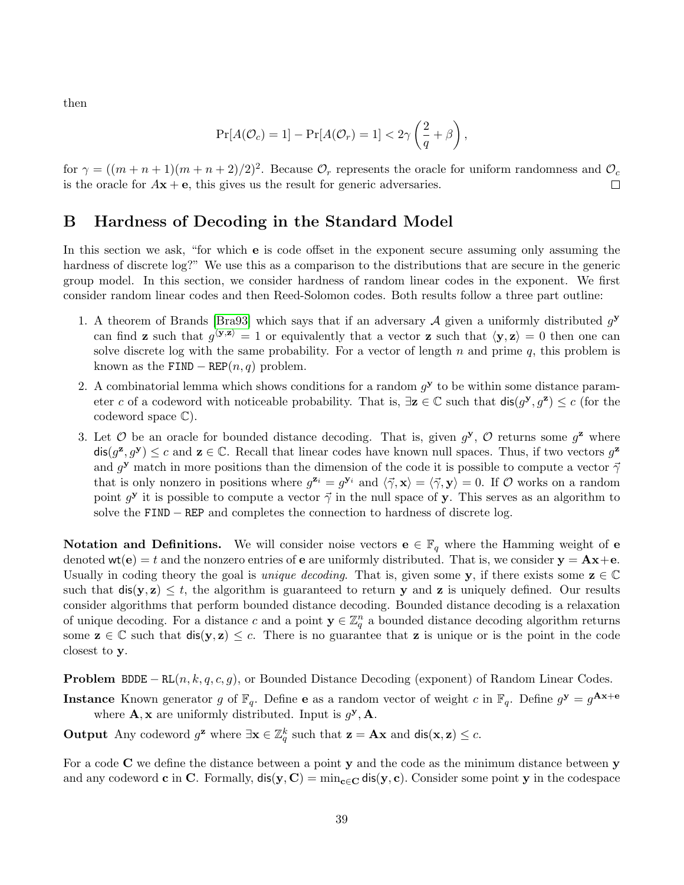then

$$\Pr[A(\mathcal{O}_c) = 1] - \Pr[A(\mathcal{O}_r) = 1] < 2\gamma\left(\frac{2}{q} + \beta\right),$$

for $\gamma = ((m+n+1)(m+n+2)/2)^2$. Because $\mathcal{O}_r$ represents the oracle for uniform randomness and $\mathcal{O}_c$ is the oracle for $A\mathbf{x} + \mathbf{e}$, this gives us the result for generic adversaries. $\square$

## B Hardness of Decoding in the Standard Model

In this section we ask, "for which $\mathbf{e}$ is code offset in the exponent secure assuming only assuming the hardness of discrete log?" We use this as a comparison to the distributions that are secure in the generic group model. In this section, we consider hardness of random linear codes in the exponent. We first consider random linear codes and then Reed-Solomon codes. Both results follow a three part outline:

1. A theorem of Brands [Bra93] which says that if an adversary $\mathcal{A}$ given a uniformly distributed $g^{\mathbf{y}}$ can find $\mathbf{z}$ such that $g^{\langle \mathbf{y}, \mathbf{z} \rangle} = 1$ or equivalently that a vector $\mathbf{z}$ such that $\langle \mathbf{y}, \mathbf{z} \rangle = 0$ then one can solve discrete log with the same probability. For a vector of length $n$ and prime $q$, this problem is known as the $\mathtt{FIND-REP}(n, q)$ problem.
2. A combinatorial lemma which shows conditions for a random $g^{\mathbf{y}}$ to be within some distance parameter $c$ of a codeword with noticeable probability. That is, $\exists \mathbf{z} \in \mathbb{C}$ such that $\mathsf{dis}(g^{\mathbf{y}}, g^{\mathbf{z}}) \leq c$ (for the codeword space $\mathbb{C}$).
3. Let $\mathcal{O}$ be an oracle for bounded distance decoding. That is, given $g^{\mathbf{y}}$, $\mathcal{O}$ returns some $g^{\mathbf{z}}$ where $\mathsf{dis}(g^{\mathbf{z}}, g^{\mathbf{y}}) \leq c$ and $\mathbf{z} \in \mathbb{C}$. Recall that linear codes have known null spaces. Thus, if two vectors $g^{\mathbf{z}}$ and $g^{\mathbf{y}}$ match in more positions than the dimension of the code it is possible to compute a vector $\vec{\gamma}$ that is only nonzero in positions where $g^{\mathbf{z}_i} = g^{\mathbf{y}_i}$ and $\langle \vec{\gamma}, \mathbf{x} \rangle = \langle \vec{\gamma}, \mathbf{y} \rangle = 0$. If $\mathcal{O}$ works on a random point $g^{\mathbf{y}}$ it is possible to compute a vector $\vec{\gamma}$ in the null space of $\mathbf{y}$. This serves as an algorithm to solve the $\mathtt{FIND-REP}$ and completes the connection to hardness of discrete log.

**Notation and Definitions.** We will consider noise vectors $\mathbf{e} \in \mathbb{F}_q$ where the Hamming weight of $\mathbf{e}$ denoted $\mathsf{wt}(\mathbf{e}) = t$ and the nonzero entries of $\mathbf{e}$ are uniformly distributed. That is, we consider $\mathbf{y} = \mathbf{A}\mathbf{x} + \mathbf{e}$. Usually in coding theory the goal is *unique decoding*. That is, given some $\mathbf{y}$, if there exists some $\mathbf{z} \in \mathbb{C}$ such that $\mathsf{dis}(\mathbf{y}, \mathbf{z}) \leq t$, the algorithm is guaranteed to return $\mathbf{y}$ and $\mathbf{z}$ is uniquely defined. Our results consider algorithms that perform bounded distance decoding. Bounded distance decoding is a relaxation of unique decoding. For a distance $c$ and a point $\mathbf{y} \in \mathbb{Z}_q^n$ a bounded distance decoding algorithm returns some $\mathbf{z} \in \mathbb{C}$ such that $\mathsf{dis}(\mathbf{y}, \mathbf{z}) \leq c$. There is no guarantee that $\mathbf{z}$ is unique or is the point in the code closest to $\mathbf{y}$.

**Problem** $\mathtt{BDDE-RL}(n, k, q, c, g)$, or Bounded Distance Decoding (exponent) of Random Linear Codes.

**Instance** Known generator $g$ of $\mathbb{F}_q$. Define $\mathbf{e}$ as a random vector of weight $c$ in $\mathbb{F}_q$. Define $g^{\mathbf{y}} = g^{\mathbf{A}\mathbf{x}+\mathbf{e}}$ where $\mathbf{A}, \mathbf{x}$ are uniformly distributed. Input is $g^{\mathbf{y}}, \mathbf{A}$.

**Output** Any codeword $g^{\mathbf{z}}$ where $\exists \mathbf{x} \in \mathbb{Z}_q^k$ such that $\mathbf{z} = \mathbf{A}\mathbf{x}$ and $\mathsf{dis}(\mathbf{x}, \mathbf{z}) \leq c$.

For a code $\mathbf{C}$ we define the distance between a point $\mathbf{y}$ and the code as the minimum distance between $\mathbf{y}$ and any codeword $\mathbf{c}$ in $\mathbf{C}$. Formally, $\mathsf{dis}(\mathbf{y}, \mathbf{C}) = \min_{\mathbf{c} \in \mathbf{C}} \mathsf{dis}(\mathbf{y}, \mathbf{c})$. Consider some point $\mathbf{y}$ in the codespace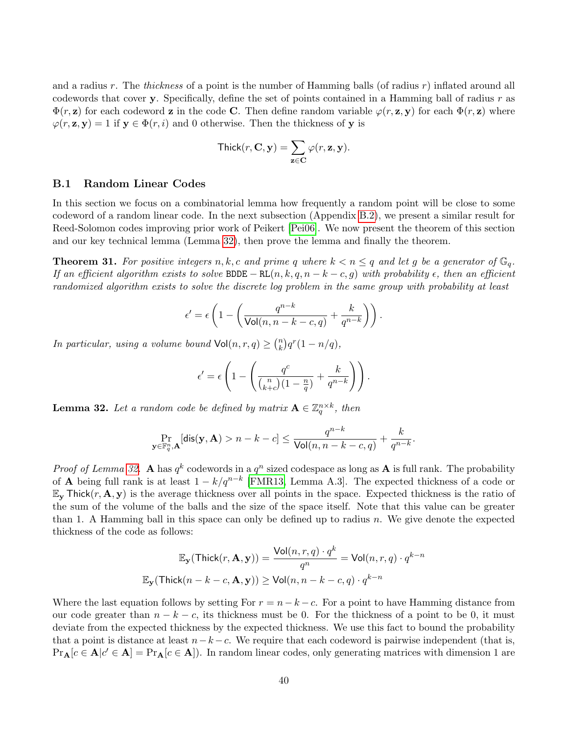and a radius $r$. The *thickness* of a point is the number of Hamming balls (of radius $r$) inflated around all codewords that cover $\mathbf{y}$. Specifically, define the set of points contained in a Hamming ball of radius $r$ as $\Phi(r, \mathbf{z})$ for each codeword $\mathbf{z}$ in the code $\mathbf{C}$. Then define random variable $\varphi(r, \mathbf{z}, \mathbf{y})$ for each $\Phi(r, \mathbf{z})$ where $\varphi(r, \mathbf{z}, \mathbf{y}) = 1$ if $\mathbf{y} \in \Phi(r, i)$ and 0 otherwise. Then the thickness of $\mathbf{y}$ is

$$\mathsf{Thick}(r, \mathbf{C}, \mathbf{y}) = \sum_{\mathbf{z} \in \mathbf{C}} \varphi(r, \mathbf{z}, \mathbf{y}).$$

### B.1 Random Linear Codes

In this section we focus on a combinatorial lemma how frequently a random point will be close to some codeword of a random linear code. In the next subsection (Appendix B.2), we present a similar result for Reed-Solomon codes improving prior work of Peikert [Pei06]. We now present the theorem of this section and our key technical lemma (Lemma 32), then prove the lemma and finally the theorem.

**Theorem 31.** *For positive integers $n, k, c$ and prime $q$ where $k < n \le q$ and let $g$ be a generator of $\mathbb{G}_q$. If an efficient algorithm exists to solve $\mathtt{BDDE} - \mathtt{RL}(n, k, q, n-k-c, g)$ with probability $\epsilon$, then an efficient randomized algorithm exists to solve the discrete log problem in the same group with probability at least*

$$\epsilon' = \epsilon \left(1 - \left(\frac{q^{n-k}}{\mathsf{Vol}(n, n-k-c, q)} + \frac{k}{q^{n-k}}\right)\right).$$

*In particular, using a volume bound $\mathsf{Vol}(n, r, q) \ge \binom{n}{k} q^r (1 - n/q)$,*

$$\epsilon' = \epsilon \left(1 - \left(\frac{q^c}{\binom{n}{k+c}(1 - \frac{n}{q})} + \frac{k}{q^{n-k}}\right)\right).$$

**Lemma 32.** *Let a random code be defined by matrix $\mathbf{A} \in \mathbb{Z}_q^{n \times k}$, then*

$$\Pr_{\mathbf{y} \in \mathbb{F}_q^n, \mathbf{A}}[\mathsf{dis}(\mathbf{y}, \mathbf{A}) > n-k-c] \le \frac{q^{n-k}}{\mathsf{Vol}(n, n-k-c, q)} + \frac{k}{q^{n-k}}.$$

*Proof of Lemma 32.* $\mathbf{A}$ has $q^k$ codewords in a $q^n$ sized codespace as long as $\mathbf{A}$ is full rank. The probability of $\mathbf{A}$ being full rank is at least $1 - k/q^{n-k}$ [FMR13, Lemma A.3]. The expected thickness of a code or $\mathbb{E}_{\mathbf{y}} \mathsf{Thick}(r, \mathbf{A}, \mathbf{y})$ is the average thickness over all points in the space. Expected thickness is the ratio of the sum of the volume of the balls and the size of the space itself. Note that this value can be greater than 1. A Hamming ball in this space can only be defined up to radius $n$. We give denote the expected thickness of the code as follows:

$$\mathbb{E}_{\mathbf{y}}(\mathsf{Thick}(r, \mathbf{A}, \mathbf{y})) = \frac{\mathsf{Vol}(n, r, q) \cdot q^k}{q^n} = \mathsf{Vol}(n, r, q) \cdot q^{k-n}$$
$$\mathbb{E}_{\mathbf{y}}(\mathsf{Thick}(n-k-c, \mathbf{A}, \mathbf{y})) \ge \mathsf{Vol}(n, n-k-c, q) \cdot q^{k-n}$$

Where the last equation follows by setting For $r = n-k-c$. For a point to have Hamming distance from our code greater than $n-k-c$, its thickness must be 0. For the thickness of a point to be 0, it must deviate from the expected thickness by the expected thickness. We use this fact to bound the probability that a point is distance at least $n-k-c$. We require that each codeword is pairwise independent (that is, $\Pr_{\mathbf{A}}[c \in \mathbf{A} | c' \in \mathbf{A}] = \Pr_{\mathbf{A}}[c \in \mathbf{A}]$). In random linear codes, only generating matrices with dimension 1 are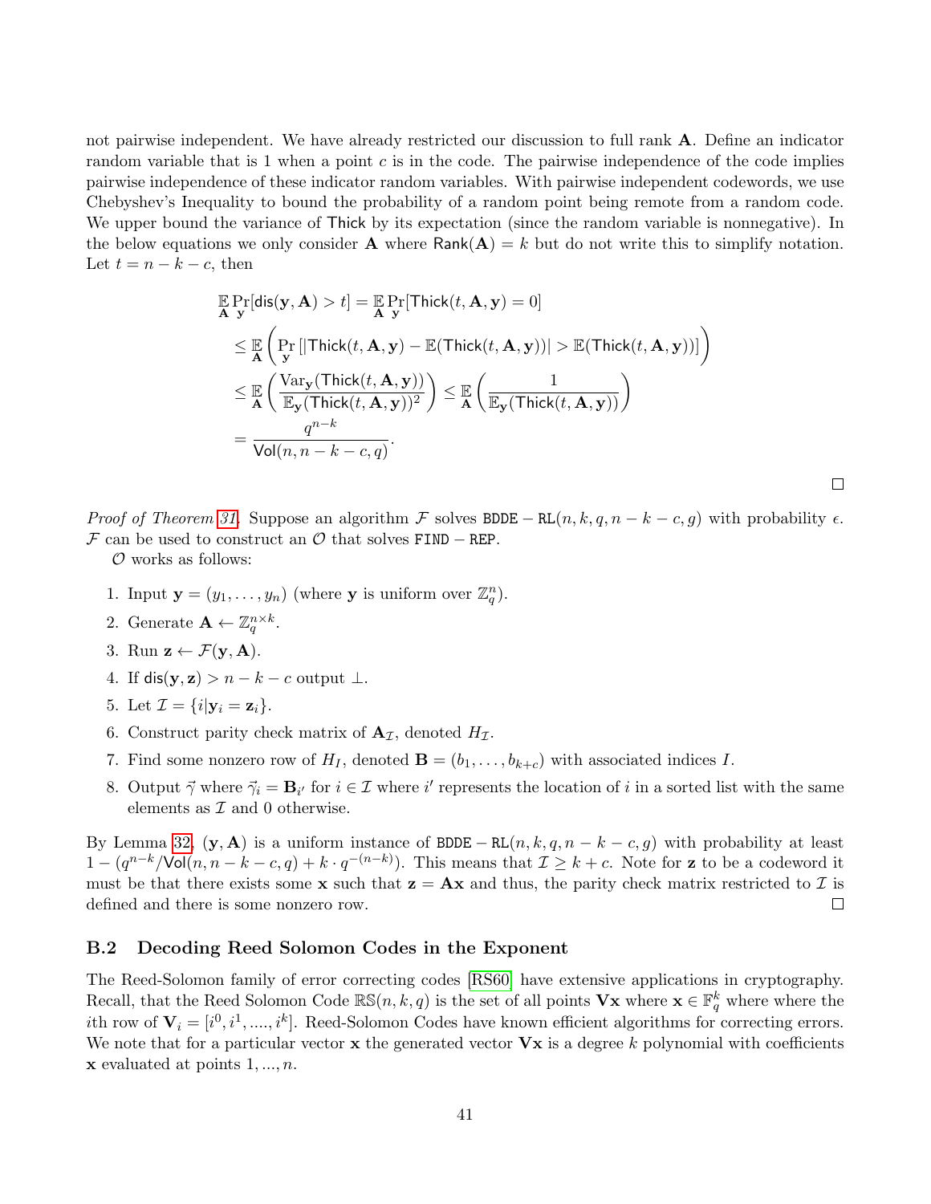not pairwise independent. We have already restricted our discussion to full rank $\mathbf{A}$. Define an indicator random variable that is 1 when a point $c$ is in the code. The pairwise independence of the code implies pairwise independence of these indicator random variables. With pairwise independent codewords, we use Chebyshev's Inequality to bound the probability of a random point being remote from a random code. We upper bound the variance of $\mathsf{Thick}$ by its expectation (since the random variable is nonnegative). In the below equations we only consider $\mathbf{A}$ where $\mathsf{Rank}(\mathbf{A}) = k$ but do not write this to simplify notation. Let $t = n - k - c$, then

$$
\begin{aligned}
\mathop{\mathbb{E}}_{\mathbf{A}} \Pr_{\mathbf{y}}[\mathsf{dis}(\mathbf{y}, \mathbf{A}) > t] &= \mathop{\mathbb{E}}_{\mathbf{A}} \Pr_{\mathbf{y}}[\mathsf{Thick}(t, \mathbf{A}, \mathbf{y}) = 0] \\
&\leq \mathop{\mathbb{E}}_{\mathbf{A}} \left( \Pr_{\mathbf{y}} \left[ |\mathsf{Thick}(t, \mathbf{A}, \mathbf{y}) - \mathbb{E}(\mathsf{Thick}(t, \mathbf{A}, \mathbf{y}))| > \mathbb{E}(\mathsf{Thick}(t, \mathbf{A}, \mathbf{y})) \right] \right) \\
&\leq \mathop{\mathbb{E}}_{\mathbf{A}} \left( \frac{\mathrm{Var}_{\mathbf{y}}(\mathsf{Thick}(t, \mathbf{A}, \mathbf{y}))}{\mathbb{E}_{\mathbf{y}}(\mathsf{Thick}(t, \mathbf{A}, \mathbf{y}))^2} \right) \leq \mathop{\mathbb{E}}_{\mathbf{A}} \left( \frac{1}{\mathbb{E}_{\mathbf{y}}(\mathsf{Thick}(t, \mathbf{A}, \mathbf{y}))} \right) \\
&= \frac{q^{n-k}}{\mathsf{Vol}(n, n-k-c, q)}.
\end{aligned}
$$

□

*Proof of Theorem 31.* Suppose an algorithm $\mathcal{F}$ solves $\mathtt{BDDE-RL}(n, k, q, n-k-c, g)$ with probability $\epsilon$. $\mathcal{F}$ can be used to construct an $\mathcal{O}$ that solves $\mathtt{FIND-REP}$.

$\mathcal{O}$ works as follows:

1. Input $\mathbf{y} = (y_1, \ldots, y_n)$ (where $\mathbf{y}$ is uniform over $\mathbb{Z}_q^n$).
2. Generate $\mathbf{A} \leftarrow \mathbb{Z}_q^{n \times k}$.
3. Run $\mathbf{z} \leftarrow \mathcal{F}(\mathbf{y}, \mathbf{A})$.
4. If $\mathsf{dis}(\mathbf{y}, \mathbf{z}) > n - k - c$ output $\perp$.
5. Let $\mathcal{I} = \{i | \mathbf{y}_i = \mathbf{z}_i\}$.
6. Construct parity check matrix of $\mathbf{A}_{\mathcal{I}}$, denoted $H_{\mathcal{I}}$.
7. Find some nonzero row of $H_I$, denoted $\mathbf{B} = (b_1, \ldots, b_{k+c})$ with associated indices $I$.
8. Output $\vec{\gamma}$ where $\vec{\gamma}_i = \mathbf{B}_{i'}$ for $i \in \mathcal{I}$ where $i'$ represents the location of $i$ in a sorted list with the same elements as $\mathcal{I}$ and 0 otherwise.

By Lemma 32, $(\mathbf{y}, \mathbf{A})$ is a uniform instance of $\mathtt{BDDE-RL}(n, k, q, n-k-c, g)$ with probability at least $1 - (q^{n-k}/\mathsf{Vol}(n, n-k-c, q) + k \cdot q^{-(n-k)})$. This means that $\mathcal{I} \geq k + c$. Note for $\mathbf{z}$ to be a codeword it must be that there exists some $\mathbf{x}$ such that $\mathbf{z} = \mathbf{A}\mathbf{x}$ and thus, the parity check matrix restricted to $\mathcal{I}$ is defined and there is some nonzero row. □

### B.2 Decoding Reed Solomon Codes in the Exponent

The Reed-Solomon family of error correcting codes [RS60] have extensive applications in cryptography. Recall, that the Reed Solomon Code $\mathbb{RS}(n, k, q)$ is the set of all points $\mathbf{V}\mathbf{x}$ where $\mathbf{x} \in \mathbb{F}_q^k$ where where the $i$th row of $\mathbf{V}_i = [i^0, i^1, ...., i^k]$. Reed-Solomon Codes have known efficient algorithms for correcting errors. We note that for a particular vector $\mathbf{x}$ the generated vector $\mathbf{V}\mathbf{x}$ is a degree $k$ polynomial with coefficients $\mathbf{x}$ evaluated at points $1, ..., n$.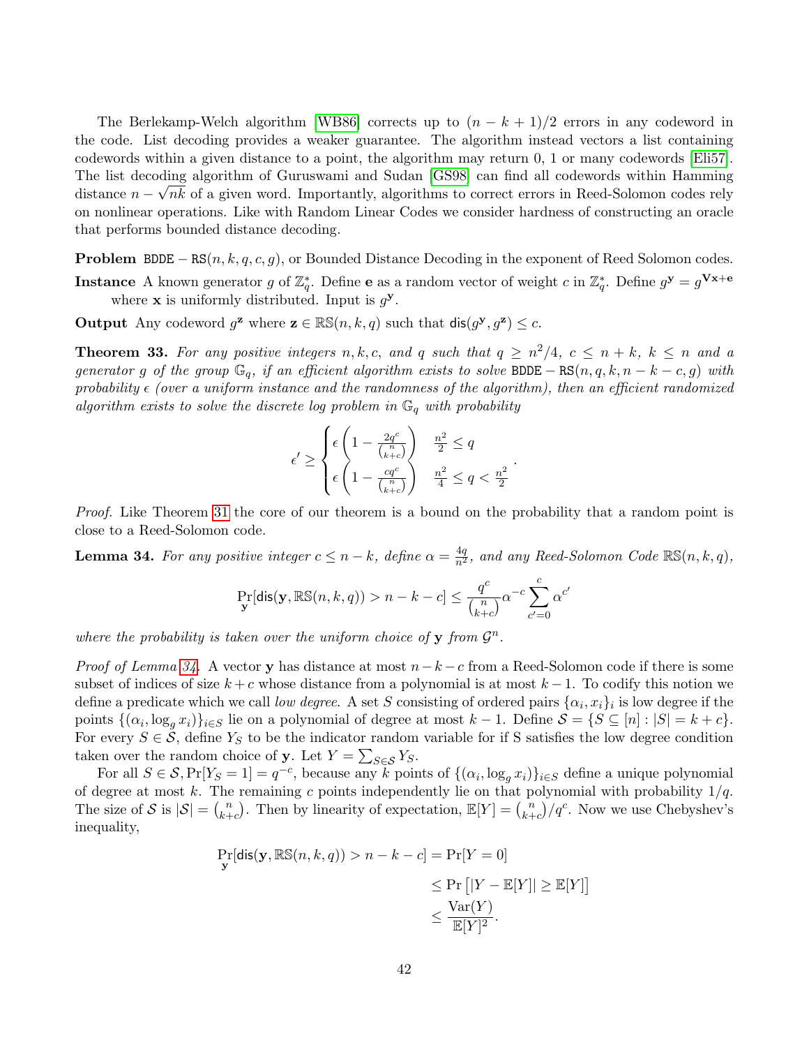The Berlekamp-Welch algorithm [WB86] corrects up to $(n-k+1)/2$ errors in any codeword in the code. List decoding provides a weaker guarantee. The algorithm instead vectors a list containing codewords within a given distance to a point, the algorithm may return 0, 1 or many codewords [Eli57]. The list decoding algorithm of Guruswami and Sudan [GS98] can find all codewords within Hamming distance $n - \sqrt{nk}$ of a given word. Importantly, algorithms to correct errors in Reed-Solomon codes rely on nonlinear operations. Like with Random Linear Codes we consider hardness of constructing an oracle that performs bounded distance decoding.

**Problem** $\mathtt{BDDE} - \mathtt{RS}(n, k, q, c, g)$, or Bounded Distance Decoding in the exponent of Reed Solomon codes.

**Instance** A known generator $g$ of $\mathbb{Z}_q^*$. Define $\mathbf{e}$ as a random vector of weight $c$ in $\mathbb{Z}_q^*$. Define $g^{\mathbf{y}} = g^{\mathbf{V}\mathbf{x}+\mathbf{e}}$ where $\mathbf{x}$ is uniformly distributed. Input is $g^{\mathbf{y}}$.

**Output** Any codeword $g^{\mathbf{z}}$ where $\mathbf{z} \in \mathbb{RS}(n, k, q)$ such that $\mathsf{dis}(g^{\mathbf{y}}, g^{\mathbf{z}}) \leq c$.

**Theorem 33.** *For any positive integers $n, k, c$, and $q$ such that $q \geq n^2/4$, $c \leq n+k$, $k \leq n$ and a generator $g$ of the group $\mathbb{G}_q$, if an efficient algorithm exists to solve $\mathtt{BDDE} - \mathtt{RS}(n, q, k, n-k-c, g)$ with probability $\epsilon$ (over a uniform instance and the randomness of the algorithm), then an efficient randomized algorithm exists to solve the discrete log problem in $\mathbb{G}_q$ with probability*

$$\epsilon' \geq \begin{cases} \epsilon\left(1 - \frac{2q^c}{\binom{n}{k+c}}\right) & \frac{n^2}{2} \leq q \\ \epsilon\left(1 - \frac{cq^c}{\binom{n}{k+c}}\right) & \frac{n^2}{4} \leq q < \frac{n^2}{2} \end{cases}.$$

*Proof.* Like Theorem 31 the core of our theorem is a bound on the probability that a random point is close to a Reed-Solomon code.

**Lemma 34.** *For any positive integer $c \leq n-k$, define $\alpha = \frac{4q}{n^2}$, and any Reed-Solomon Code $\mathbb{RS}(n, k, q)$,*

$$\Pr_{\mathbf{y}}[\mathsf{dis}(\mathbf{y}, \mathbb{RS}(n, k, q)) > n-k-c] \leq \frac{q^c}{\binom{n}{k+c}} \alpha^{-c} \sum_{c'=0}^{c} \alpha^{c'}$$

*where the probability is taken over the uniform choice of $\mathbf{y}$ from $\mathcal{G}^n$.*

*Proof of Lemma 34.* A vector $\mathbf{y}$ has distance at most $n-k-c$ from a Reed-Solomon code if there is some subset of indices of size $k+c$ whose distance from a polynomial is at most $k-1$. To codify this notion we define a predicate which we call *low degree*. A set $S$ consisting of ordered pairs $\{\alpha_i, x_i\}_i$ is low degree if the points $\{(\alpha_i, \log_g x_i)\}_{i \in S}$ lie on a polynomial of degree at most $k-1$. Define $\mathcal{S} = \{S \subseteq [n] : |S| = k+c\}$. For every $S \in \mathcal{S}$, define $Y_S$ to be the indicator random variable for if S satisfies the low degree condition taken over the random choice of $\mathbf{y}$. Let $Y = \sum_{S \in \mathcal{S}} Y_S$.

For all $S \in \mathcal{S}, \Pr[Y_S = 1] = q^{-c}$, because any $k$ points of $\{(\alpha_i, \log_g x_i)\}_{i \in S}$ define a unique polynomial of degree at most $k$. The remaining $c$ points independently lie on that polynomial with probability $1/q$. The size of $\mathcal{S}$ is $|\mathcal{S}| = \binom{n}{k+c}$. Then by linearity of expectation, $\mathbb{E}[Y] = \binom{n}{k+c}/q^c$. Now we use Chebyshev's inequality,

$$\begin{aligned}
\Pr_{\mathbf{y}}[\mathsf{dis}(\mathbf{y}, \mathbb{RS}(n, k, q)) > n-k-c] &= \Pr[Y = 0] \\
&\leq \Pr\left[|Y - \mathbb{E}[Y]| \geq \mathbb{E}[Y]\right] \\
&\leq \frac{\mathrm{Var}(Y)}{\mathbb{E}[Y]^2}.
\end{aligned}$$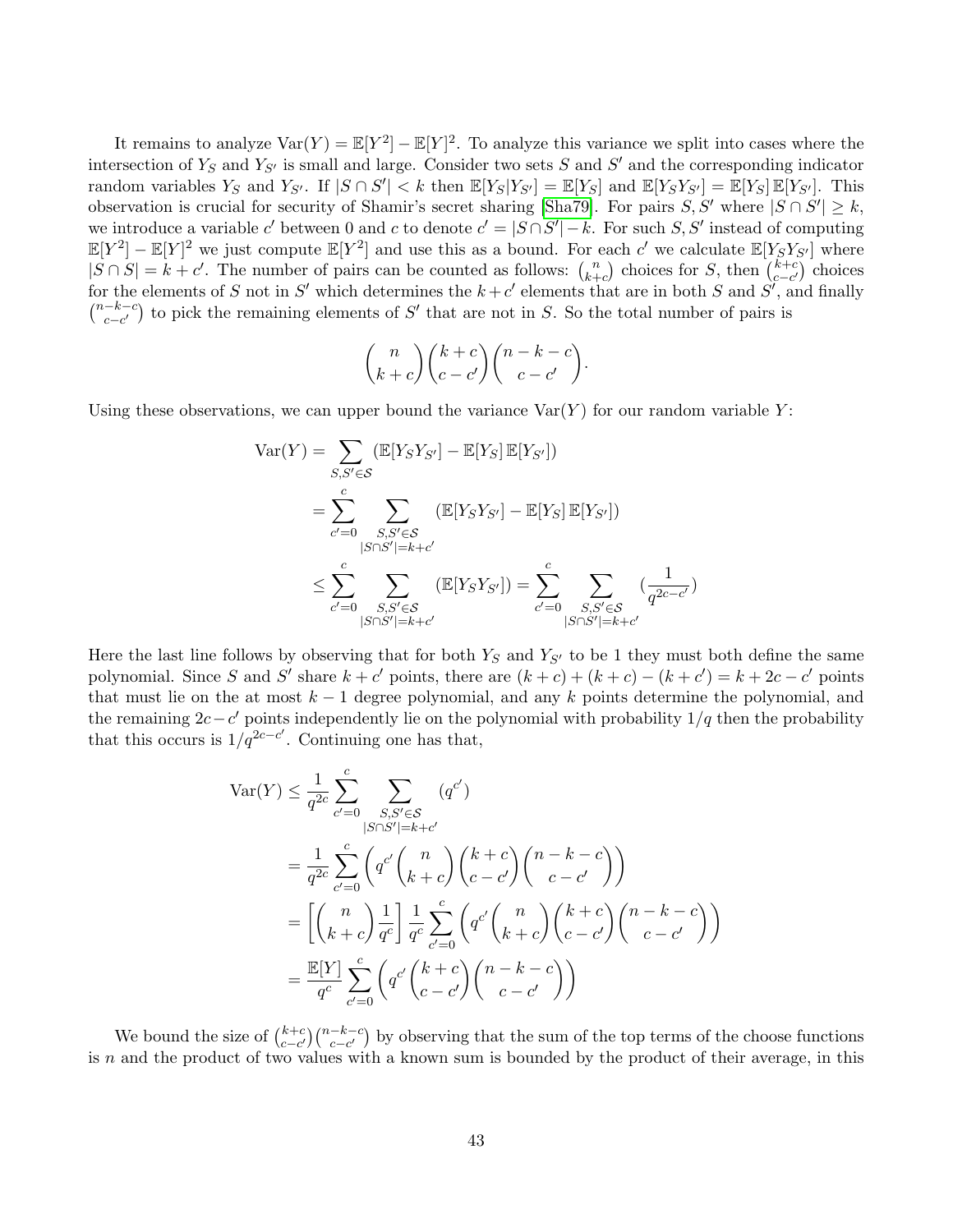It remains to analyze $\mathrm{Var}(Y) = \mathbb{E}[Y^2] - \mathbb{E}[Y]^2$. To analyze this variance we split into cases where the intersection of $Y_S$ and $Y_{S'}$ is small and large. Consider two sets $S$ and $S'$ and the corresponding indicator random variables $Y_S$ and $Y_{S'}$. If $|S \cap S'| < k$ then $\mathbb{E}[Y_S|Y_{S'}] = \mathbb{E}[Y_S]$ and $\mathbb{E}[Y_S Y_{S'}] = \mathbb{E}[Y_S]\,\mathbb{E}[Y_{S'}]$. This observation is crucial for security of Shamir's secret sharing [Sha79]. For pairs $S, S'$ where $|S \cap S'| \geq k$, we introduce a variable $c'$ between 0 and $c$ to denote $c' = |S \cap S'| - k$. For such $S, S'$ instead of computing $\mathbb{E}[Y^2] - \mathbb{E}[Y]^2$ we just compute $\mathbb{E}[Y^2]$ and use this as a bound. For each $c'$ we calculate $\mathbb{E}[Y_S Y_{S'}]$ where $|S \cap S| = k + c'$. The number of pairs can be counted as follows: $\binom{n}{k+c}$ choices for $S$, then $\binom{k+c}{c-c'}$ choices for the elements of $S$ not in $S'$ which determines the $k + c'$ elements that are in both $S$ and $S'$, and finally $\binom{n-k-c}{c-c'}$ to pick the remaining elements of $S'$ that are not in $S$. So the total number of pairs is

$$\binom{n}{k+c}\binom{k+c}{c-c'}\binom{n-k-c}{c-c'}.$$

Using these observations, we can upper bound the variance $\mathrm{Var}(Y)$ for our random variable $Y$:

$$\begin{aligned}
\mathrm{Var}(Y) &= \sum_{S,S' \in \mathcal{S}} \left(\mathbb{E}[Y_S Y_{S'}] - \mathbb{E}[Y_S]\,\mathbb{E}[Y_{S'}]\right) \\
&= \sum_{c'=0}^{c} \sum_{\substack{S,S' \in \mathcal{S} \\ |S \cap S'| = k+c'}} \left(\mathbb{E}[Y_S Y_{S'}] - \mathbb{E}[Y_S]\,\mathbb{E}[Y_{S'}]\right) \\
&\leq \sum_{c'=0}^{c} \sum_{\substack{S,S' \in \mathcal{S} \\ |S \cap S'| = k+c'}} \left(\mathbb{E}[Y_S Y_{S'}]\right) = \sum_{c'=0}^{c} \sum_{\substack{S,S' \in \mathcal{S} \\ |S \cap S'| = k+c'}} \left(\frac{1}{q^{2c-c'}}\right)
\end{aligned}$$

Here the last line follows by observing that for both $Y_S$ and $Y_{S'}$ to be 1 they must both define the same polynomial. Since $S$ and $S'$ share $k + c'$ points, there are $(k + c) + (k + c) - (k + c') = k + 2c - c'$ points that must lie on the at most $k - 1$ degree polynomial, and any $k$ points determine the polynomial, and the remaining $2c - c'$ points independently lie on the polynomial with probability $1/q$ then the probability that this occurs is $1/q^{2c-c'}$. Continuing one has that,

$$\begin{aligned}
\mathrm{Var}(Y) &\leq \frac{1}{q^{2c}} \sum_{c'=0}^{c} \sum_{\substack{S,S' \in \mathcal{S} \\ |S \cap S'| = k+c'}} \left(q^{c'}\right) \\
&= \frac{1}{q^{2c}} \sum_{c'=0}^{c} \left(q^{c'}\binom{n}{k+c}\binom{k+c}{c-c'}\binom{n-k-c}{c-c'}\right) \\
&= \left[\binom{n}{k+c}\frac{1}{q^c}\right] \frac{1}{q^c} \sum_{c'=0}^{c} \left(q^{c'}\binom{n}{k+c}\binom{k+c}{c-c'}\binom{n-k-c}{c-c'}\right) \\
&= \frac{\mathbb{E}[Y]}{q^c} \sum_{c'=0}^{c} \left(q^{c'}\binom{k+c}{c-c'}\binom{n-k-c}{c-c'}\right)
\end{aligned}$$

We bound the size of $\binom{k+c}{c-c'}\binom{n-k-c}{c-c'}$ by observing that the sum of the top terms of the choose functions is $n$ and the product of two values with a known sum is bounded by the product of their average, in this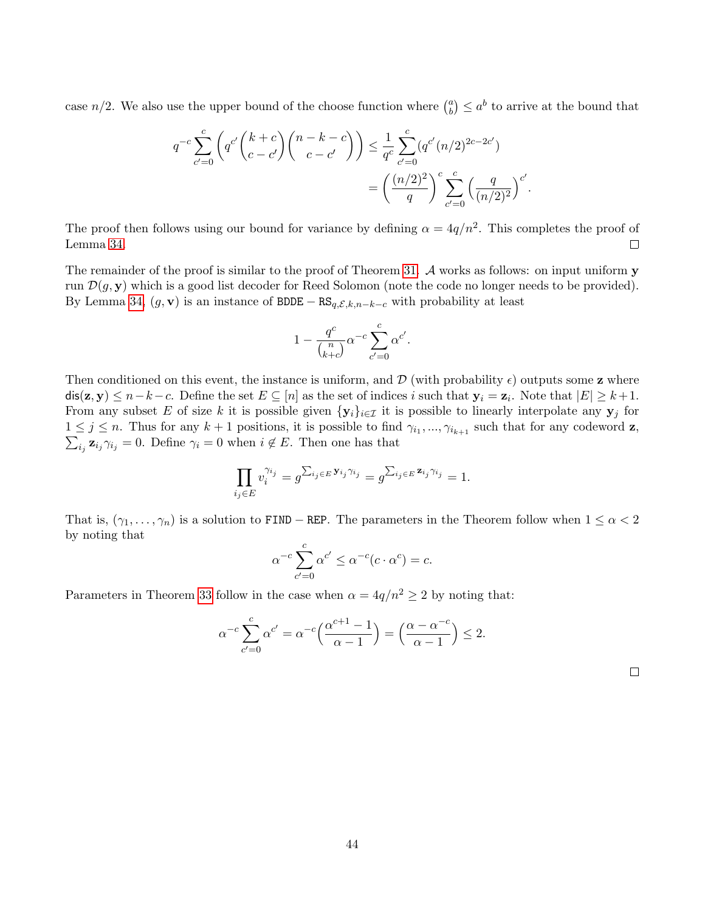case $n/2$. We also use the upper bound of the choose function where $\binom{a}{b} \le a^b$ to arrive at the bound that

$$q^{-c} \sum_{c'=0}^{c} \left( q^{c'} \binom{k+c}{c-c'} \binom{n-k-c}{c-c'} \right) \le \frac{1}{q^c} \sum_{c'=0}^{c} (q^{c'} (n/2)^{2c-2c'})$$
$$= \left( \frac{(n/2)^2}{q} \right)^c \sum_{c'=0}^{c} \left( \frac{q}{(n/2)^2} \right)^{c'}.$$

The proof then follows using our bound for variance by defining $\alpha = 4q/n^2$. This completes the proof of Lemma 34. $\square$

The remainder of the proof is similar to the proof of Theorem 31. $\mathcal{A}$ works as follows: on input uniform $\mathbf{y}$ run $\mathcal{D}(g, \mathbf{y})$ which is a good list decoder for Reed Solomon (note the code no longer needs to be provided). By Lemma 34, $(g, \mathbf{v})$ is an instance of $\mathtt{BDDE}-\mathtt{RS}_{q,\mathcal{E},k,n-k-c}$ with probability at least

$$1 - \frac{q^c}{\binom{n}{k+c}} \alpha^{-c} \sum_{c'=0}^{c} \alpha^{c'}.$$

Then conditioned on this event, the instance is uniform, and $\mathcal{D}$ (with probability $\epsilon$) outputs some $\mathbf{z}$ where $\mathsf{dis}(\mathbf{z}, \mathbf{y}) \le n-k-c$. Define the set $E \subseteq [n]$ as the set of indices $i$ such that $\mathbf{y}_i = \mathbf{z}_i$. Note that $|E| \ge k+1$. From any subset $E$ of size $k$ it is possible given $\{\mathbf{y}_i\}_{i \in \mathcal{I}}$ it is possible to linearly interpolate any $\mathbf{y}_j$ for $1 \le j \le n$. Thus for any $k+1$ positions, it is possible to find $\gamma_{i_1}, ..., \gamma_{i_{k+1}}$ such that for any codeword $\mathbf{z}$, $\sum_{i_j} \mathbf{z}_{i_j} \gamma_{i_j} = 0$. Define $\gamma_i = 0$ when $i \notin E$. Then one has that

$$\prod_{i_j \in E} v_i^{\gamma_{i_j}} = g^{\sum_{i_j \in E} \mathbf{y}_{i_j} \gamma_{i_j}} = g^{\sum_{i_j \in E} \mathbf{z}_{i_j} \gamma_{i_j}} = 1.$$

That is, $(\gamma_1, \dots, \gamma_n)$ is a solution to $\mathtt{FIND}-\mathtt{REP}$. The parameters in the Theorem follow when $1 \le \alpha < 2$ by noting that

$$\alpha^{-c} \sum_{c'=0}^{c} \alpha^{c'} \le \alpha^{-c} (c \cdot \alpha^c) = c.$$

Parameters in Theorem 33 follow in the case when $\alpha = 4q/n^2 \ge 2$ by noting that:

$$\alpha^{-c} \sum_{c'=0}^{c} \alpha^{c'} = \alpha^{-c} \Big( \frac{\alpha^{c+1} - 1}{\alpha - 1} \Big) = \Big( \frac{\alpha - \alpha^{-c}}{\alpha - 1} \Big) \le 2.$$

$\square$